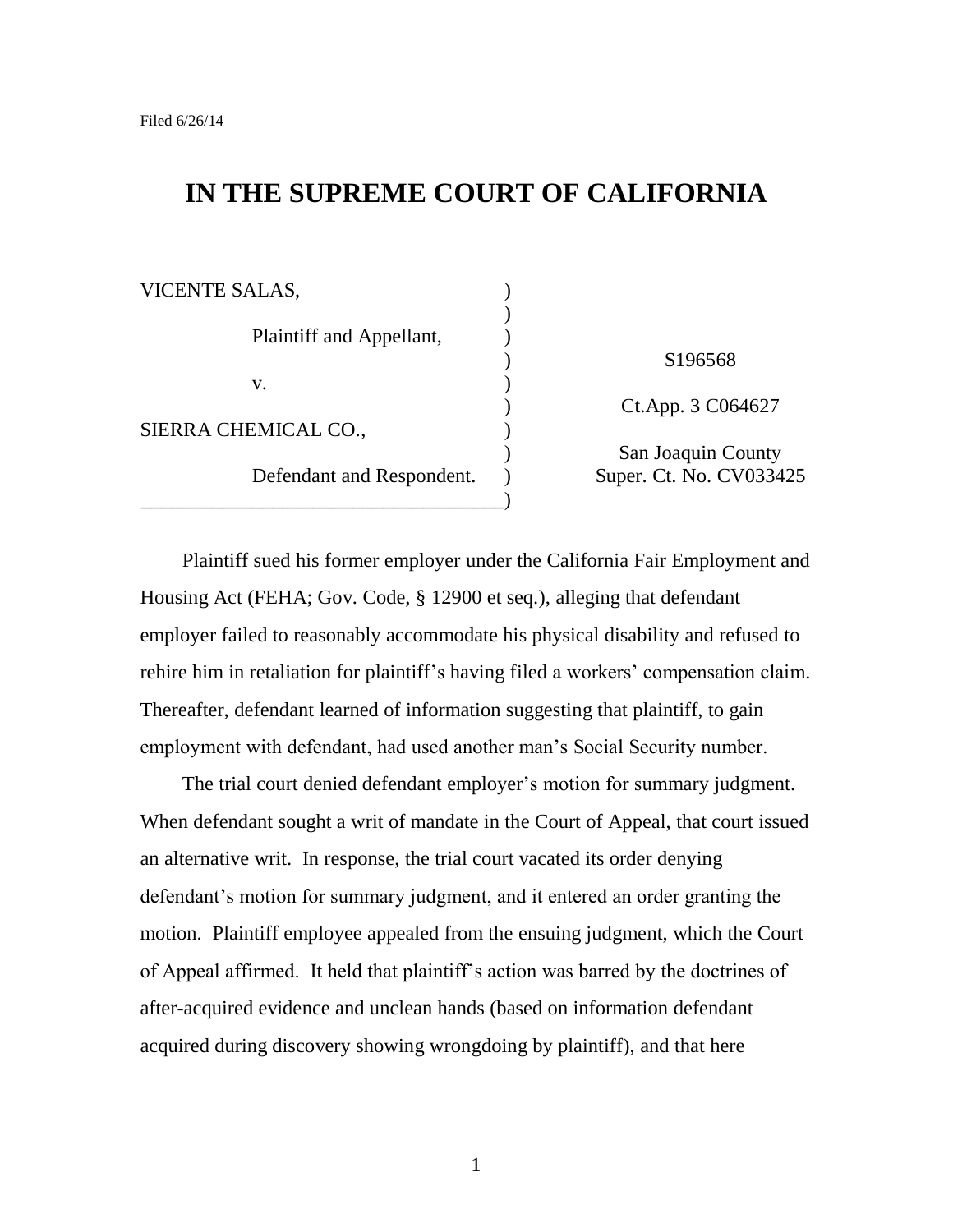Filed 6/26/14

# IN THE SUPREME COURT OF CALIFORNIA

VICENTE SALAS,

Plaintiff and Appellant,

v.

SIERRA CHEMICAL CO.,

Defendant and Respondent.

S196568

Ct.App. 3 C064627

San Joaquin County
Super. Ct. No. CV033425

Plaintiff sued his former employer under the California Fair Employment and Housing Act (FEHA; Gov. Code, § 12900 et seq.), alleging that defendant employer failed to reasonably accommodate his physical disability and refused to rehire him in retaliation for plaintiff's having filed a workers' compensation claim. Thereafter, defendant learned of information suggesting that plaintiff, to gain employment with defendant, had used another man's Social Security number.

The trial court denied defendant employer's motion for summary judgment. When defendant sought a writ of mandate in the Court of Appeal, that court issued an alternative writ. In response, the trial court vacated its order denying defendant's motion for summary judgment, and it entered an order granting the motion. Plaintiff employee appealed from the ensuing judgment, which the Court of Appeal affirmed. It held that plaintiff's action was barred by the doctrines of after-acquired evidence and unclean hands (based on information defendant acquired during discovery showing wrongdoing by plaintiff), and that here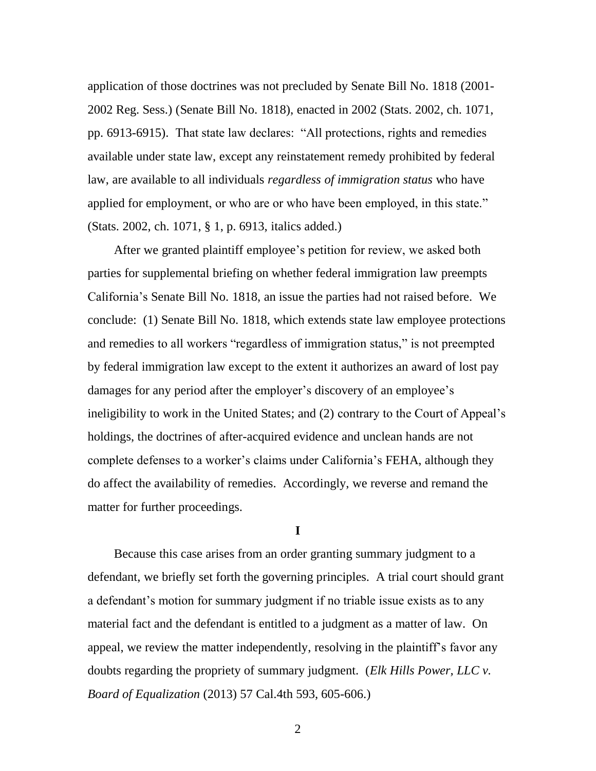application of those doctrines was not precluded by Senate Bill No. 1818 (2001-2002 Reg. Sess.) (Senate Bill No. 1818), enacted in 2002 (Stats. 2002, ch. 1071, pp. 6913-6915). That state law declares: "All protections, rights and remedies available under state law, except any reinstatement remedy prohibited by federal law, are available to all individuals *regardless of immigration status* who have applied for employment, or who are or who have been employed, in this state." (Stats. 2002, ch. 1071, § 1, p. 6913, italics added.)

After we granted plaintiff employee's petition for review, we asked both parties for supplemental briefing on whether federal immigration law preempts California's Senate Bill No. 1818, an issue the parties had not raised before. We conclude: (1) Senate Bill No. 1818, which extends state law employee protections and remedies to all workers "regardless of immigration status," is not preempted by federal immigration law except to the extent it authorizes an award of lost pay damages for any period after the employer's discovery of an employee's ineligibility to work in the United States; and (2) contrary to the Court of Appeal's holdings, the doctrines of after-acquired evidence and unclean hands are not complete defenses to a worker's claims under California's FEHA, although they do affect the availability of remedies. Accordingly, we reverse and remand the matter for further proceedings.

**I**

Because this case arises from an order granting summary judgment to a defendant, we briefly set forth the governing principles. A trial court should grant a defendant's motion for summary judgment if no triable issue exists as to any material fact and the defendant is entitled to a judgment as a matter of law. On appeal, we review the matter independently, resolving in the plaintiff's favor any doubts regarding the propriety of summary judgment. (*Elk Hills Power, LLC v. Board of Equalization* (2013) 57 Cal.4th 593, 605-606.)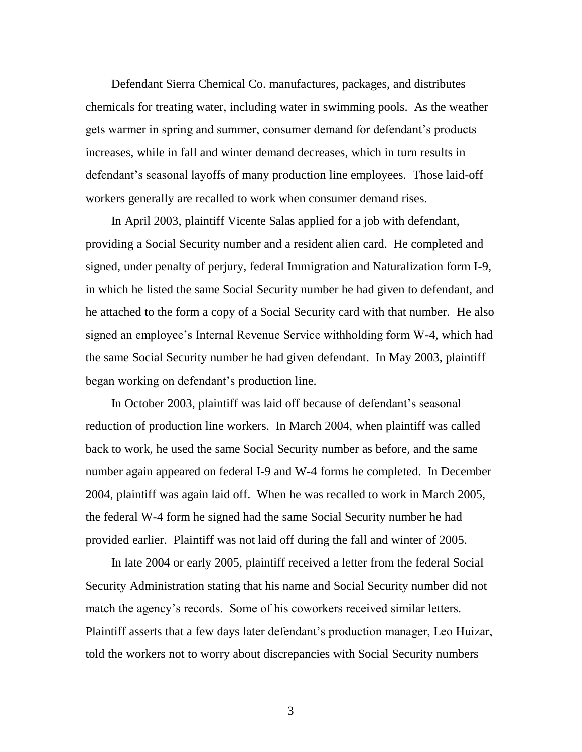Defendant Sierra Chemical Co. manufactures, packages, and distributes chemicals for treating water, including water in swimming pools. As the weather gets warmer in spring and summer, consumer demand for defendant's products increases, while in fall and winter demand decreases, which in turn results in defendant's seasonal layoffs of many production line employees. Those laid-off workers generally are recalled to work when consumer demand rises.

In April 2003, plaintiff Vicente Salas applied for a job with defendant, providing a Social Security number and a resident alien card. He completed and signed, under penalty of perjury, federal Immigration and Naturalization form I-9, in which he listed the same Social Security number he had given to defendant, and he attached to the form a copy of a Social Security card with that number. He also signed an employee's Internal Revenue Service withholding form W-4, which had the same Social Security number he had given defendant. In May 2003, plaintiff began working on defendant's production line.

In October 2003, plaintiff was laid off because of defendant's seasonal reduction of production line workers. In March 2004, when plaintiff was called back to work, he used the same Social Security number as before, and the same number again appeared on federal I-9 and W-4 forms he completed. In December 2004, plaintiff was again laid off. When he was recalled to work in March 2005, the federal W-4 form he signed had the same Social Security number he had provided earlier. Plaintiff was not laid off during the fall and winter of 2005.

In late 2004 or early 2005, plaintiff received a letter from the federal Social Security Administration stating that his name and Social Security number did not match the agency's records. Some of his coworkers received similar letters. Plaintiff asserts that a few days later defendant's production manager, Leo Huizar, told the workers not to worry about discrepancies with Social Security numbers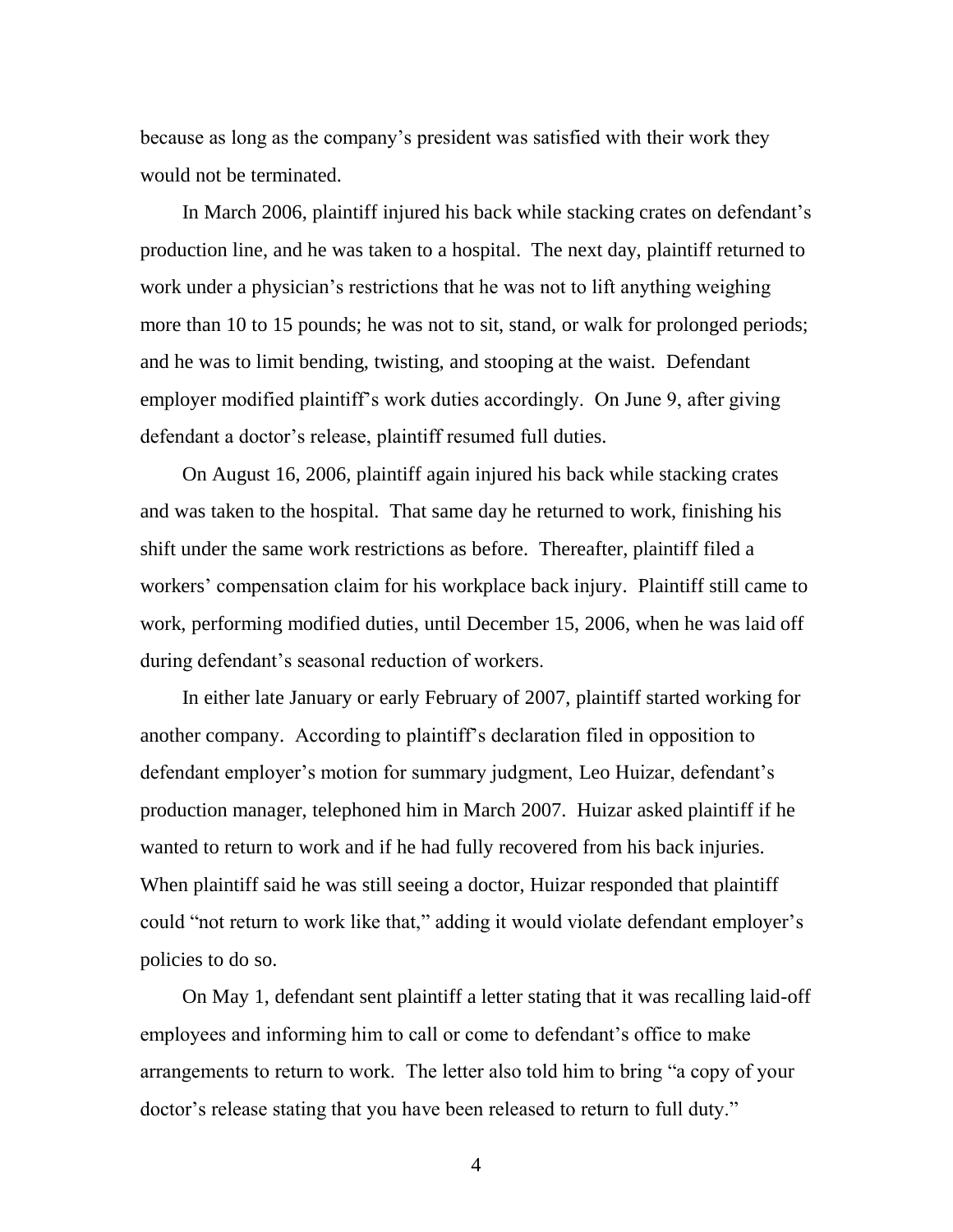because as long as the company's president was satisfied with their work they would not be terminated.

In March 2006, plaintiff injured his back while stacking crates on defendant's production line, and he was taken to a hospital. The next day, plaintiff returned to work under a physician's restrictions that he was not to lift anything weighing more than 10 to 15 pounds; he was not to sit, stand, or walk for prolonged periods; and he was to limit bending, twisting, and stooping at the waist. Defendant employer modified plaintiff's work duties accordingly. On June 9, after giving defendant a doctor's release, plaintiff resumed full duties.

On August 16, 2006, plaintiff again injured his back while stacking crates and was taken to the hospital. That same day he returned to work, finishing his shift under the same work restrictions as before. Thereafter, plaintiff filed a workers' compensation claim for his workplace back injury. Plaintiff still came to work, performing modified duties, until December 15, 2006, when he was laid off during defendant's seasonal reduction of workers.

In either late January or early February of 2007, plaintiff started working for another company. According to plaintiff's declaration filed in opposition to defendant employer's motion for summary judgment, Leo Huizar, defendant's production manager, telephoned him in March 2007. Huizar asked plaintiff if he wanted to return to work and if he had fully recovered from his back injuries. When plaintiff said he was still seeing a doctor, Huizar responded that plaintiff could "not return to work like that," adding it would violate defendant employer's policies to do so.

On May 1, defendant sent plaintiff a letter stating that it was recalling laid-off employees and informing him to call or come to defendant's office to make arrangements to return to work. The letter also told him to bring "a copy of your doctor's release stating that you have been released to return to full duty."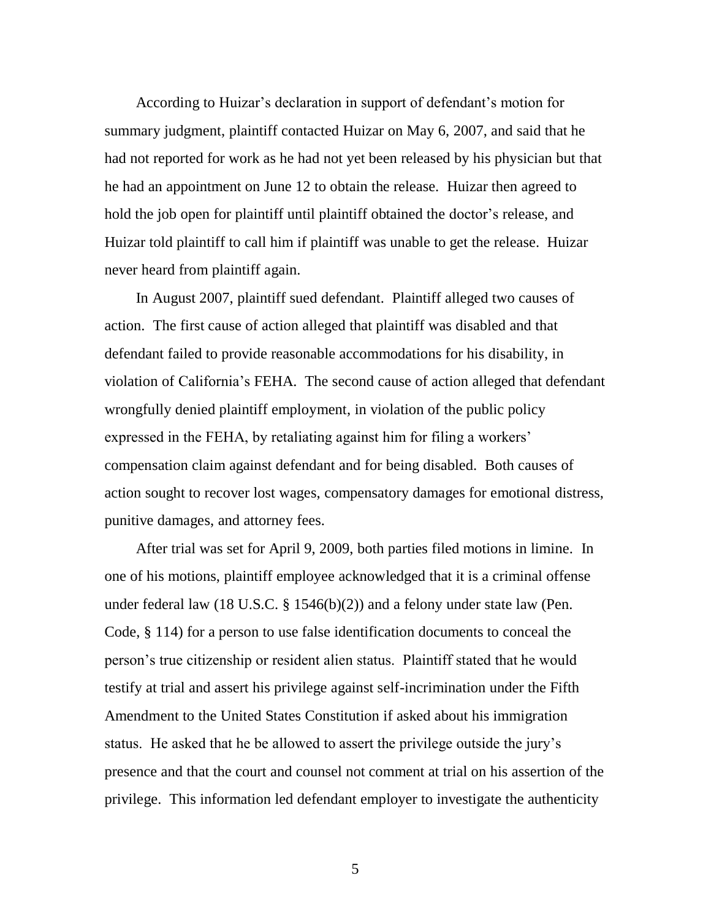According to Huizar's declaration in support of defendant's motion for summary judgment, plaintiff contacted Huizar on May 6, 2007, and said that he had not reported for work as he had not yet been released by his physician but that he had an appointment on June 12 to obtain the release. Huizar then agreed to hold the job open for plaintiff until plaintiff obtained the doctor's release, and Huizar told plaintiff to call him if plaintiff was unable to get the release. Huizar never heard from plaintiff again.

In August 2007, plaintiff sued defendant. Plaintiff alleged two causes of action. The first cause of action alleged that plaintiff was disabled and that defendant failed to provide reasonable accommodations for his disability, in violation of California's FEHA. The second cause of action alleged that defendant wrongfully denied plaintiff employment, in violation of the public policy expressed in the FEHA, by retaliating against him for filing a workers' compensation claim against defendant and for being disabled. Both causes of action sought to recover lost wages, compensatory damages for emotional distress, punitive damages, and attorney fees.

After trial was set for April 9, 2009, both parties filed motions in limine. In one of his motions, plaintiff employee acknowledged that it is a criminal offense under federal law (18 U.S.C. § 1546(b)(2)) and a felony under state law (Pen. Code, § 114) for a person to use false identification documents to conceal the person's true citizenship or resident alien status. Plaintiff stated that he would testify at trial and assert his privilege against self-incrimination under the Fifth Amendment to the United States Constitution if asked about his immigration status. He asked that he be allowed to assert the privilege outside the jury's presence and that the court and counsel not comment at trial on his assertion of the privilege. This information led defendant employer to investigate the authenticity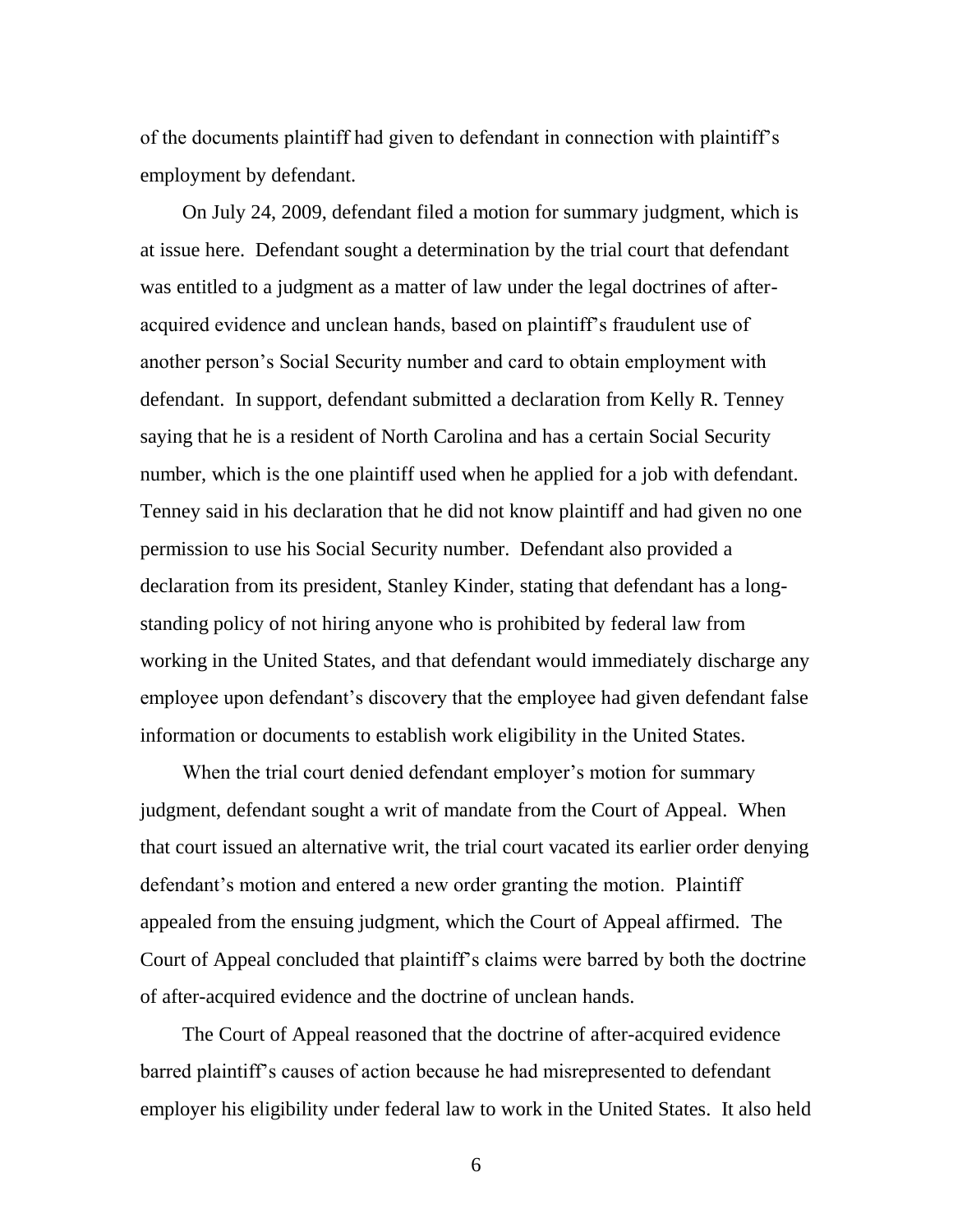of the documents plaintiff had given to defendant in connection with plaintiff's employment by defendant.

On July 24, 2009, defendant filed a motion for summary judgment, which is at issue here. Defendant sought a determination by the trial court that defendant was entitled to a judgment as a matter of law under the legal doctrines of after-acquired evidence and unclean hands, based on plaintiff's fraudulent use of another person's Social Security number and card to obtain employment with defendant. In support, defendant submitted a declaration from Kelly R. Tenney saying that he is a resident of North Carolina and has a certain Social Security number, which is the one plaintiff used when he applied for a job with defendant. Tenney said in his declaration that he did not know plaintiff and had given no one permission to use his Social Security number. Defendant also provided a declaration from its president, Stanley Kinder, stating that defendant has a long-standing policy of not hiring anyone who is prohibited by federal law from working in the United States, and that defendant would immediately discharge any employee upon defendant's discovery that the employee had given defendant false information or documents to establish work eligibility in the United States.

When the trial court denied defendant employer's motion for summary judgment, defendant sought a writ of mandate from the Court of Appeal. When that court issued an alternative writ, the trial court vacated its earlier order denying defendant's motion and entered a new order granting the motion. Plaintiff appealed from the ensuing judgment, which the Court of Appeal affirmed. The Court of Appeal concluded that plaintiff's claims were barred by both the doctrine of after-acquired evidence and the doctrine of unclean hands.

The Court of Appeal reasoned that the doctrine of after-acquired evidence barred plaintiff's causes of action because he had misrepresented to defendant employer his eligibility under federal law to work in the United States. It also held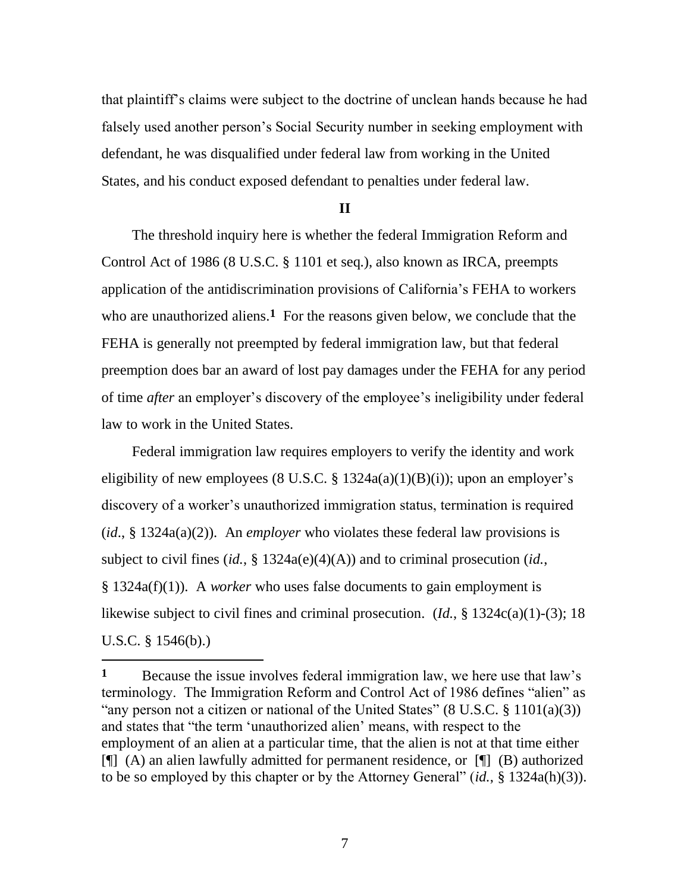that plaintiff's claims were subject to the doctrine of unclean hands because he had falsely used another person's Social Security number in seeking employment with defendant, he was disqualified under federal law from working in the United States, and his conduct exposed defendant to penalties under federal law.

## II

The threshold inquiry here is whether the federal Immigration Reform and Control Act of 1986 (8 U.S.C. § 1101 et seq.), also known as IRCA, preempts application of the antidiscrimination provisions of California's FEHA to workers who are unauthorized aliens.[1] For the reasons given below, we conclude that the FEHA is generally not preempted by federal immigration law, but that federal preemption does bar an award of lost pay damages under the FEHA for any period of time *after* an employer's discovery of the employee's ineligibility under federal law to work in the United States.

Federal immigration law requires employers to verify the identity and work eligibility of new employees (8 U.S.C. § 1324a(a)(1)(B)(i)); upon an employer's discovery of a worker's unauthorized immigration status, termination is required (*id*., § 1324a(a)(2)). An *employer* who violates these federal law provisions is subject to civil fines (*id.*, § 1324a(e)(4)(A)) and to criminal prosecution (*id.*, § 1324a(f)(1)). A *worker* who uses false documents to gain employment is likewise subject to civil fines and criminal prosecution. (*Id.*, § 1324c(a)(1)-(3); 18 U.S.C. § 1546(b).)

---

**1** Because the issue involves federal immigration law, we here use that law's terminology. The Immigration Reform and Control Act of 1986 defines "alien" as "any person not a citizen or national of the United States" (8 U.S.C. § 1101(a)(3)) and states that "the term 'unauthorized alien' means, with respect to the employment of an alien at a particular time, that the alien is not at that time either [¶] (A) an alien lawfully admitted for permanent residence, or [¶] (B) authorized to be so employed by this chapter or by the Attorney General" (*id.*, § 1324a(h)(3)).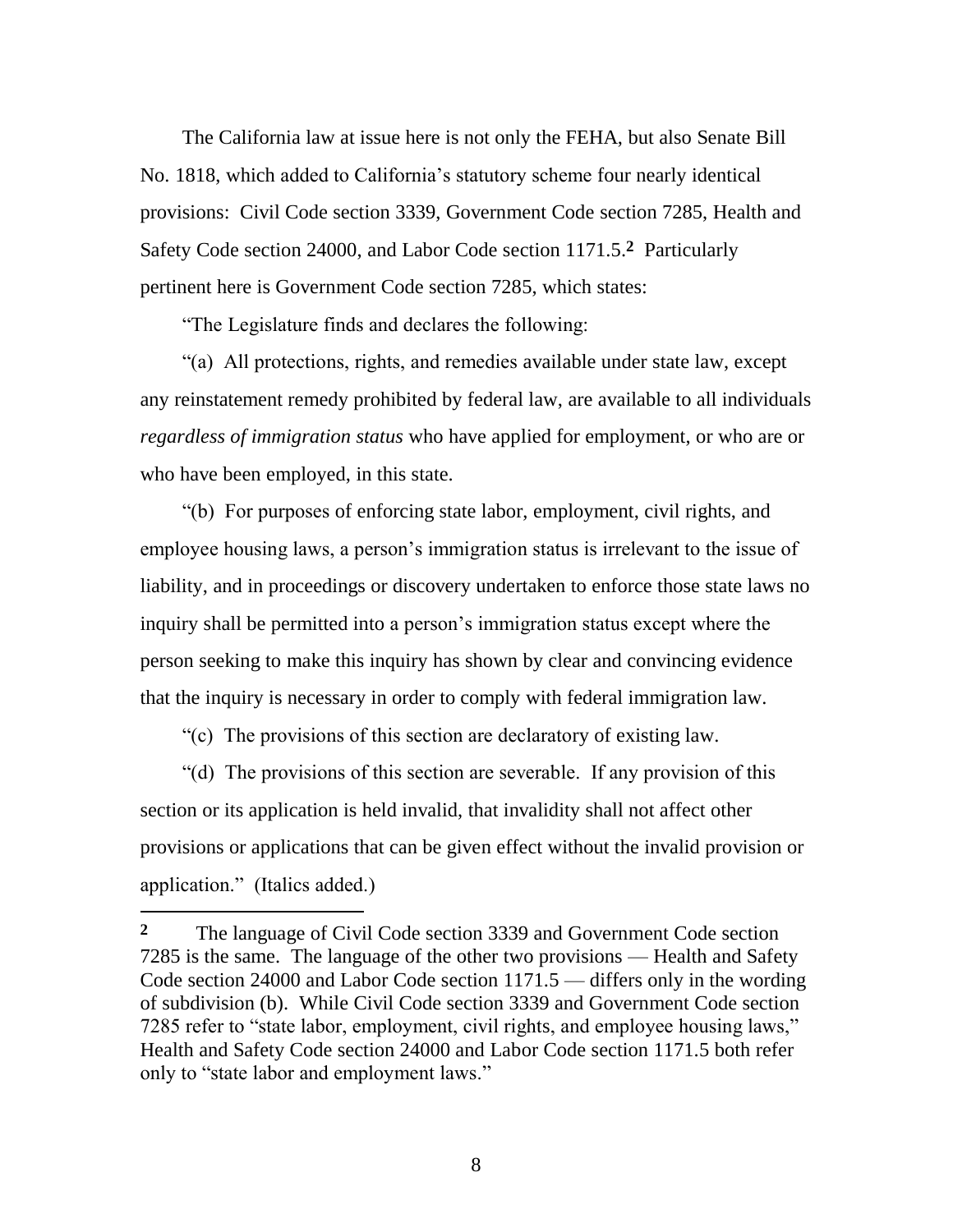The California law at issue here is not only the FEHA, but also Senate Bill No. 1818, which added to California's statutory scheme four nearly identical provisions: Civil Code section 3339, Government Code section 7285, Health and Safety Code section 24000, and Labor Code section 1171.5.[2] Particularly pertinent here is Government Code section 7285, which states:

"The Legislature finds and declares the following:

"(a) All protections, rights, and remedies available under state law, except any reinstatement remedy prohibited by federal law, are available to all individuals *regardless of immigration status* who have applied for employment, or who are or who have been employed, in this state.

"(b) For purposes of enforcing state labor, employment, civil rights, and employee housing laws, a person's immigration status is irrelevant to the issue of liability, and in proceedings or discovery undertaken to enforce those state laws no inquiry shall be permitted into a person's immigration status except where the person seeking to make this inquiry has shown by clear and convincing evidence that the inquiry is necessary in order to comply with federal immigration law.

"(c) The provisions of this section are declaratory of existing law.

"(d) The provisions of this section are severable. If any provision of this section or its application is held invalid, that invalidity shall not affect other provisions or applications that can be given effect without the invalid provision or application." (Italics added.)

---

[2] The language of Civil Code section 3339 and Government Code section 7285 is the same. The language of the other two provisions — Health and Safety Code section 24000 and Labor Code section 1171.5 — differs only in the wording of subdivision (b). While Civil Code section 3339 and Government Code section 7285 refer to "state labor, employment, civil rights, and employee housing laws," Health and Safety Code section 24000 and Labor Code section 1171.5 both refer only to "state labor and employment laws."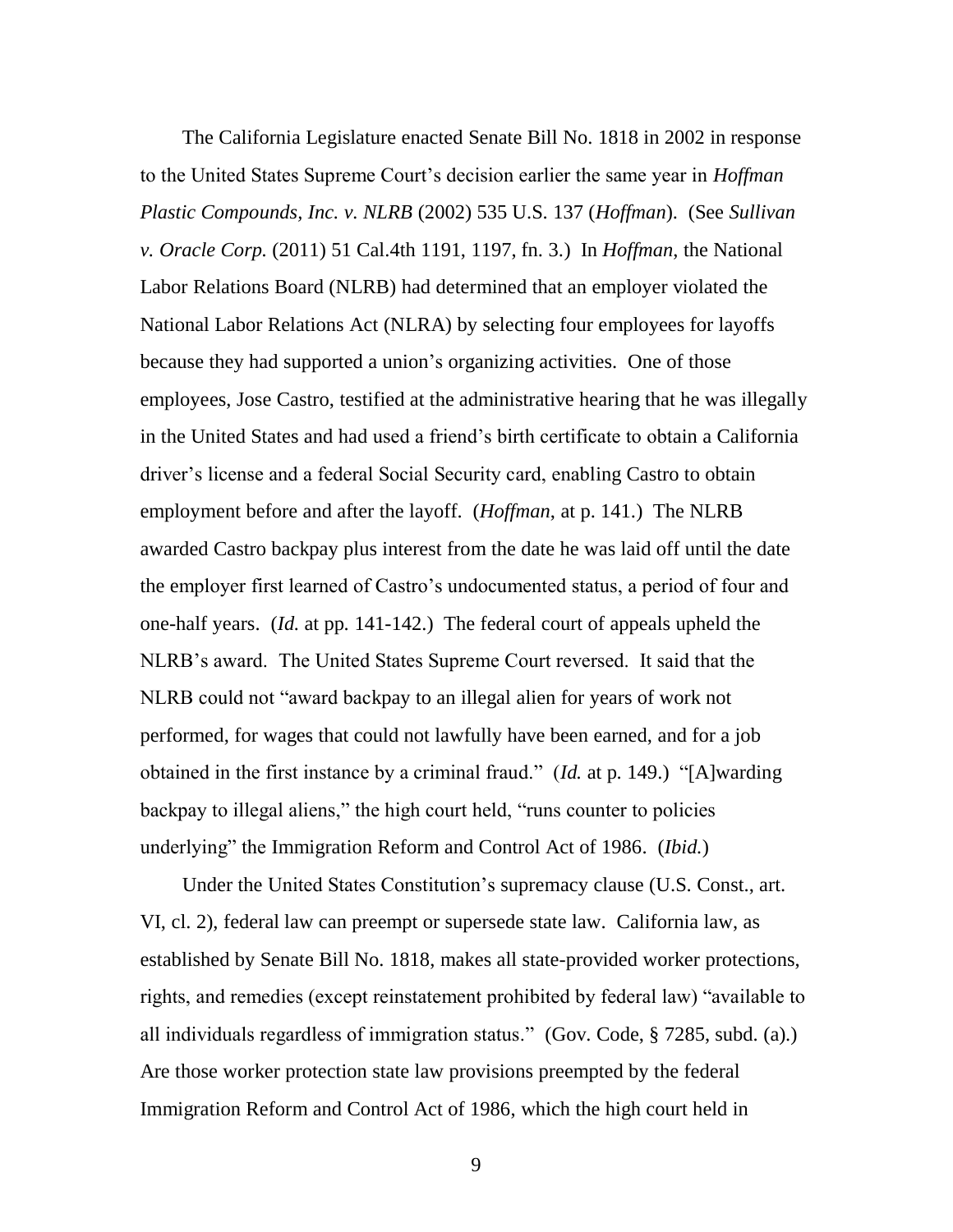The California Legislature enacted Senate Bill No. 1818 in 2002 in response to the United States Supreme Court's decision earlier the same year in *Hoffman Plastic Compounds, Inc. v. NLRB* (2002) 535 U.S. 137 (*Hoffman*). (See *Sullivan v. Oracle Corp.* (2011) 51 Cal.4th 1191, 1197, fn. 3.) In *Hoffman*, the National Labor Relations Board (NLRB) had determined that an employer violated the National Labor Relations Act (NLRA) by selecting four employees for layoffs because they had supported a union's organizing activities. One of those employees, Jose Castro, testified at the administrative hearing that he was illegally in the United States and had used a friend's birth certificate to obtain a California driver's license and a federal Social Security card, enabling Castro to obtain employment before and after the layoff. (*Hoffman*, at p. 141.) The NLRB awarded Castro backpay plus interest from the date he was laid off until the date the employer first learned of Castro's undocumented status, a period of four and one-half years. (*Id.* at pp. 141-142.) The federal court of appeals upheld the NLRB's award. The United States Supreme Court reversed. It said that the NLRB could not "award backpay to an illegal alien for years of work not performed, for wages that could not lawfully have been earned, and for a job obtained in the first instance by a criminal fraud." (*Id.* at p. 149.) "[A]warding backpay to illegal aliens," the high court held, "runs counter to policies underlying" the Immigration Reform and Control Act of 1986. (*Ibid.*)

Under the United States Constitution's supremacy clause (U.S. Const., art. VI, cl. 2), federal law can preempt or supersede state law. California law, as established by Senate Bill No. 1818, makes all state-provided worker protections, rights, and remedies (except reinstatement prohibited by federal law) "available to all individuals regardless of immigration status." (Gov. Code, § 7285, subd. (a).) Are those worker protection state law provisions preempted by the federal Immigration Reform and Control Act of 1986, which the high court held in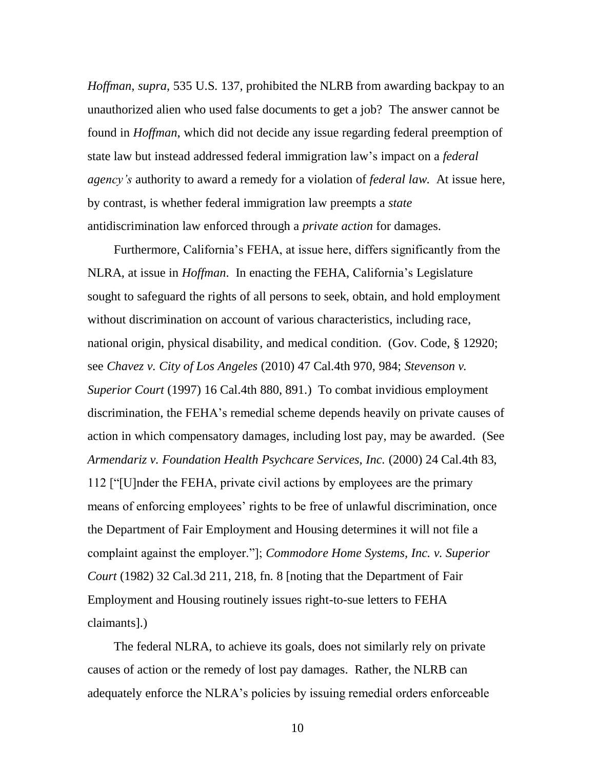*Hoffman*, *supra*, 535 U.S. 137, prohibited the NLRB from awarding backpay to an unauthorized alien who used false documents to get a job? The answer cannot be found in *Hoffman*, which did not decide any issue regarding federal preemption of state law but instead addressed federal immigration law's impact on a *federal agency's* authority to award a remedy for a violation of *federal law.* At issue here, by contrast, is whether federal immigration law preempts a *state* antidiscrimination law enforced through a *private action* for damages.

Furthermore, California's FEHA, at issue here, differs significantly from the NLRA, at issue in *Hoffman*. In enacting the FEHA, California's Legislature sought to safeguard the rights of all persons to seek, obtain, and hold employment without discrimination on account of various characteristics, including race, national origin, physical disability, and medical condition. (Gov. Code, § 12920; see *Chavez v. City of Los Angeles* (2010) 47 Cal.4th 970, 984; *Stevenson v. Superior Court* (1997) 16 Cal.4th 880, 891.) To combat invidious employment discrimination, the FEHA's remedial scheme depends heavily on private causes of action in which compensatory damages, including lost pay, may be awarded. (See *Armendariz v. Foundation Health Psychcare Services, Inc.* (2000) 24 Cal.4th 83, 112 ["[U]nder the FEHA, private civil actions by employees are the primary means of enforcing employees' rights to be free of unlawful discrimination, once the Department of Fair Employment and Housing determines it will not file a complaint against the employer."]; *Commodore Home Systems, Inc. v. Superior Court* (1982) 32 Cal.3d 211, 218, fn. 8 [noting that the Department of Fair Employment and Housing routinely issues right-to-sue letters to FEHA claimants].)

The federal NLRA, to achieve its goals, does not similarly rely on private causes of action or the remedy of lost pay damages. Rather, the NLRB can adequately enforce the NLRA's policies by issuing remedial orders enforceable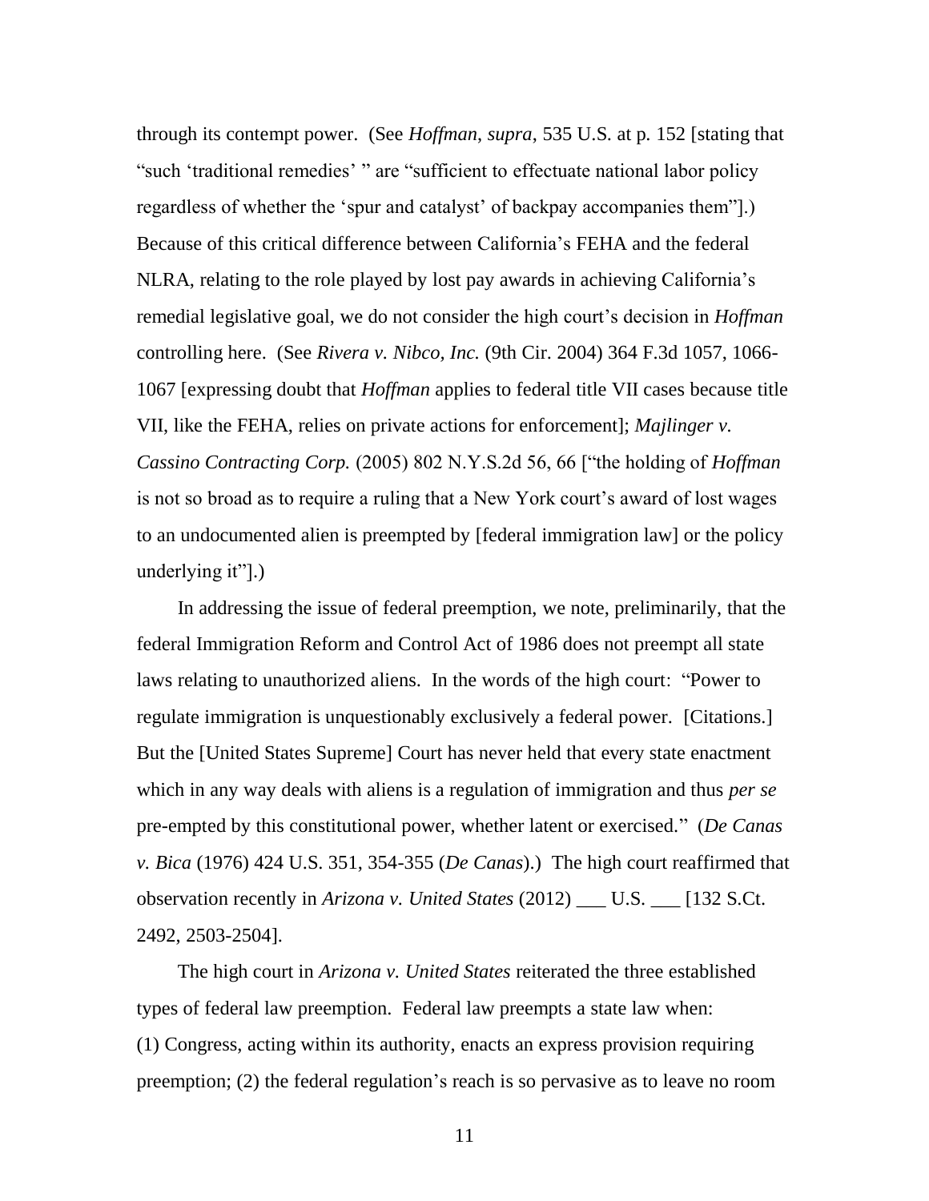through its contempt power. (See *Hoffman*, *supra*, 535 U.S. at p. 152 [stating that "such 'traditional remedies' " are "sufficient to effectuate national labor policy regardless of whether the 'spur and catalyst' of backpay accompanies them"].) Because of this critical difference between California's FEHA and the federal NLRA, relating to the role played by lost pay awards in achieving California's remedial legislative goal, we do not consider the high court's decision in *Hoffman* controlling here. (See *Rivera v. Nibco, Inc.* (9th Cir. 2004) 364 F.3d 1057, 1066-1067 [expressing doubt that *Hoffman* applies to federal title VII cases because title VII, like the FEHA, relies on private actions for enforcement]; *Majlinger v. Cassino Contracting Corp.* (2005) 802 N.Y.S.2d 56, 66 ["the holding of *Hoffman* is not so broad as to require a ruling that a New York court's award of lost wages to an undocumented alien is preempted by [federal immigration law] or the policy underlying it"].)

In addressing the issue of federal preemption, we note, preliminarily, that the federal Immigration Reform and Control Act of 1986 does not preempt all state laws relating to unauthorized aliens. In the words of the high court: "Power to regulate immigration is unquestionably exclusively a federal power. [Citations.] But the [United States Supreme] Court has never held that every state enactment which in any way deals with aliens is a regulation of immigration and thus *per se* pre-empted by this constitutional power, whether latent or exercised." (*De Canas v. Bica* (1976) 424 U.S. 351, 354-355 (*De Canas*).) The high court reaffirmed that observation recently in *Arizona v. United States* (2012) ___ U.S. ___ [132 S.Ct. 2492, 2503-2504].

The high court in *Arizona v. United States* reiterated the three established types of federal law preemption. Federal law preempts a state law when: (1) Congress, acting within its authority, enacts an express provision requiring preemption; (2) the federal regulation's reach is so pervasive as to leave no room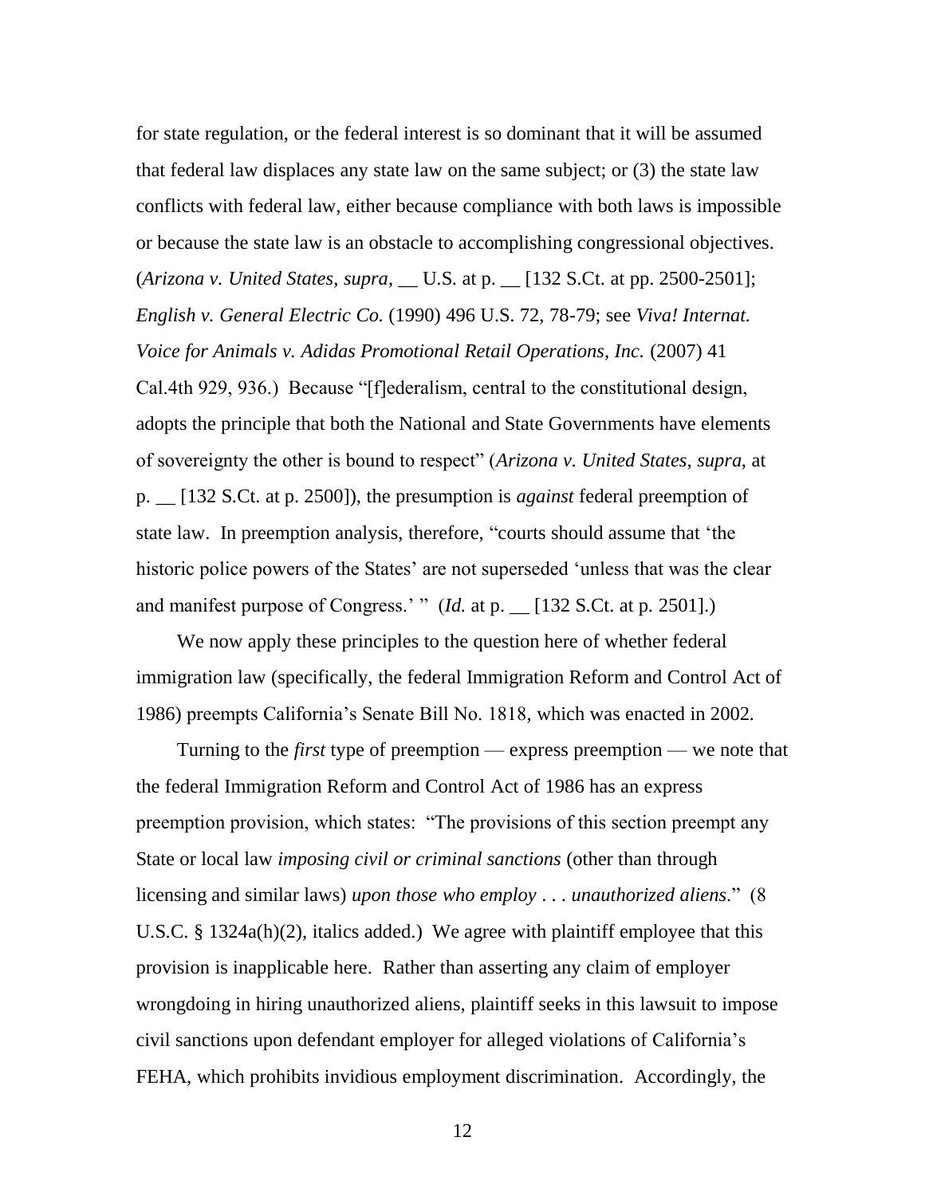for state regulation, or the federal interest is so dominant that it will be assumed that federal law displaces any state law on the same subject; or (3) the state law conflicts with federal law, either because compliance with both laws is impossible or because the state law is an obstacle to accomplishing congressional objectives. (*Arizona v. United States*, *supra*, __ U.S. at p. __ [132 S.Ct. at pp. 2500-2501]; *English v. General Electric Co.* (1990) 496 U.S. 72, 78-79; see *Viva! Internat. Voice for Animals v. Adidas Promotional Retail Operations, Inc.* (2007) 41 Cal.4th 929, 936.) Because "[f]ederalism, central to the constitutional design, adopts the principle that both the National and State Governments have elements of sovereignty the other is bound to respect" (*Arizona v. United States*, *supra*, at p. __ [132 S.Ct. at p. 2500]), the presumption is *against* federal preemption of state law. In preemption analysis, therefore, "courts should assume that 'the historic police powers of the States' are not superseded 'unless that was the clear and manifest purpose of Congress.' " (*Id.* at p. __ [132 S.Ct. at p. 2501].)

We now apply these principles to the question here of whether federal immigration law (specifically, the federal Immigration Reform and Control Act of 1986) preempts California's Senate Bill No. 1818, which was enacted in 2002.

Turning to the *first* type of preemption — express preemption — we note that the federal Immigration Reform and Control Act of 1986 has an express preemption provision, which states: "The provisions of this section preempt any State or local law *imposing civil or criminal sanctions* (other than through licensing and similar laws) *upon those who employ . . . unauthorized aliens*." (8 U.S.C. § 1324a(h)(2), italics added.) We agree with plaintiff employee that this provision is inapplicable here. Rather than asserting any claim of employer wrongdoing in hiring unauthorized aliens, plaintiff seeks in this lawsuit to impose civil sanctions upon defendant employer for alleged violations of California's FEHA, which prohibits invidious employment discrimination. Accordingly, the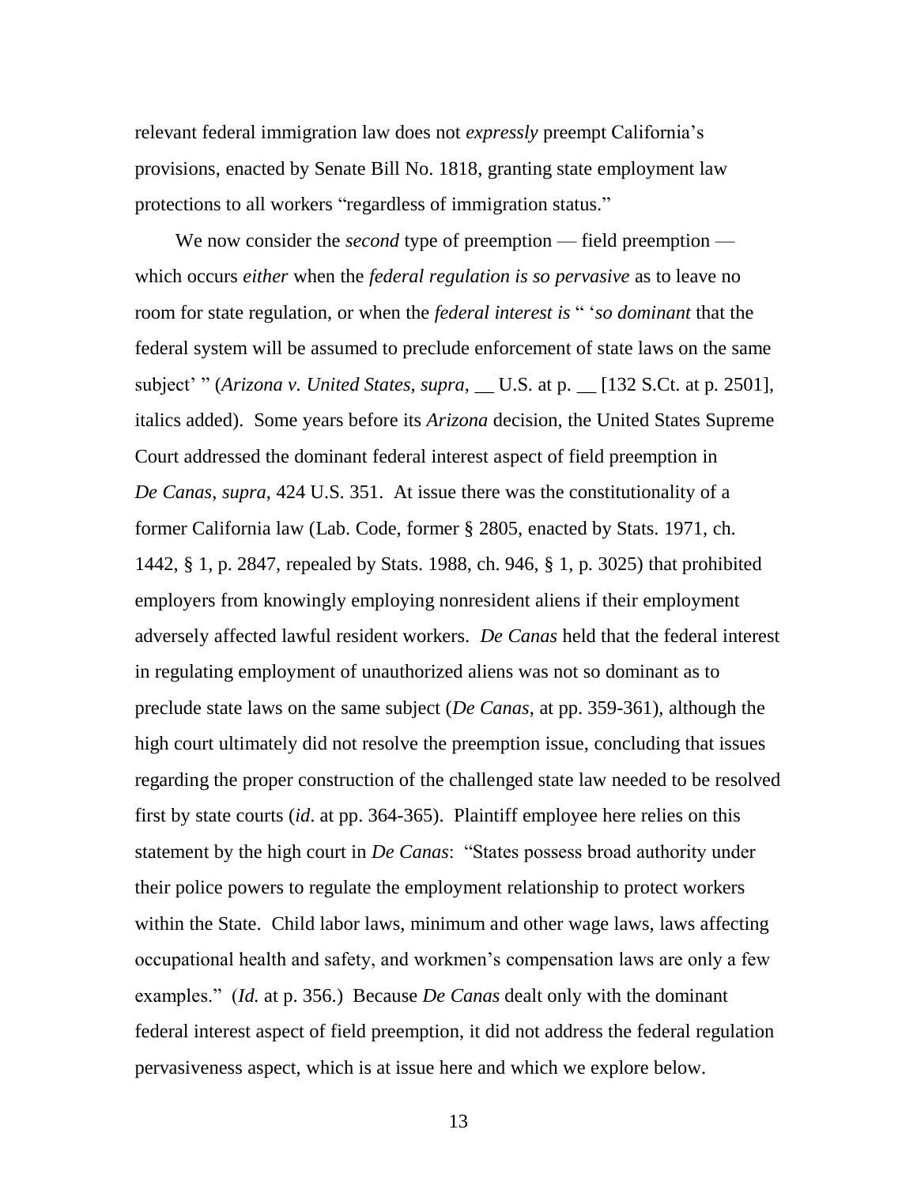relevant federal immigration law does not *expressly* preempt California's provisions, enacted by Senate Bill No. 1818, granting state employment law protections to all workers "regardless of immigration status."

We now consider the *second* type of preemption — field preemption — which occurs *either* when the *federal regulation is so pervasive* as to leave no room for state regulation, or when the *federal interest is* " '*so dominant* that the federal system will be assumed to preclude enforcement of state laws on the same subject' " (*Arizona v. United States*, *supra*, __ U.S. at p. __ [132 S.Ct. at p. 2501], italics added). Some years before its *Arizona* decision, the United States Supreme Court addressed the dominant federal interest aspect of field preemption in *De Canas*, *supra*, 424 U.S. 351. At issue there was the constitutionality of a former California law (Lab. Code, former § 2805, enacted by Stats. 1971, ch. 1442, § 1, p. 2847, repealed by Stats. 1988, ch. 946, § 1, p. 3025) that prohibited employers from knowingly employing nonresident aliens if their employment adversely affected lawful resident workers. *De Canas* held that the federal interest in regulating employment of unauthorized aliens was not so dominant as to preclude state laws on the same subject (*De Canas*, at pp. 359-361), although the high court ultimately did not resolve the preemption issue, concluding that issues regarding the proper construction of the challenged state law needed to be resolved first by state courts (*id*. at pp. 364-365). Plaintiff employee here relies on this statement by the high court in *De Canas*: "States possess broad authority under their police powers to regulate the employment relationship to protect workers within the State. Child labor laws, minimum and other wage laws, laws affecting occupational health and safety, and workmen's compensation laws are only a few examples." (*Id.* at p. 356.) Because *De Canas* dealt only with the dominant federal interest aspect of field preemption, it did not address the federal regulation pervasiveness aspect, which is at issue here and which we explore below.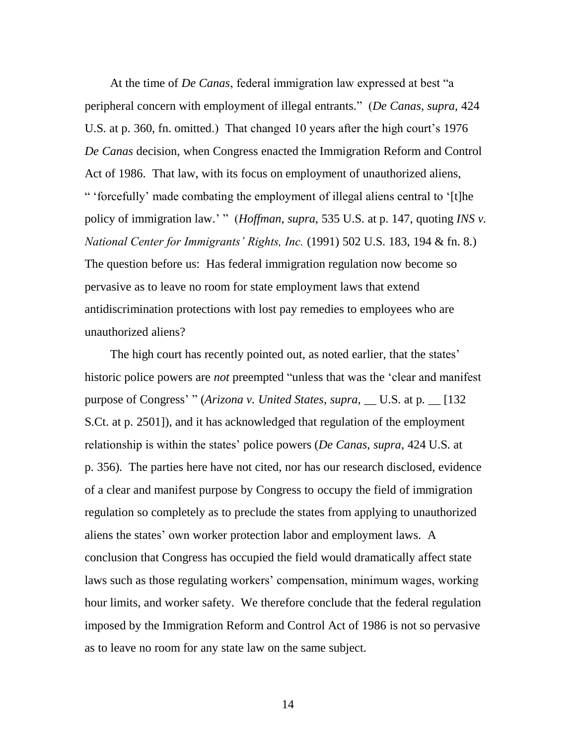At the time of *De Canas*, federal immigration law expressed at best "a peripheral concern with employment of illegal entrants." (*De Canas*, *supra*, 424 U.S. at p. 360, fn. omitted.) That changed 10 years after the high court's 1976 *De Canas* decision, when Congress enacted the Immigration Reform and Control Act of 1986. That law, with its focus on employment of unauthorized aliens, " 'forcefully' made combating the employment of illegal aliens central to '[t]he policy of immigration law.' " (*Hoffman*, *supra*, 535 U.S. at p. 147, quoting *INS v. National Center for Immigrants' Rights, Inc.* (1991) 502 U.S. 183, 194 & fn. 8.) The question before us: Has federal immigration regulation now become so pervasive as to leave no room for state employment laws that extend antidiscrimination protections with lost pay remedies to employees who are unauthorized aliens?

The high court has recently pointed out, as noted earlier, that the states' historic police powers are *not* preempted "unless that was the 'clear and manifest purpose of Congress' " (*Arizona v. United States*, *supra*, __ U.S. at p. __ [132 S.Ct. at p. 2501]), and it has acknowledged that regulation of the employment relationship is within the states' police powers (*De Canas*, *supra*, 424 U.S. at p. 356). The parties here have not cited, nor has our research disclosed, evidence of a clear and manifest purpose by Congress to occupy the field of immigration regulation so completely as to preclude the states from applying to unauthorized aliens the states' own worker protection labor and employment laws. A conclusion that Congress has occupied the field would dramatically affect state laws such as those regulating workers' compensation, minimum wages, working hour limits, and worker safety. We therefore conclude that the federal regulation imposed by the Immigration Reform and Control Act of 1986 is not so pervasive as to leave no room for any state law on the same subject.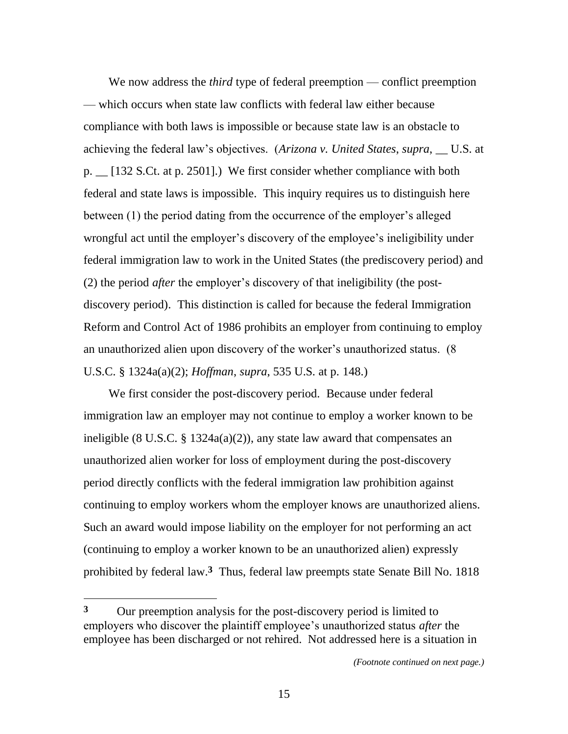We now address the *third* type of federal preemption — conflict preemption — which occurs when state law conflicts with federal law either because compliance with both laws is impossible or because state law is an obstacle to achieving the federal law's objectives. (*Arizona v. United States*, *supra*, __ U.S. at p. __ [132 S.Ct. at p. 2501].) We first consider whether compliance with both federal and state laws is impossible. This inquiry requires us to distinguish here between (1) the period dating from the occurrence of the employer's alleged wrongful act until the employer's discovery of the employee's ineligibility under federal immigration law to work in the United States (the prediscovery period) and (2) the period *after* the employer's discovery of that ineligibility (the post-discovery period). This distinction is called for because the federal Immigration Reform and Control Act of 1986 prohibits an employer from continuing to employ an unauthorized alien upon discovery of the worker's unauthorized status. (8 U.S.C. § 1324a(a)(2); *Hoffman*, *supra*, 535 U.S. at p. 148.)

We first consider the post-discovery period. Because under federal immigration law an employer may not continue to employ a worker known to be ineligible (8 U.S.C. § 1324a(a)(2)), any state law award that compensates an unauthorized alien worker for loss of employment during the post-discovery period directly conflicts with the federal immigration law prohibition against continuing to employ workers whom the employer knows are unauthorized aliens. Such an award would impose liability on the employer for not performing an act (continuing to employ a worker known to be an unauthorized alien) expressly prohibited by federal law.[3] Thus, federal law preempts state Senate Bill No. 1818

[3] Our preemption analysis for the post-discovery period is limited to employers who discover the plaintiff employee's unauthorized status *after* the employee has been discharged or not rehired. Not addressed here is a situation in

*(Footnote continued on next page.)*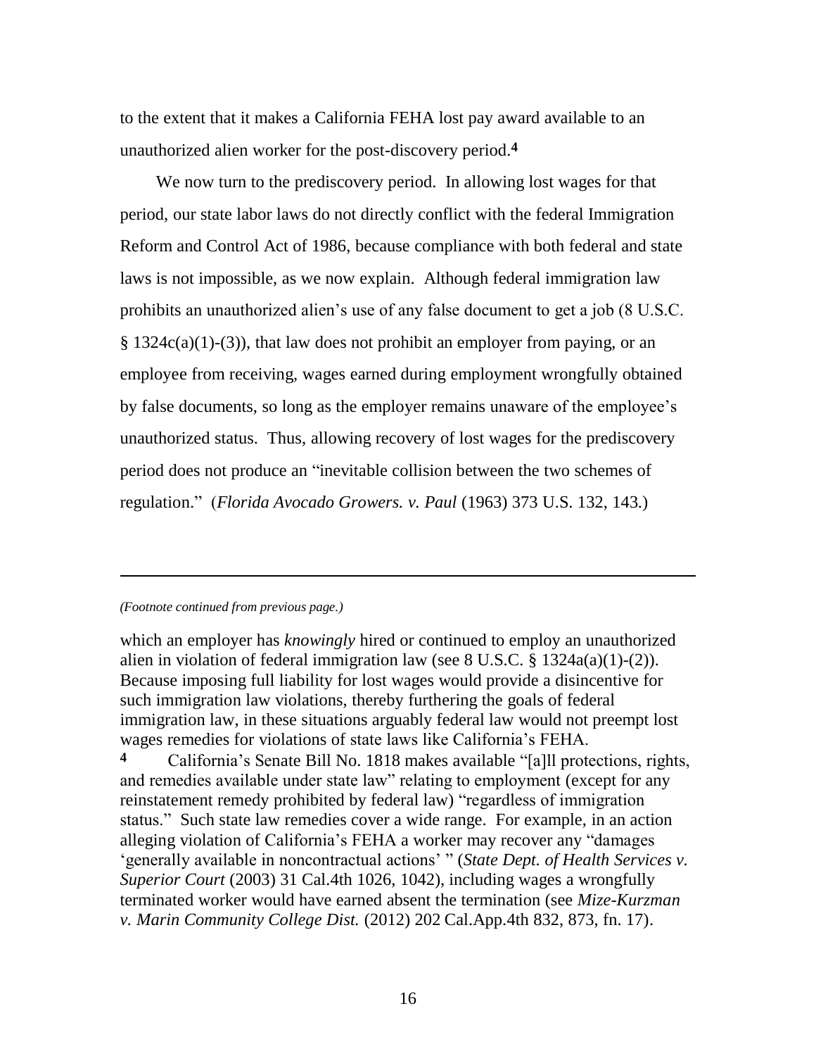to the extent that it makes a California FEHA lost pay award available to an unauthorized alien worker for the post-discovery period.**4**

We now turn to the prediscovery period. In allowing lost wages for that period, our state labor laws do not directly conflict with the federal Immigration Reform and Control Act of 1986, because compliance with both federal and state laws is not impossible, as we now explain. Although federal immigration law prohibits an unauthorized alien's use of any false document to get a job (8 U.S.C. § 1324c(a)(1)-(3)), that law does not prohibit an employer from paying, or an employee from receiving, wages earned during employment wrongfully obtained by false documents, so long as the employer remains unaware of the employee's unauthorized status. Thus, allowing recovery of lost wages for the prediscovery period does not produce an "inevitable collision between the two schemes of regulation." (*Florida Avocado Growers. v. Paul* (1963) 373 U.S. 132, 143.)

---

*(Footnote continued from previous page.)*

which an employer has *knowingly* hired or continued to employ an unauthorized alien in violation of federal immigration law (see 8 U.S.C. § 1324a(a)(1)-(2)). Because imposing full liability for lost wages would provide a disincentive for such immigration law violations, thereby furthering the goals of federal immigration law, in these situations arguably federal law would not preempt lost wages remedies for violations of state laws like California's FEHA.

**4** California's Senate Bill No. 1818 makes available "[a]ll protections, rights, and remedies available under state law" relating to employment (except for any reinstatement remedy prohibited by federal law) "regardless of immigration status." Such state law remedies cover a wide range. For example, in an action alleging violation of California's FEHA a worker may recover any "damages 'generally available in noncontractual actions' " (*State Dept. of Health Services v. Superior Court* (2003) 31 Cal.4th 1026, 1042), including wages a wrongfully terminated worker would have earned absent the termination (see *Mize-Kurzman v. Marin Community College Dist.* (2012) 202 Cal.App.4th 832, 873, fn. 17).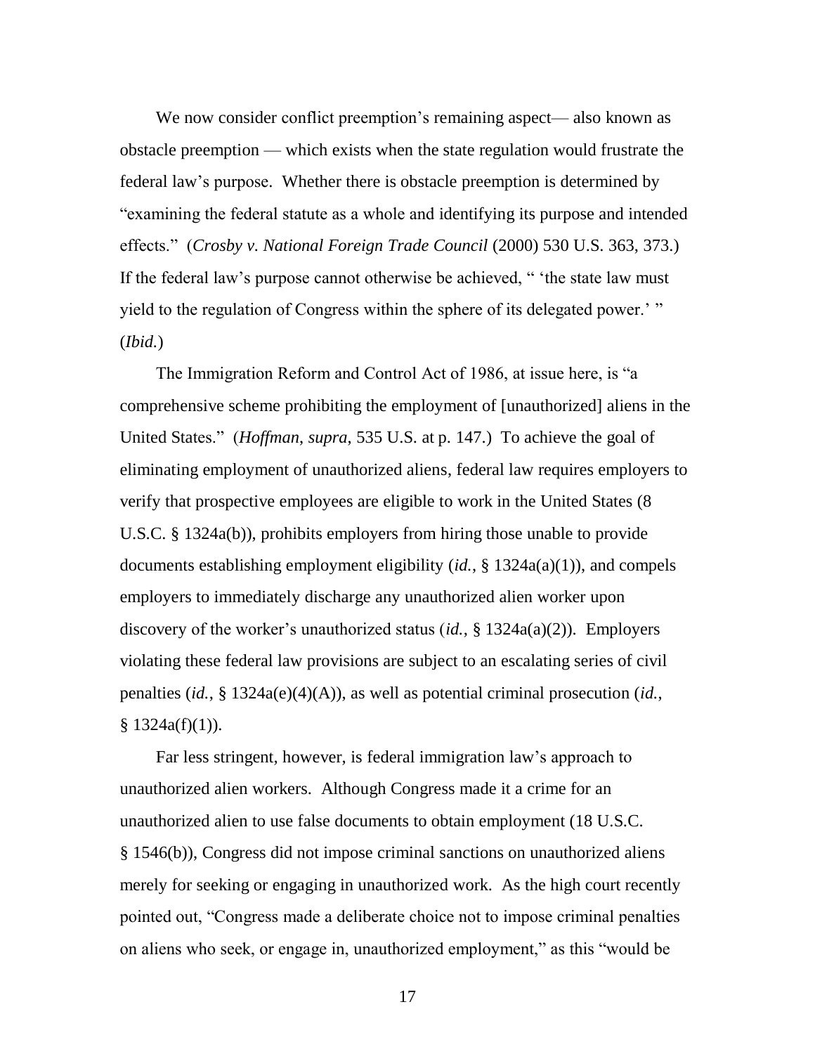We now consider conflict preemption's remaining aspect— also known as obstacle preemption — which exists when the state regulation would frustrate the federal law's purpose. Whether there is obstacle preemption is determined by "examining the federal statute as a whole and identifying its purpose and intended effects." (*Crosby v. National Foreign Trade Council* (2000) 530 U.S. 363, 373.) If the federal law's purpose cannot otherwise be achieved, " 'the state law must yield to the regulation of Congress within the sphere of its delegated power.' " (*Ibid.*)

The Immigration Reform and Control Act of 1986, at issue here, is "a comprehensive scheme prohibiting the employment of [unauthorized] aliens in the United States." (*Hoffman*, *supra*, 535 U.S. at p. 147.) To achieve the goal of eliminating employment of unauthorized aliens, federal law requires employers to verify that prospective employees are eligible to work in the United States (8 U.S.C. § 1324a(b)), prohibits employers from hiring those unable to provide documents establishing employment eligibility (*id.*, § 1324a(a)(1)), and compels employers to immediately discharge any unauthorized alien worker upon discovery of the worker's unauthorized status (*id.*, § 1324a(a)(2)). Employers violating these federal law provisions are subject to an escalating series of civil penalties (*id.*, § 1324a(e)(4)(A)), as well as potential criminal prosecution (*id.*, § 1324a(f)(1)).

Far less stringent, however, is federal immigration law's approach to unauthorized alien workers. Although Congress made it a crime for an unauthorized alien to use false documents to obtain employment (18 U.S.C. § 1546(b)), Congress did not impose criminal sanctions on unauthorized aliens merely for seeking or engaging in unauthorized work. As the high court recently pointed out, "Congress made a deliberate choice not to impose criminal penalties on aliens who seek, or engage in, unauthorized employment," as this "would be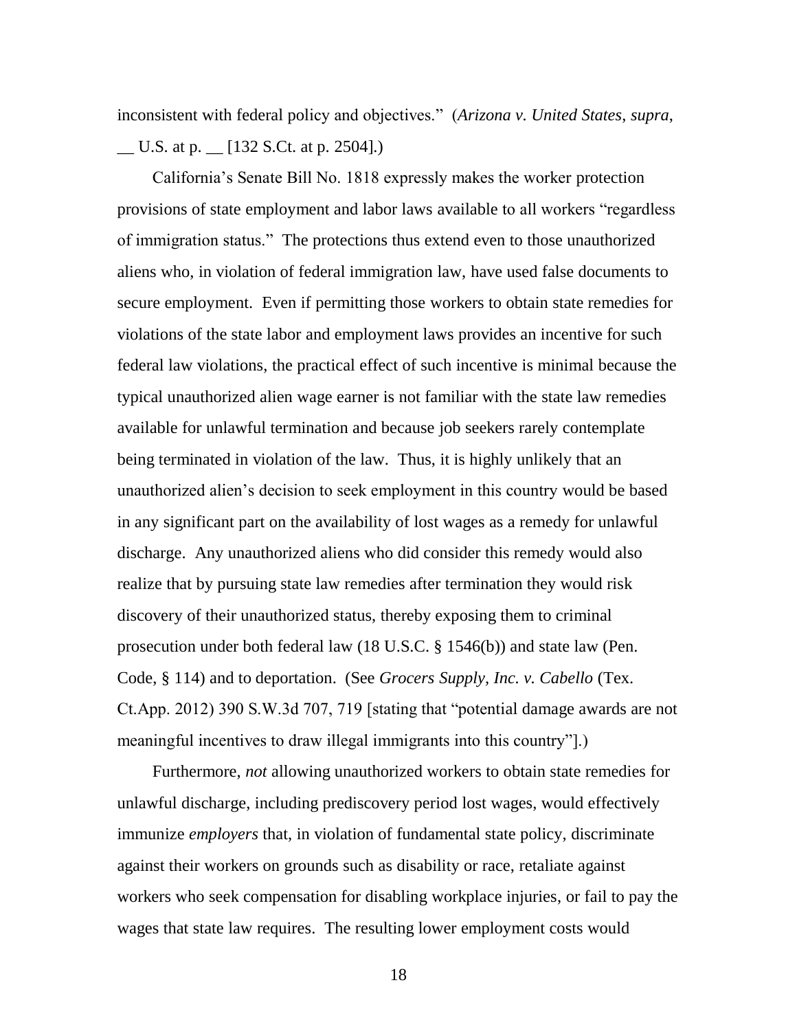inconsistent with federal policy and objectives." (*Arizona v. United States*, *supra*, __ U.S. at p. __ [132 S.Ct. at p. 2504].)

California's Senate Bill No. 1818 expressly makes the worker protection provisions of state employment and labor laws available to all workers "regardless of immigration status." The protections thus extend even to those unauthorized aliens who, in violation of federal immigration law, have used false documents to secure employment. Even if permitting those workers to obtain state remedies for violations of the state labor and employment laws provides an incentive for such federal law violations, the practical effect of such incentive is minimal because the typical unauthorized alien wage earner is not familiar with the state law remedies available for unlawful termination and because job seekers rarely contemplate being terminated in violation of the law. Thus, it is highly unlikely that an unauthorized alien's decision to seek employment in this country would be based in any significant part on the availability of lost wages as a remedy for unlawful discharge. Any unauthorized aliens who did consider this remedy would also realize that by pursuing state law remedies after termination they would risk discovery of their unauthorized status, thereby exposing them to criminal prosecution under both federal law (18 U.S.C. § 1546(b)) and state law (Pen. Code, § 114) and to deportation. (See *Grocers Supply, Inc. v. Cabello* (Tex. Ct.App. 2012) 390 S.W.3d 707, 719 [stating that "potential damage awards are not meaningful incentives to draw illegal immigrants into this country"].)

Furthermore, *not* allowing unauthorized workers to obtain state remedies for unlawful discharge, including prediscovery period lost wages, would effectively immunize *employers* that, in violation of fundamental state policy, discriminate against their workers on grounds such as disability or race, retaliate against workers who seek compensation for disabling workplace injuries, or fail to pay the wages that state law requires. The resulting lower employment costs would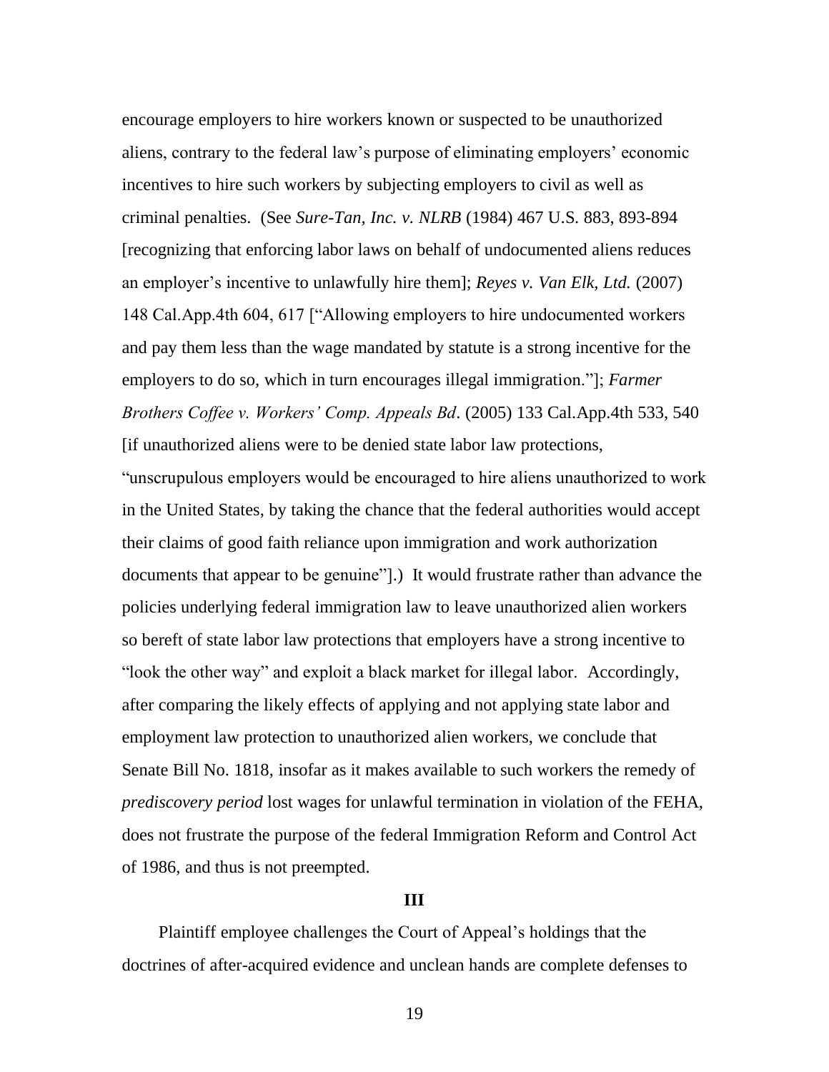encourage employers to hire workers known or suspected to be unauthorized aliens, contrary to the federal law's purpose of eliminating employers' economic incentives to hire such workers by subjecting employers to civil as well as criminal penalties. (See *Sure-Tan, Inc. v. NLRB* (1984) 467 U.S. 883, 893-894 [recognizing that enforcing labor laws on behalf of undocumented aliens reduces an employer's incentive to unlawfully hire them]; *Reyes v. Van Elk, Ltd.* (2007) 148 Cal.App.4th 604, 617 ["Allowing employers to hire undocumented workers and pay them less than the wage mandated by statute is a strong incentive for the employers to do so, which in turn encourages illegal immigration."]; *Farmer Brothers Coffee v. Workers' Comp. Appeals Bd*. (2005) 133 Cal.App.4th 533, 540 [if unauthorized aliens were to be denied state labor law protections, "unscrupulous employers would be encouraged to hire aliens unauthorized to work in the United States, by taking the chance that the federal authorities would accept their claims of good faith reliance upon immigration and work authorization documents that appear to be genuine"].) It would frustrate rather than advance the policies underlying federal immigration law to leave unauthorized alien workers so bereft of state labor law protections that employers have a strong incentive to "look the other way" and exploit a black market for illegal labor. Accordingly, after comparing the likely effects of applying and not applying state labor and employment law protection to unauthorized alien workers, we conclude that Senate Bill No. 1818, insofar as it makes available to such workers the remedy of *prediscovery period* lost wages for unlawful termination in violation of the FEHA, does not frustrate the purpose of the federal Immigration Reform and Control Act of 1986, and thus is not preempted.

## III

Plaintiff employee challenges the Court of Appeal's holdings that the doctrines of after-acquired evidence and unclean hands are complete defenses to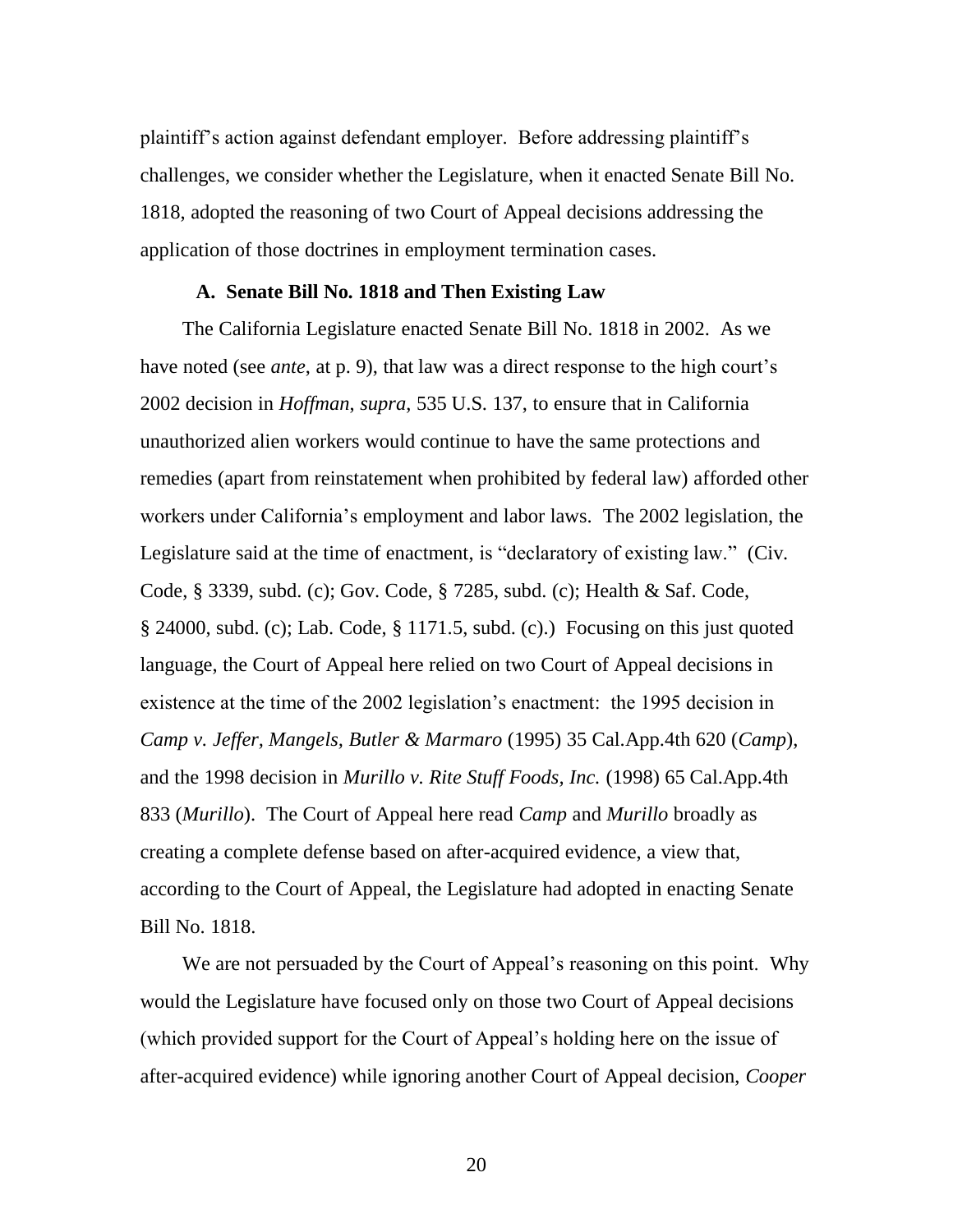plaintiff's action against defendant employer. Before addressing plaintiff's challenges, we consider whether the Legislature, when it enacted Senate Bill No. 1818, adopted the reasoning of two Court of Appeal decisions addressing the application of those doctrines in employment termination cases.

### A. Senate Bill No. 1818 and Then Existing Law

The California Legislature enacted Senate Bill No. 1818 in 2002. As we have noted (see *ante*, at p. 9), that law was a direct response to the high court's 2002 decision in *Hoffman*, *supra*, 535 U.S. 137, to ensure that in California unauthorized alien workers would continue to have the same protections and remedies (apart from reinstatement when prohibited by federal law) afforded other workers under California's employment and labor laws. The 2002 legislation, the Legislature said at the time of enactment, is "declaratory of existing law." (Civ. Code, § 3339, subd. (c); Gov. Code, § 7285, subd. (c); Health & Saf. Code, § 24000, subd. (c); Lab. Code, § 1171.5, subd. (c).) Focusing on this just quoted language, the Court of Appeal here relied on two Court of Appeal decisions in existence at the time of the 2002 legislation's enactment: the 1995 decision in *Camp v. Jeffer, Mangels, Butler & Marmaro* (1995) 35 Cal.App.4th 620 (*Camp*), and the 1998 decision in *Murillo v. Rite Stuff Foods, Inc.* (1998) 65 Cal.App.4th 833 (*Murillo*). The Court of Appeal here read *Camp* and *Murillo* broadly as creating a complete defense based on after-acquired evidence, a view that, according to the Court of Appeal, the Legislature had adopted in enacting Senate Bill No. 1818.

We are not persuaded by the Court of Appeal's reasoning on this point. Why would the Legislature have focused only on those two Court of Appeal decisions (which provided support for the Court of Appeal's holding here on the issue of after-acquired evidence) while ignoring another Court of Appeal decision, *Cooper*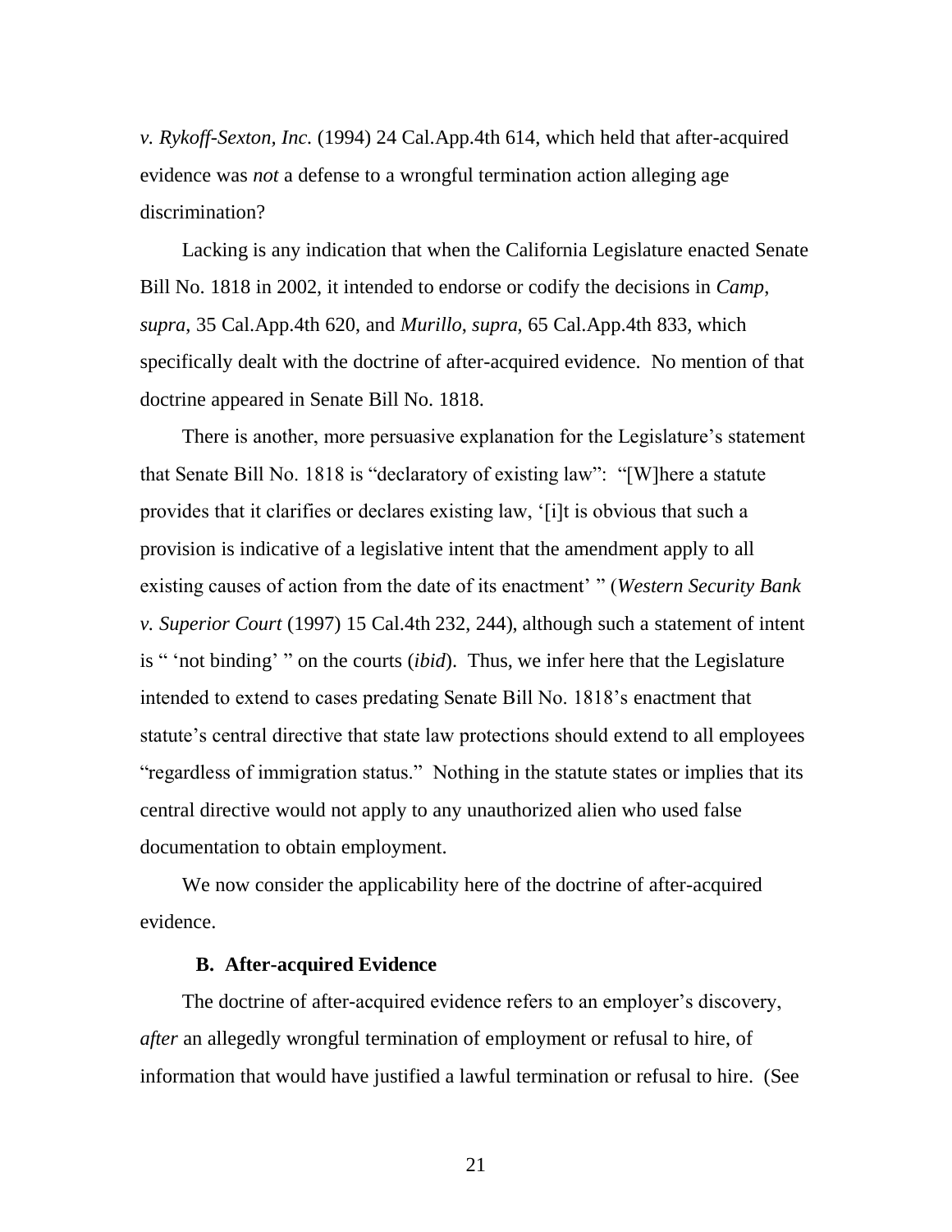*v. Rykoff-Sexton, Inc.* (1994) 24 Cal.App.4th 614, which held that after-acquired evidence was *not* a defense to a wrongful termination action alleging age discrimination?

Lacking is any indication that when the California Legislature enacted Senate Bill No. 1818 in 2002, it intended to endorse or codify the decisions in *Camp*, *supra*, 35 Cal.App.4th 620, and *Murillo*, *supra*, 65 Cal.App.4th 833, which specifically dealt with the doctrine of after-acquired evidence. No mention of that doctrine appeared in Senate Bill No. 1818.

There is another, more persuasive explanation for the Legislature's statement that Senate Bill No. 1818 is "declaratory of existing law": "[W]here a statute provides that it clarifies or declares existing law, '[i]t is obvious that such a provision is indicative of a legislative intent that the amendment apply to all existing causes of action from the date of its enactment' " (*Western Security Bank v. Superior Court* (1997) 15 Cal.4th 232, 244), although such a statement of intent is " 'not binding' " on the courts (*ibid*). Thus, we infer here that the Legislature intended to extend to cases predating Senate Bill No. 1818's enactment that statute's central directive that state law protections should extend to all employees "regardless of immigration status." Nothing in the statute states or implies that its central directive would not apply to any unauthorized alien who used false documentation to obtain employment.

We now consider the applicability here of the doctrine of after-acquired evidence.

### B. After-acquired Evidence

The doctrine of after-acquired evidence refers to an employer's discovery, *after* an allegedly wrongful termination of employment or refusal to hire, of information that would have justified a lawful termination or refusal to hire. (See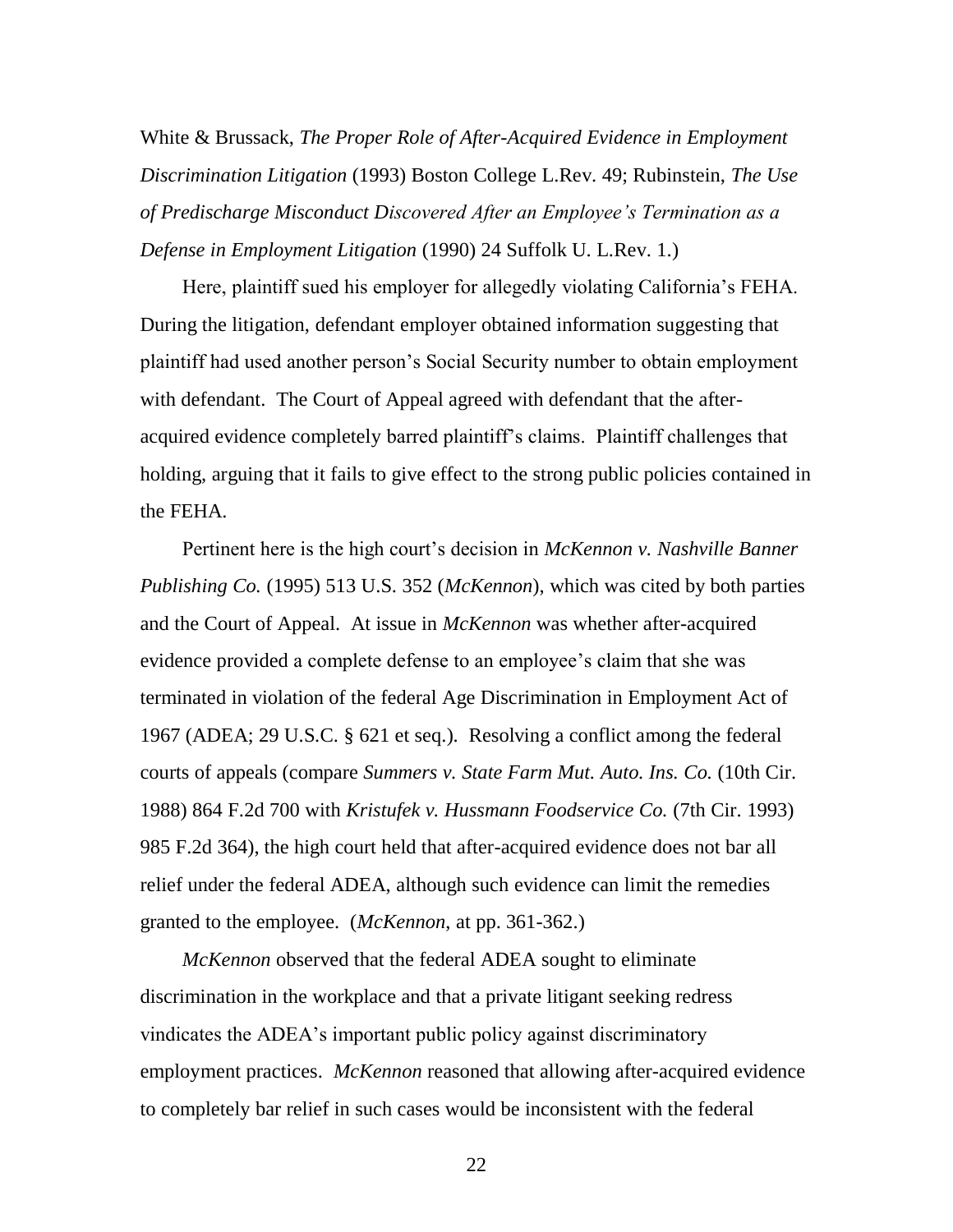White & Brussack, *The Proper Role of After-Acquired Evidence in Employment Discrimination Litigation* (1993) Boston College L.Rev. 49; Rubinstein, *The Use of Predischarge Misconduct Discovered After an Employee's Termination as a Defense in Employment Litigation* (1990) 24 Suffolk U. L.Rev. 1.)

Here, plaintiff sued his employer for allegedly violating California's FEHA. During the litigation, defendant employer obtained information suggesting that plaintiff had used another person's Social Security number to obtain employment with defendant. The Court of Appeal agreed with defendant that the after-acquired evidence completely barred plaintiff's claims. Plaintiff challenges that holding, arguing that it fails to give effect to the strong public policies contained in the FEHA.

Pertinent here is the high court's decision in *McKennon v. Nashville Banner Publishing Co.* (1995) 513 U.S. 352 (*McKennon*), which was cited by both parties and the Court of Appeal. At issue in *McKennon* was whether after-acquired evidence provided a complete defense to an employee's claim that she was terminated in violation of the federal Age Discrimination in Employment Act of 1967 (ADEA; 29 U.S.C. § 621 et seq.). Resolving a conflict among the federal courts of appeals (compare *Summers v. State Farm Mut. Auto. Ins. Co.* (10th Cir. 1988) 864 F.2d 700 with *Kristufek v. Hussmann Foodservice Co.* (7th Cir. 1993) 985 F.2d 364), the high court held that after-acquired evidence does not bar all relief under the federal ADEA, although such evidence can limit the remedies granted to the employee. (*McKennon*, at pp. 361-362.)

*McKennon* observed that the federal ADEA sought to eliminate discrimination in the workplace and that a private litigant seeking redress vindicates the ADEA's important public policy against discriminatory employment practices. *McKennon* reasoned that allowing after-acquired evidence to completely bar relief in such cases would be inconsistent with the federal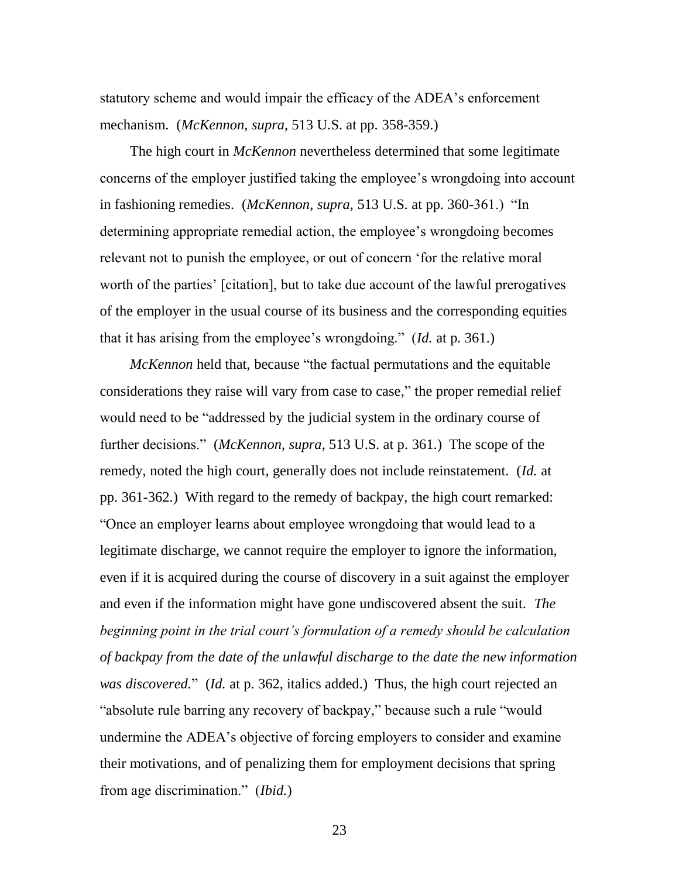statutory scheme and would impair the efficacy of the ADEA's enforcement mechanism. (*McKennon, supra*, 513 U.S. at pp. 358-359.)

The high court in *McKennon* nevertheless determined that some legitimate concerns of the employer justified taking the employee's wrongdoing into account in fashioning remedies. (*McKennon, supra*, 513 U.S. at pp. 360-361.) "In determining appropriate remedial action, the employee's wrongdoing becomes relevant not to punish the employee, or out of concern 'for the relative moral worth of the parties' [citation], but to take due account of the lawful prerogatives of the employer in the usual course of its business and the corresponding equities that it has arising from the employee's wrongdoing." (*Id.* at p. 361.)

*McKennon* held that, because "the factual permutations and the equitable considerations they raise will vary from case to case," the proper remedial relief would need to be "addressed by the judicial system in the ordinary course of further decisions." (*McKennon, supra*, 513 U.S. at p. 361.) The scope of the remedy, noted the high court, generally does not include reinstatement. (*Id.* at pp. 361-362.) With regard to the remedy of backpay, the high court remarked: "Once an employer learns about employee wrongdoing that would lead to a legitimate discharge, we cannot require the employer to ignore the information, even if it is acquired during the course of discovery in a suit against the employer and even if the information might have gone undiscovered absent the suit. *The beginning point in the trial court's formulation of a remedy should be calculation of backpay from the date of the unlawful discharge to the date the new information was discovered.*" (*Id.* at p. 362, italics added.) Thus, the high court rejected an "absolute rule barring any recovery of backpay," because such a rule "would undermine the ADEA's objective of forcing employers to consider and examine their motivations, and of penalizing them for employment decisions that spring from age discrimination." (*Ibid.*)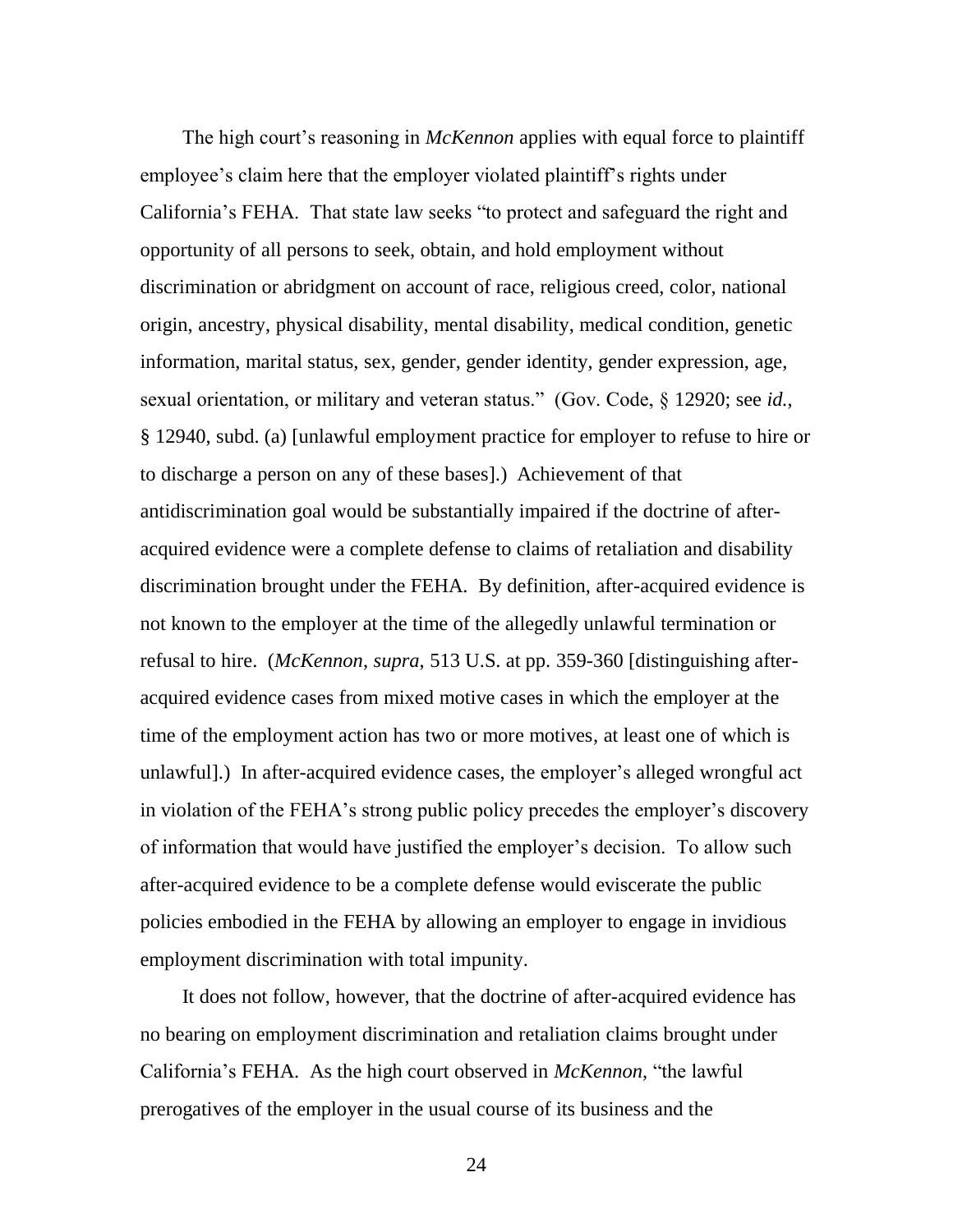The high court's reasoning in *McKennon* applies with equal force to plaintiff employee's claim here that the employer violated plaintiff's rights under California's FEHA. That state law seeks "to protect and safeguard the right and opportunity of all persons to seek, obtain, and hold employment without discrimination or abridgment on account of race, religious creed, color, national origin, ancestry, physical disability, mental disability, medical condition, genetic information, marital status, sex, gender, gender identity, gender expression, age, sexual orientation, or military and veteran status." (Gov. Code, § 12920; see *id.*, § 12940, subd. (a) [unlawful employment practice for employer to refuse to hire or to discharge a person on any of these bases].) Achievement of that antidiscrimination goal would be substantially impaired if the doctrine of after-acquired evidence were a complete defense to claims of retaliation and disability discrimination brought under the FEHA. By definition, after-acquired evidence is not known to the employer at the time of the allegedly unlawful termination or refusal to hire. (*McKennon*, *supra*, 513 U.S. at pp. 359-360 [distinguishing after-acquired evidence cases from mixed motive cases in which the employer at the time of the employment action has two or more motives, at least one of which is unlawful].) In after-acquired evidence cases, the employer's alleged wrongful act in violation of the FEHA's strong public policy precedes the employer's discovery of information that would have justified the employer's decision. To allow such after-acquired evidence to be a complete defense would eviscerate the public policies embodied in the FEHA by allowing an employer to engage in invidious employment discrimination with total impunity.

It does not follow, however, that the doctrine of after-acquired evidence has no bearing on employment discrimination and retaliation claims brought under California's FEHA. As the high court observed in *McKennon*, "the lawful prerogatives of the employer in the usual course of its business and the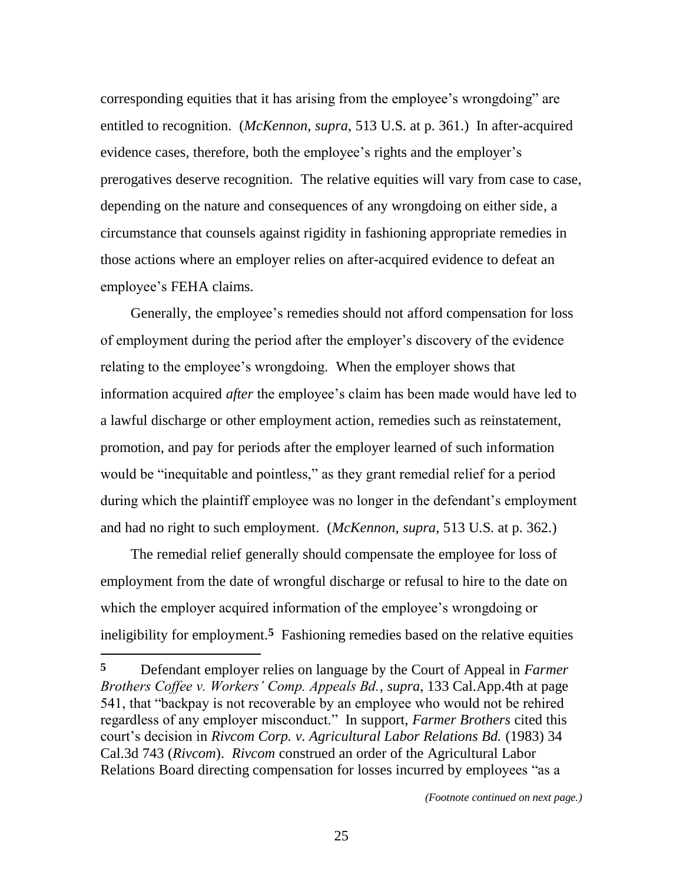corresponding equities that it has arising from the employee's wrongdoing" are entitled to recognition. (*McKennon*, *supra*, 513 U.S. at p. 361.) In after-acquired evidence cases, therefore, both the employee's rights and the employer's prerogatives deserve recognition. The relative equities will vary from case to case, depending on the nature and consequences of any wrongdoing on either side, a circumstance that counsels against rigidity in fashioning appropriate remedies in those actions where an employer relies on after-acquired evidence to defeat an employee's FEHA claims.

Generally, the employee's remedies should not afford compensation for loss of employment during the period after the employer's discovery of the evidence relating to the employee's wrongdoing. When the employer shows that information acquired *after* the employee's claim has been made would have led to a lawful discharge or other employment action, remedies such as reinstatement, promotion, and pay for periods after the employer learned of such information would be "inequitable and pointless," as they grant remedial relief for a period during which the plaintiff employee was no longer in the defendant's employment and had no right to such employment. (*McKennon*, *supra*, 513 U.S. at p. 362.)

The remedial relief generally should compensate the employee for loss of employment from the date of wrongful discharge or refusal to hire to the date on which the employer acquired information of the employee's wrongdoing or ineligibility for employment.[5] Fashioning remedies based on the relative equities

---

[5] Defendant employer relies on language by the Court of Appeal in *Farmer Brothers Coffee v. Workers' Comp. Appeals Bd.*, *supra*, 133 Cal.App.4th at page 541, that "backpay is not recoverable by an employee who would not be rehired regardless of any employer misconduct." In support, *Farmer Brothers* cited this court's decision in *Rivcom Corp. v. Agricultural Labor Relations Bd.* (1983) 34 Cal.3d 743 (*Rivcom*). *Rivcom* construed an order of the Agricultural Labor Relations Board directing compensation for losses incurred by employees "as a

*(Footnote continued on next page.)*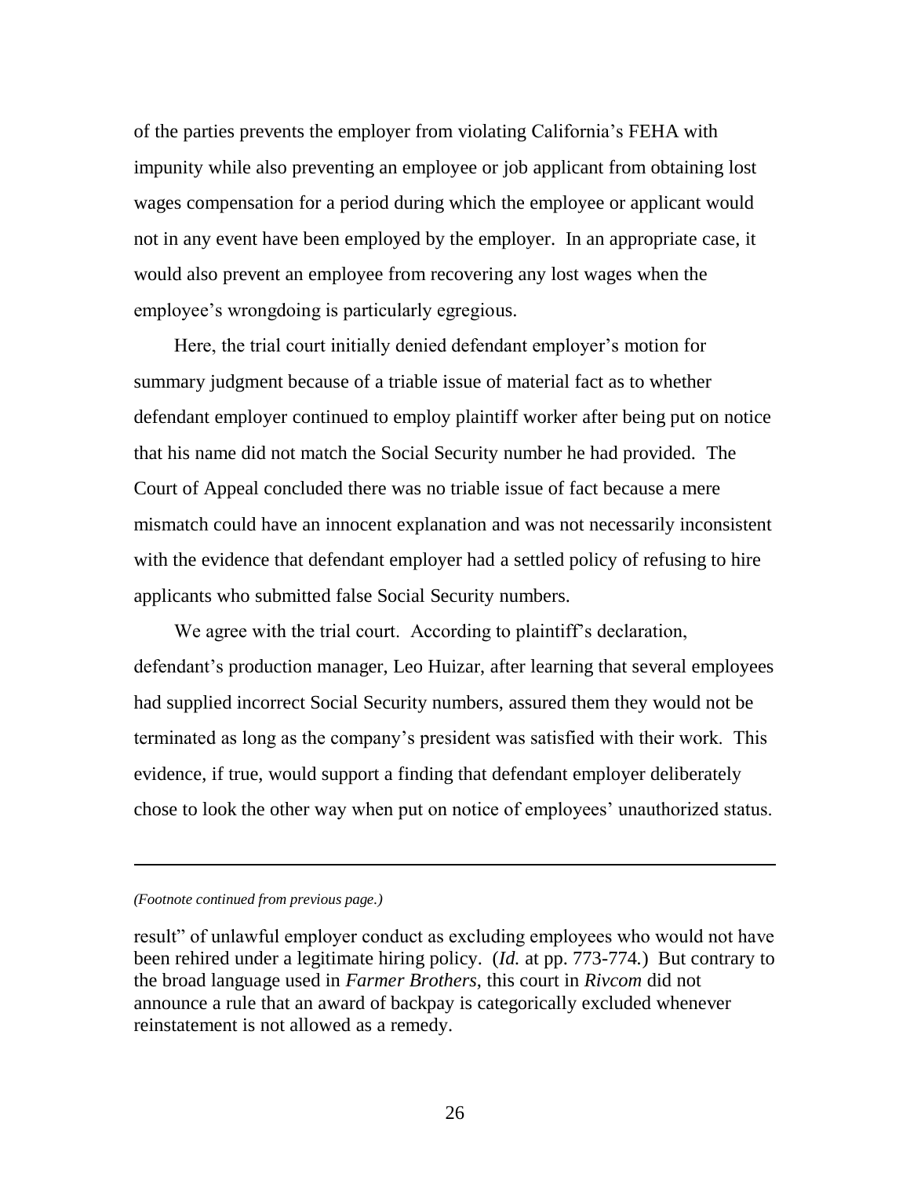of the parties prevents the employer from violating California's FEHA with impunity while also preventing an employee or job applicant from obtaining lost wages compensation for a period during which the employee or applicant would not in any event have been employed by the employer. In an appropriate case, it would also prevent an employee from recovering any lost wages when the employee's wrongdoing is particularly egregious.

Here, the trial court initially denied defendant employer's motion for summary judgment because of a triable issue of material fact as to whether defendant employer continued to employ plaintiff worker after being put on notice that his name did not match the Social Security number he had provided. The Court of Appeal concluded there was no triable issue of fact because a mere mismatch could have an innocent explanation and was not necessarily inconsistent with the evidence that defendant employer had a settled policy of refusing to hire applicants who submitted false Social Security numbers.

We agree with the trial court. According to plaintiff's declaration, defendant's production manager, Leo Huizar, after learning that several employees had supplied incorrect Social Security numbers, assured them they would not be terminated as long as the company's president was satisfied with their work. This evidence, if true, would support a finding that defendant employer deliberately chose to look the other way when put on notice of employees' unauthorized status.

---

*(Footnote continued from previous page.)*

result" of unlawful employer conduct as excluding employees who would not have been rehired under a legitimate hiring policy. (*Id.* at pp. 773-774.) But contrary to the broad language used in *Farmer Brothers*, this court in *Rivcom* did not announce a rule that an award of backpay is categorically excluded whenever reinstatement is not allowed as a remedy.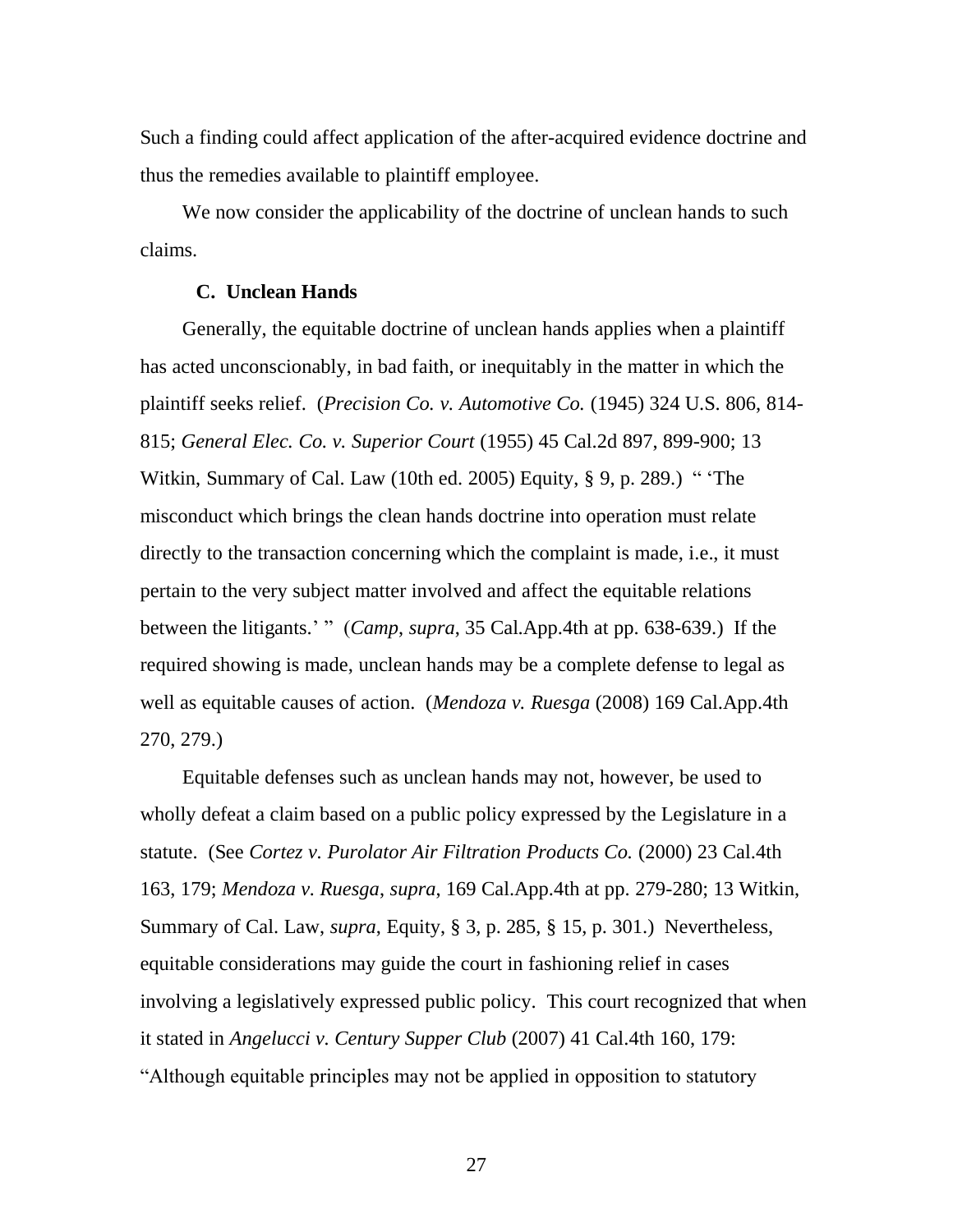Such a finding could affect application of the after-acquired evidence doctrine and thus the remedies available to plaintiff employee.

We now consider the applicability of the doctrine of unclean hands to such claims.

### C. Unclean Hands

Generally, the equitable doctrine of unclean hands applies when a plaintiff has acted unconscionably, in bad faith, or inequitably in the matter in which the plaintiff seeks relief. (*Precision Co. v. Automotive Co.* (1945) 324 U.S. 806, 814-815; *General Elec. Co. v. Superior Court* (1955) 45 Cal.2d 897, 899-900; 13 Witkin, Summary of Cal. Law (10th ed. 2005) Equity, § 9, p. 289.) " 'The misconduct which brings the clean hands doctrine into operation must relate directly to the transaction concerning which the complaint is made, i.e., it must pertain to the very subject matter involved and affect the equitable relations between the litigants.' " (*Camp*, *supra*, 35 Cal.App.4th at pp. 638-639.) If the required showing is made, unclean hands may be a complete defense to legal as well as equitable causes of action. (*Mendoza v. Ruesga* (2008) 169 Cal.App.4th 270, 279.)

Equitable defenses such as unclean hands may not, however, be used to wholly defeat a claim based on a public policy expressed by the Legislature in a statute. (See *Cortez v. Purolator Air Filtration Products Co.* (2000) 23 Cal.4th 163, 179; *Mendoza v. Ruesga*, *supra*, 169 Cal.App.4th at pp. 279-280; 13 Witkin, Summary of Cal. Law, *supra*, Equity, § 3, p. 285, § 15, p. 301.) Nevertheless, equitable considerations may guide the court in fashioning relief in cases involving a legislatively expressed public policy. This court recognized that when it stated in *Angelucci v. Century Supper Club* (2007) 41 Cal.4th 160, 179: "Although equitable principles may not be applied in opposition to statutory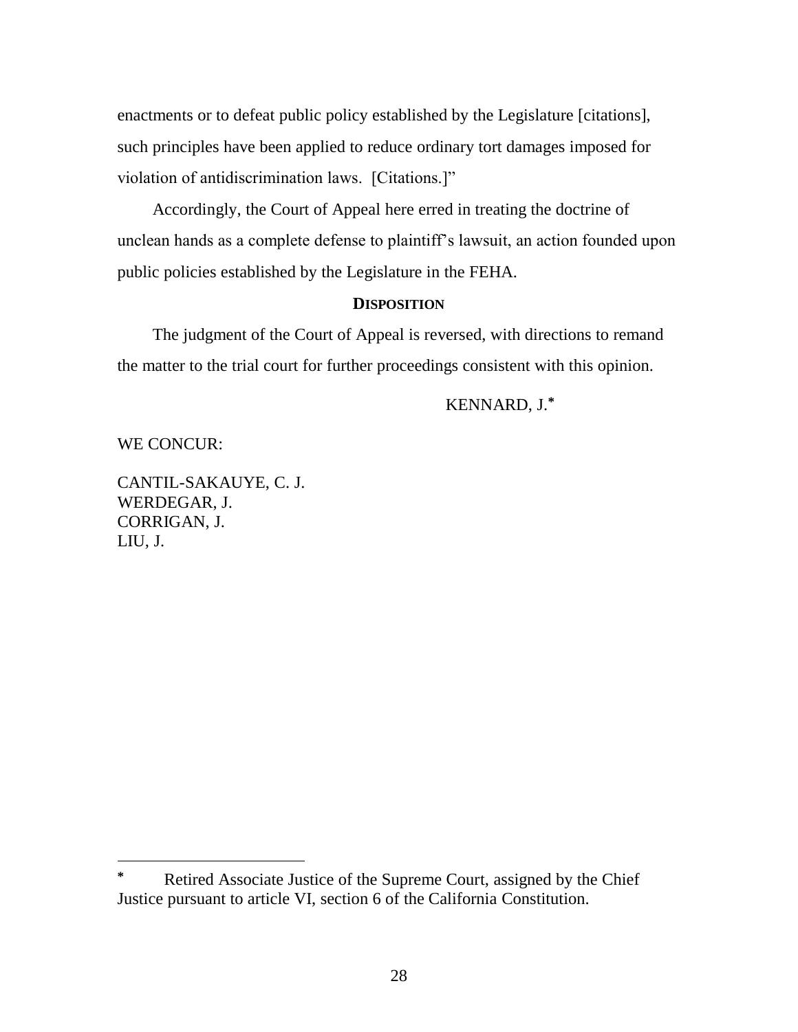enactments or to defeat public policy established by the Legislature [citations], such principles have been applied to reduce ordinary tort damages imposed for violation of antidiscrimination laws. [Citations.]"

Accordingly, the Court of Appeal here erred in treating the doctrine of unclean hands as a complete defense to plaintiff's lawsuit, an action founded upon public policies established by the Legislature in the FEHA.

## DISPOSITION

The judgment of the Court of Appeal is reversed, with directions to remand the matter to the trial court for further proceedings consistent with this opinion.

KENNARD, J.*

WE CONCUR:

CANTIL-SAKAUYE, C. J.
WERDEGAR, J.
CORRIGAN, J.
LIU, J.

---

* Retired Associate Justice of the Supreme Court, assigned by the Chief Justice pursuant to article VI, section 6 of the California Constitution.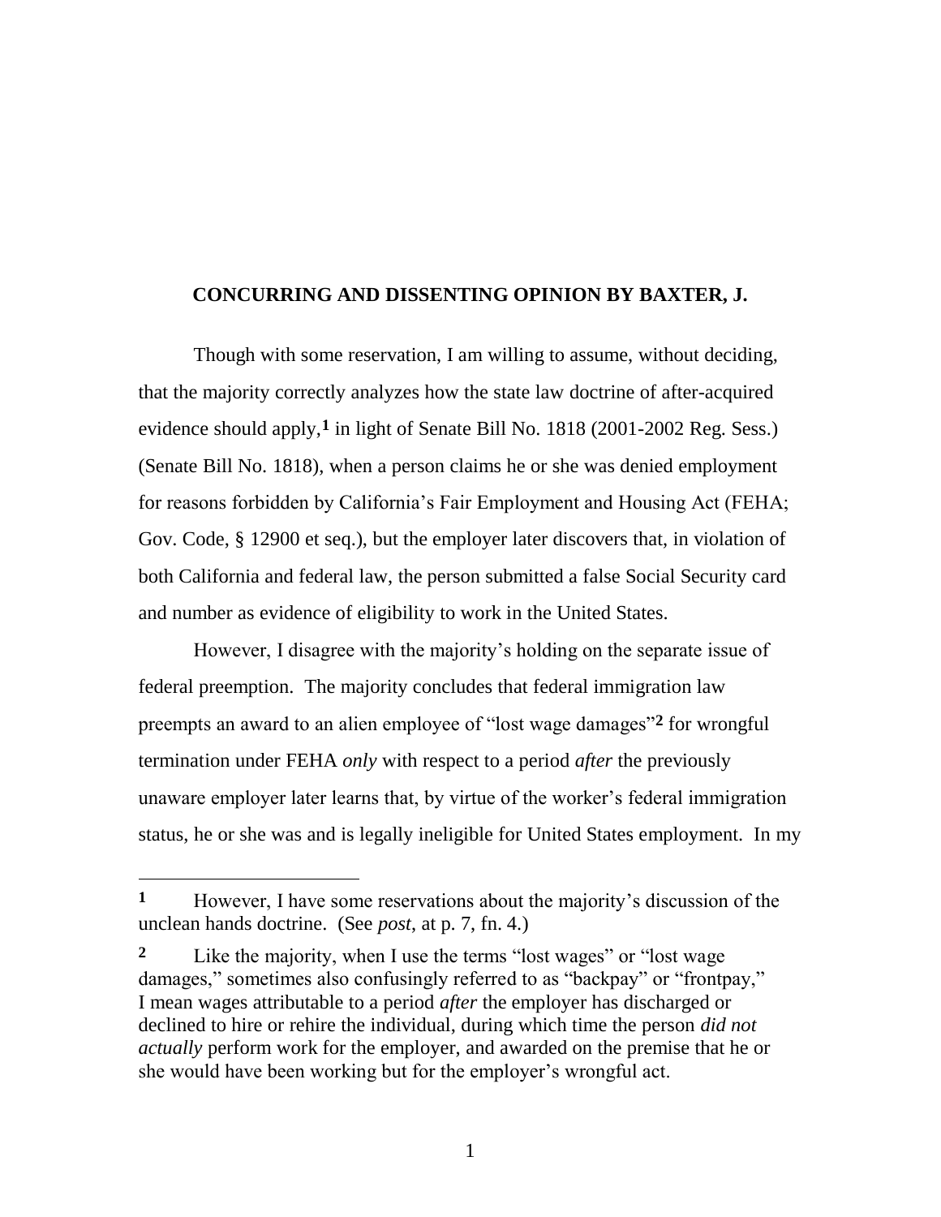**CONCURRING AND DISSENTING OPINION BY BAXTER, J.**

Though with some reservation, I am willing to assume, without deciding, that the majority correctly analyzes how the state law doctrine of after-acquired evidence should apply,[1] in light of Senate Bill No. 1818 (2001-2002 Reg. Sess.) (Senate Bill No. 1818), when a person claims he or she was denied employment for reasons forbidden by California's Fair Employment and Housing Act (FEHA; Gov. Code, § 12900 et seq.), but the employer later discovers that, in violation of both California and federal law, the person submitted a false Social Security card and number as evidence of eligibility to work in the United States.

However, I disagree with the majority's holding on the separate issue of federal preemption. The majority concludes that federal immigration law preempts an award to an alien employee of "lost wage damages"[2] for wrongful termination under FEHA *only* with respect to a period *after* the previously unaware employer later learns that, by virtue of the worker's federal immigration status, he or she was and is legally ineligible for United States employment. In my

---

[1] However, I have some reservations about the majority's discussion of the unclean hands doctrine. (See *post*, at p. 7, fn. 4.)

[2] Like the majority, when I use the terms "lost wages" or "lost wage damages," sometimes also confusingly referred to as "backpay" or "frontpay," I mean wages attributable to a period *after* the employer has discharged or declined to hire or rehire the individual, during which time the person *did not actually* perform work for the employer, and awarded on the premise that he or she would have been working but for the employer's wrongful act.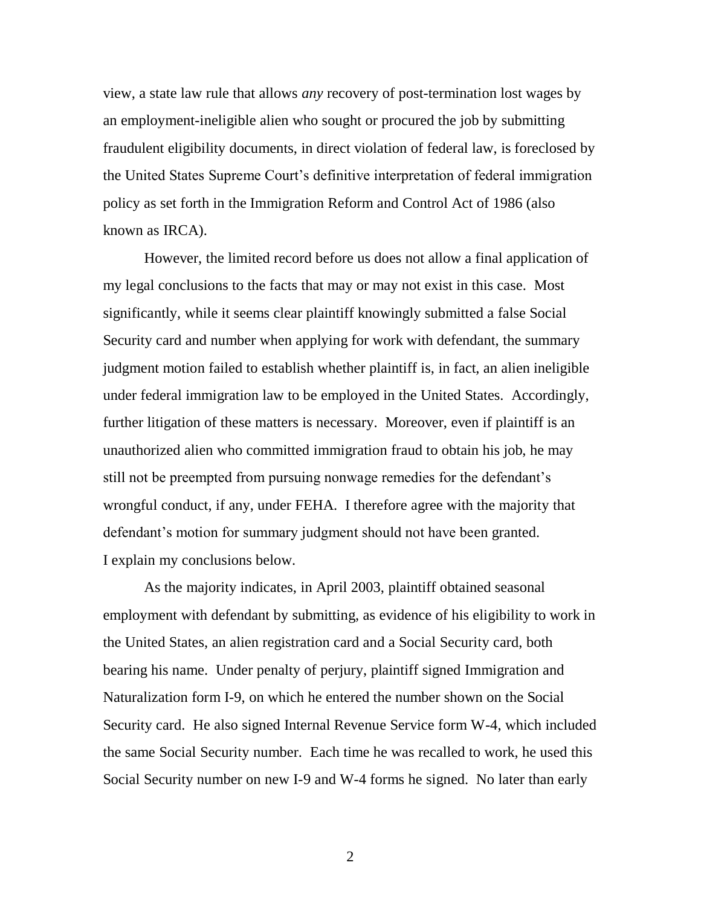view, a state law rule that allows *any* recovery of post-termination lost wages by an employment-ineligible alien who sought or procured the job by submitting fraudulent eligibility documents, in direct violation of federal law, is foreclosed by the United States Supreme Court's definitive interpretation of federal immigration policy as set forth in the Immigration Reform and Control Act of 1986 (also known as IRCA).

However, the limited record before us does not allow a final application of my legal conclusions to the facts that may or may not exist in this case. Most significantly, while it seems clear plaintiff knowingly submitted a false Social Security card and number when applying for work with defendant, the summary judgment motion failed to establish whether plaintiff is, in fact, an alien ineligible under federal immigration law to be employed in the United States. Accordingly, further litigation of these matters is necessary. Moreover, even if plaintiff is an unauthorized alien who committed immigration fraud to obtain his job, he may still not be preempted from pursuing nonwage remedies for the defendant's wrongful conduct, if any, under FEHA. I therefore agree with the majority that defendant's motion for summary judgment should not have been granted. I explain my conclusions below.

As the majority indicates, in April 2003, plaintiff obtained seasonal employment with defendant by submitting, as evidence of his eligibility to work in the United States, an alien registration card and a Social Security card, both bearing his name. Under penalty of perjury, plaintiff signed Immigration and Naturalization form I-9, on which he entered the number shown on the Social Security card. He also signed Internal Revenue Service form W-4, which included the same Social Security number. Each time he was recalled to work, he used this Social Security number on new I-9 and W-4 forms he signed. No later than early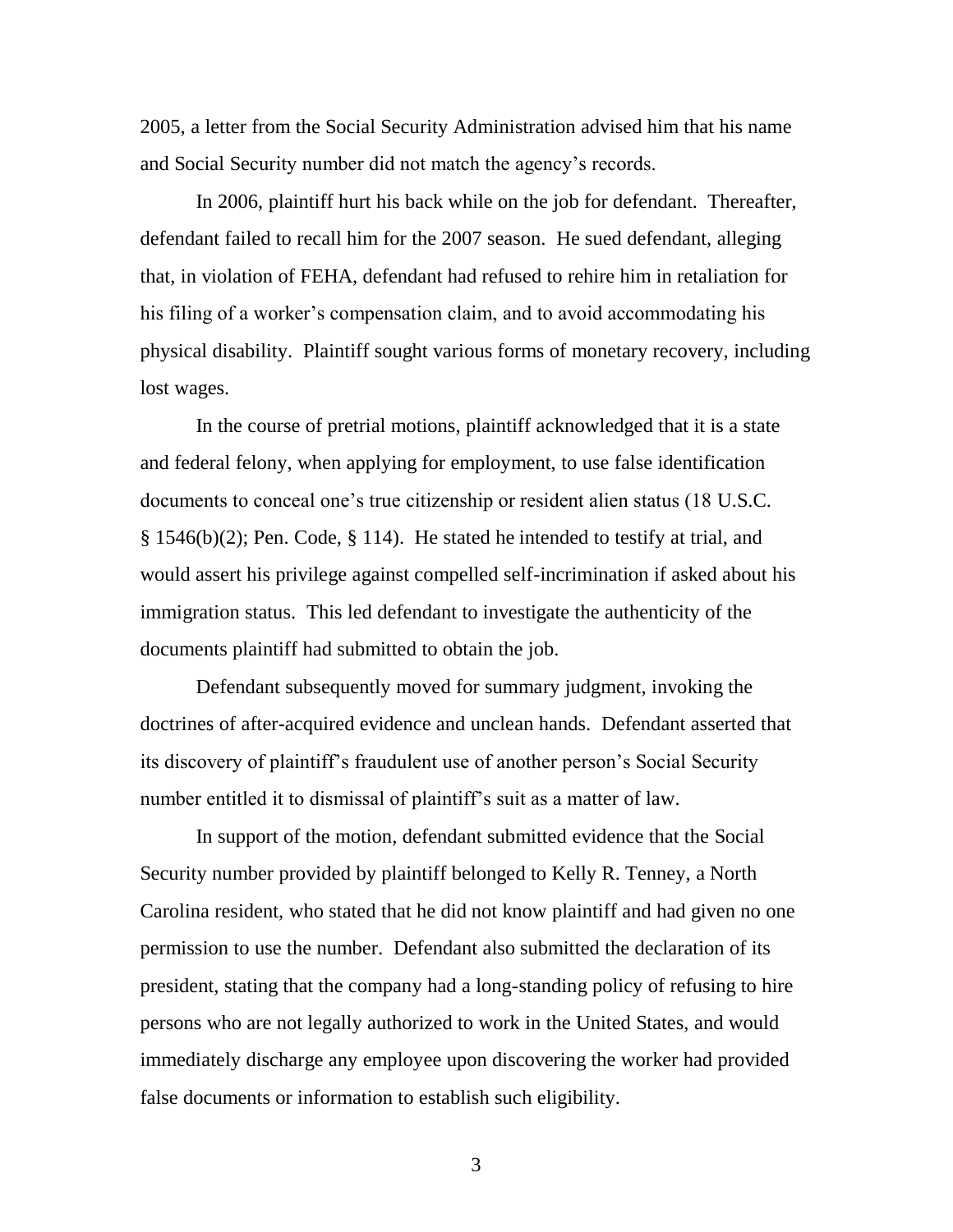2005, a letter from the Social Security Administration advised him that his name and Social Security number did not match the agency's records.

In 2006, plaintiff hurt his back while on the job for defendant. Thereafter, defendant failed to recall him for the 2007 season. He sued defendant, alleging that, in violation of FEHA, defendant had refused to rehire him in retaliation for his filing of a worker's compensation claim, and to avoid accommodating his physical disability. Plaintiff sought various forms of monetary recovery, including lost wages.

In the course of pretrial motions, plaintiff acknowledged that it is a state and federal felony, when applying for employment, to use false identification documents to conceal one's true citizenship or resident alien status (18 U.S.C. § 1546(b)(2); Pen. Code, § 114). He stated he intended to testify at trial, and would assert his privilege against compelled self-incrimination if asked about his immigration status. This led defendant to investigate the authenticity of the documents plaintiff had submitted to obtain the job.

Defendant subsequently moved for summary judgment, invoking the doctrines of after-acquired evidence and unclean hands. Defendant asserted that its discovery of plaintiff's fraudulent use of another person's Social Security number entitled it to dismissal of plaintiff's suit as a matter of law.

In support of the motion, defendant submitted evidence that the Social Security number provided by plaintiff belonged to Kelly R. Tenney, a North Carolina resident, who stated that he did not know plaintiff and had given no one permission to use the number. Defendant also submitted the declaration of its president, stating that the company had a long-standing policy of refusing to hire persons who are not legally authorized to work in the United States, and would immediately discharge any employee upon discovering the worker had provided false documents or information to establish such eligibility.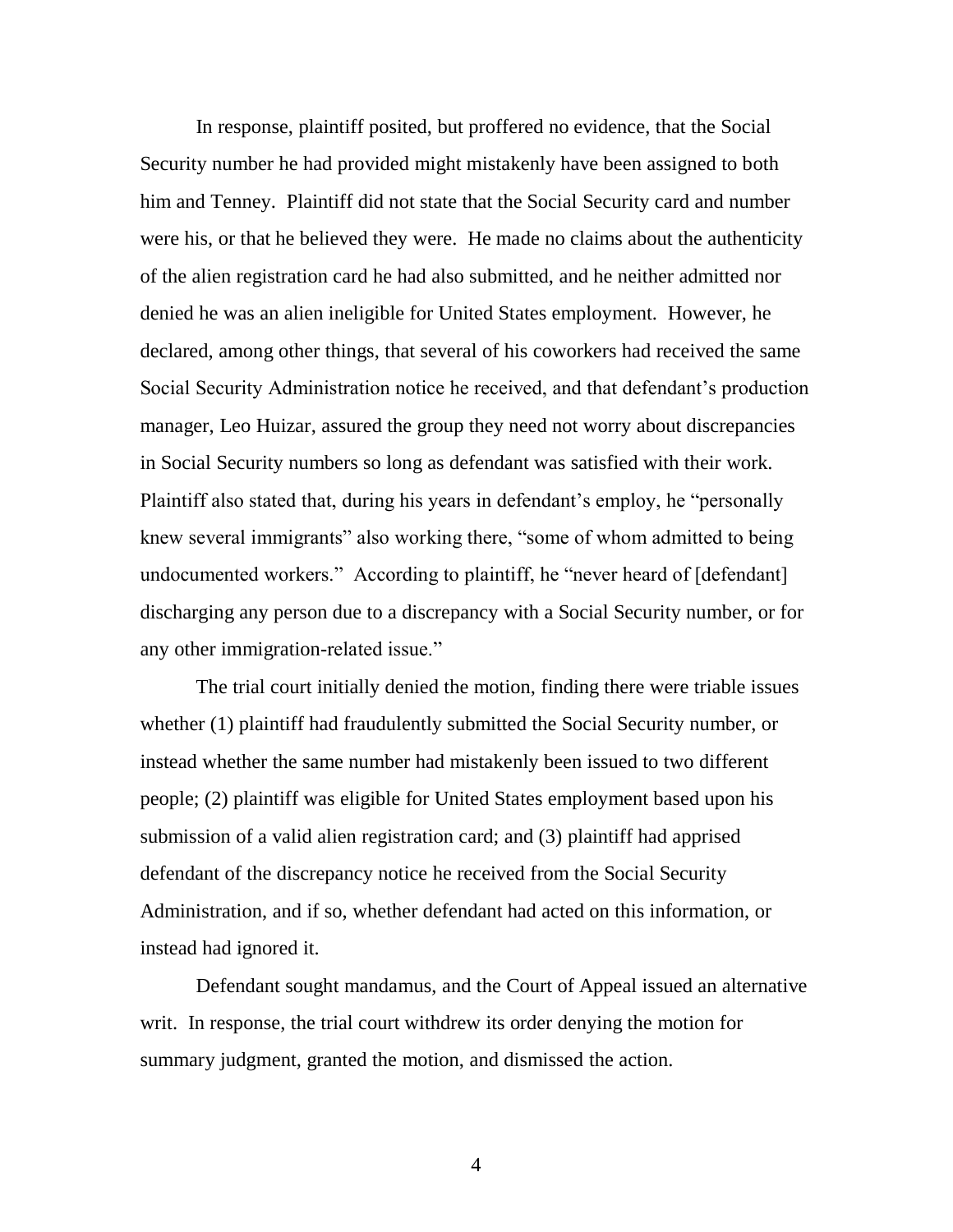In response, plaintiff posited, but proffered no evidence, that the Social Security number he had provided might mistakenly have been assigned to both him and Tenney. Plaintiff did not state that the Social Security card and number were his, or that he believed they were. He made no claims about the authenticity of the alien registration card he had also submitted, and he neither admitted nor denied he was an alien ineligible for United States employment. However, he declared, among other things, that several of his coworkers had received the same Social Security Administration notice he received, and that defendant's production manager, Leo Huizar, assured the group they need not worry about discrepancies in Social Security numbers so long as defendant was satisfied with their work. Plaintiff also stated that, during his years in defendant's employ, he "personally knew several immigrants" also working there, "some of whom admitted to being undocumented workers." According to plaintiff, he "never heard of [defendant] discharging any person due to a discrepancy with a Social Security number, or for any other immigration-related issue."

The trial court initially denied the motion, finding there were triable issues whether (1) plaintiff had fraudulently submitted the Social Security number, or instead whether the same number had mistakenly been issued to two different people; (2) plaintiff was eligible for United States employment based upon his submission of a valid alien registration card; and (3) plaintiff had apprised defendant of the discrepancy notice he received from the Social Security Administration, and if so, whether defendant had acted on this information, or instead had ignored it.

Defendant sought mandamus, and the Court of Appeal issued an alternative writ. In response, the trial court withdrew its order denying the motion for summary judgment, granted the motion, and dismissed the action.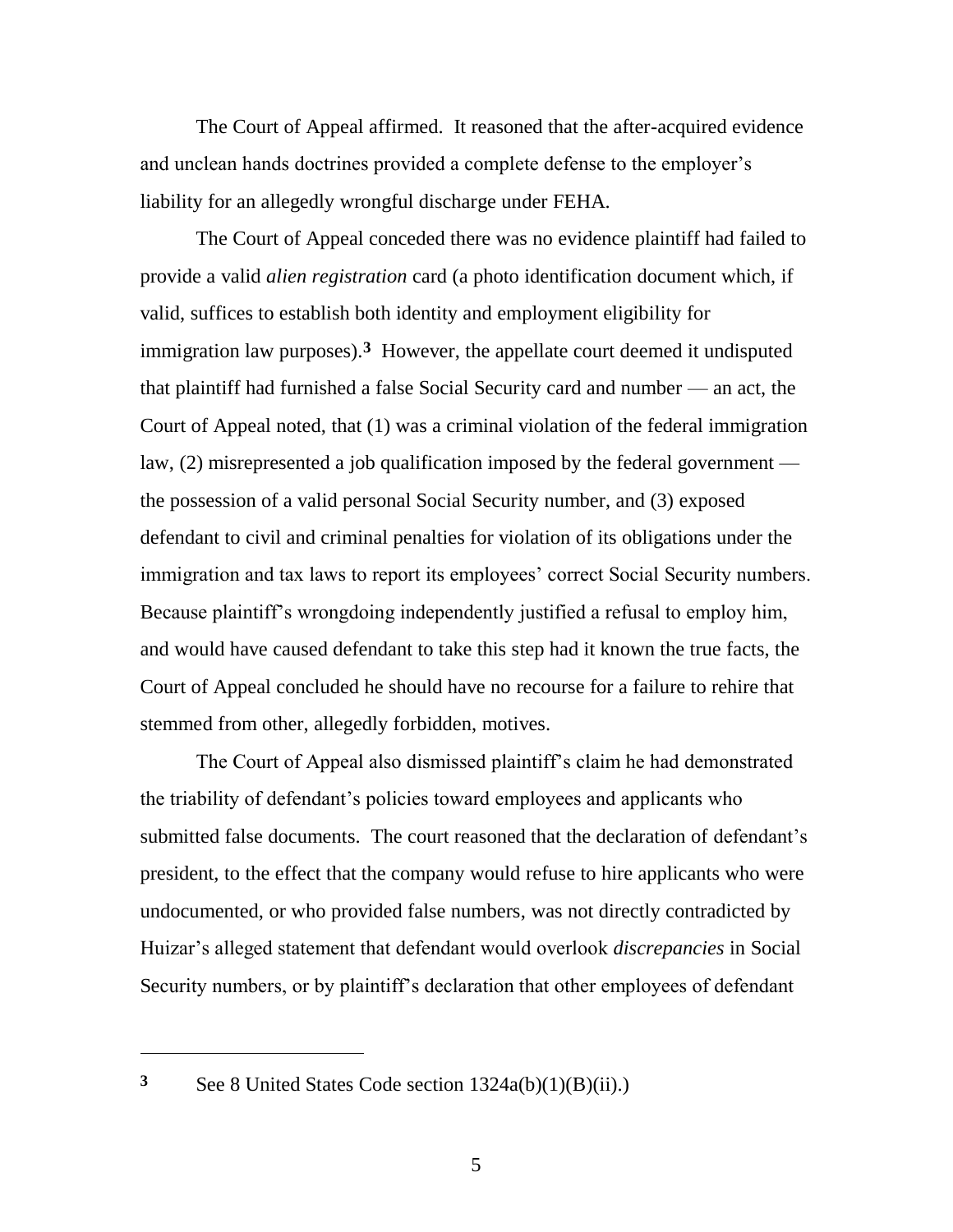The Court of Appeal affirmed. It reasoned that the after-acquired evidence and unclean hands doctrines provided a complete defense to the employer's liability for an allegedly wrongful discharge under FEHA.

The Court of Appeal conceded there was no evidence plaintiff had failed to provide a valid *alien registration* card (a photo identification document which, if valid, suffices to establish both identity and employment eligibility for immigration law purposes).[3] However, the appellate court deemed it undisputed that plaintiff had furnished a false Social Security card and number — an act, the Court of Appeal noted, that (1) was a criminal violation of the federal immigration law, (2) misrepresented a job qualification imposed by the federal government — the possession of a valid personal Social Security number, and (3) exposed defendant to civil and criminal penalties for violation of its obligations under the immigration and tax laws to report its employees' correct Social Security numbers. Because plaintiff's wrongdoing independently justified a refusal to employ him, and would have caused defendant to take this step had it known the true facts, the Court of Appeal concluded he should have no recourse for a failure to rehire that stemmed from other, allegedly forbidden, motives.

The Court of Appeal also dismissed plaintiff's claim he had demonstrated the triability of defendant's policies toward employees and applicants who submitted false documents. The court reasoned that the declaration of defendant's president, to the effect that the company would refuse to hire applicants who were undocumented, or who provided false numbers, was not directly contradicted by Huizar's alleged statement that defendant would overlook *discrepancies* in Social Security numbers, or by plaintiff's declaration that other employees of defendant

---

[3] See 8 United States Code section 1324a(b)(1)(B)(ii).)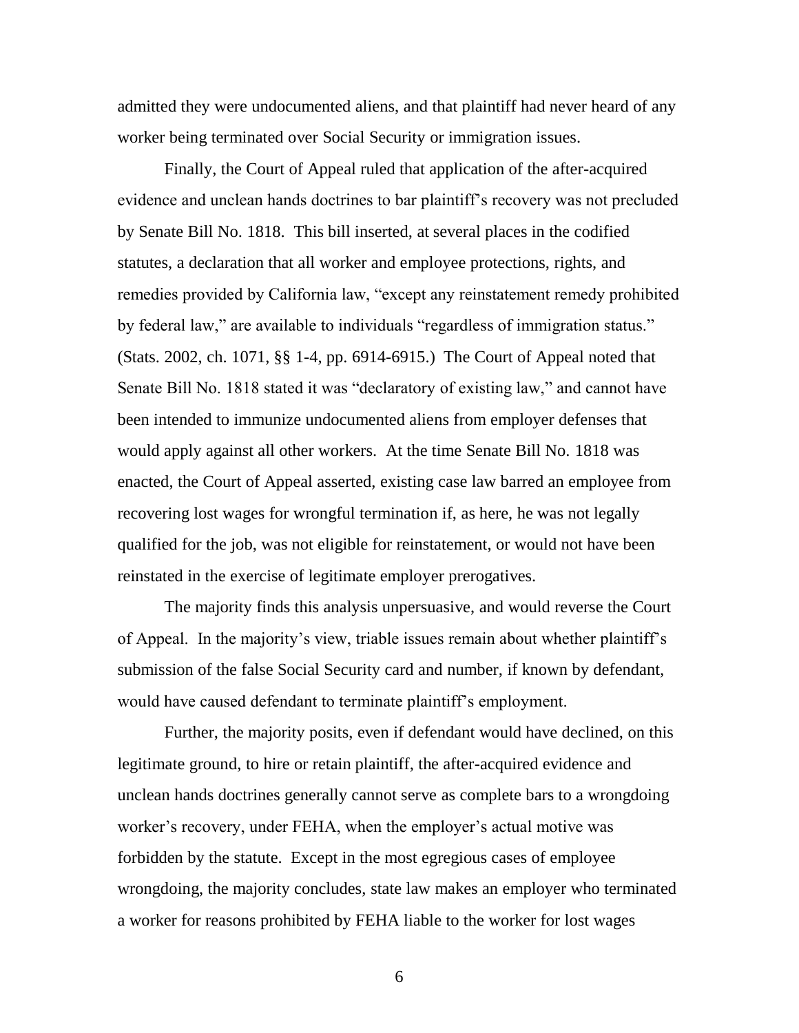admitted they were undocumented aliens, and that plaintiff had never heard of any worker being terminated over Social Security or immigration issues.

Finally, the Court of Appeal ruled that application of the after-acquired evidence and unclean hands doctrines to bar plaintiff's recovery was not precluded by Senate Bill No. 1818. This bill inserted, at several places in the codified statutes, a declaration that all worker and employee protections, rights, and remedies provided by California law, "except any reinstatement remedy prohibited by federal law," are available to individuals "regardless of immigration status." (Stats. 2002, ch. 1071, §§ 1-4, pp. 6914-6915.) The Court of Appeal noted that Senate Bill No. 1818 stated it was "declaratory of existing law," and cannot have been intended to immunize undocumented aliens from employer defenses that would apply against all other workers. At the time Senate Bill No. 1818 was enacted, the Court of Appeal asserted, existing case law barred an employee from recovering lost wages for wrongful termination if, as here, he was not legally qualified for the job, was not eligible for reinstatement, or would not have been reinstated in the exercise of legitimate employer prerogatives.

The majority finds this analysis unpersuasive, and would reverse the Court of Appeal. In the majority's view, triable issues remain about whether plaintiff's submission of the false Social Security card and number, if known by defendant, would have caused defendant to terminate plaintiff's employment.

Further, the majority posits, even if defendant would have declined, on this legitimate ground, to hire or retain plaintiff, the after-acquired evidence and unclean hands doctrines generally cannot serve as complete bars to a wrongdoing worker's recovery, under FEHA, when the employer's actual motive was forbidden by the statute. Except in the most egregious cases of employee wrongdoing, the majority concludes, state law makes an employer who terminated a worker for reasons prohibited by FEHA liable to the worker for lost wages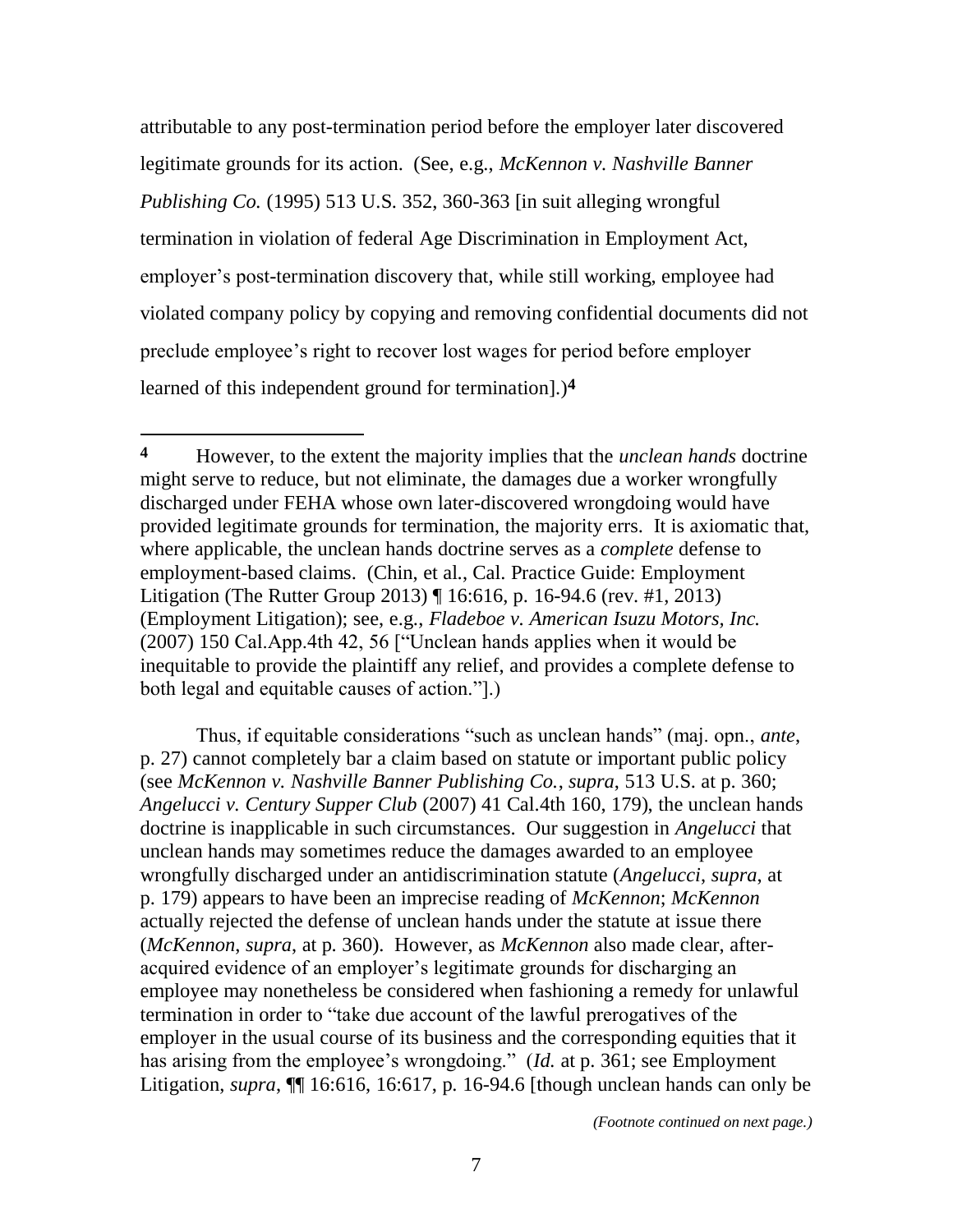attributable to any post-termination period before the employer later discovered legitimate grounds for its action. (See, e.g., *McKennon v. Nashville Banner Publishing Co.* (1995) 513 U.S. 352, 360-363 [in suit alleging wrongful termination in violation of federal Age Discrimination in Employment Act, employer's post-termination discovery that, while still working, employee had violated company policy by copying and removing confidential documents did not preclude employee's right to recover lost wages for period before employer learned of this independent ground for termination].)[4]

---

**4** However, to the extent the majority implies that the *unclean hands* doctrine might serve to reduce, but not eliminate, the damages due a worker wrongfully discharged under FEHA whose own later-discovered wrongdoing would have provided legitimate grounds for termination, the majority errs. It is axiomatic that, where applicable, the unclean hands doctrine serves as a *complete* defense to employment-based claims. (Chin, et al., Cal. Practice Guide: Employment Litigation (The Rutter Group 2013) ¶ 16:616, p. 16-94.6 (rev. #1, 2013) (Employment Litigation); see, e.g., *Fladeboe v. American Isuzu Motors, Inc.* (2007) 150 Cal.App.4th 42, 56 ["Unclean hands applies when it would be inequitable to provide the plaintiff any relief, and provides a complete defense to both legal and equitable causes of action."].)

Thus, if equitable considerations "such as unclean hands" (maj. opn., *ante*, p. 27) cannot completely bar a claim based on statute or important public policy (see *McKennon v. Nashville Banner Publishing Co.*, *supra*, 513 U.S. at p. 360; *Angelucci v. Century Supper Club* (2007) 41 Cal.4th 160, 179), the unclean hands doctrine is inapplicable in such circumstances. Our suggestion in *Angelucci* that unclean hands may sometimes reduce the damages awarded to an employee wrongfully discharged under an antidiscrimination statute (*Angelucci*, *supra*, at p. 179) appears to have been an imprecise reading of *McKennon*; *McKennon* actually rejected the defense of unclean hands under the statute at issue there (*McKennon*, *supra*, at p. 360). However, as *McKennon* also made clear, after-acquired evidence of an employer's legitimate grounds for discharging an employee may nonetheless be considered when fashioning a remedy for unlawful termination in order to "take due account of the lawful prerogatives of the employer in the usual course of its business and the corresponding equities that it has arising from the employee's wrongdoing." (*Id.* at p. 361; see Employment Litigation, *supra*, ¶¶ 16:616, 16:617, p. 16-94.6 [though unclean hands can only be

*(Footnote continued on next page.)*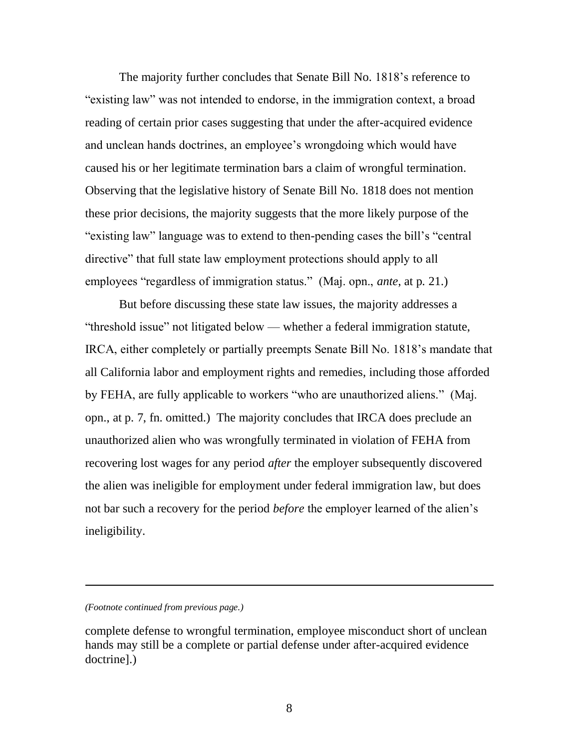The majority further concludes that Senate Bill No. 1818's reference to "existing law" was not intended to endorse, in the immigration context, a broad reading of certain prior cases suggesting that under the after-acquired evidence and unclean hands doctrines, an employee's wrongdoing which would have caused his or her legitimate termination bars a claim of wrongful termination. Observing that the legislative history of Senate Bill No. 1818 does not mention these prior decisions, the majority suggests that the more likely purpose of the "existing law" language was to extend to then-pending cases the bill's "central directive" that full state law employment protections should apply to all employees "regardless of immigration status." (Maj. opn., *ante*, at p. 21.)

But before discussing these state law issues, the majority addresses a "threshold issue" not litigated below — whether a federal immigration statute, IRCA, either completely or partially preempts Senate Bill No. 1818's mandate that all California labor and employment rights and remedies, including those afforded by FEHA, are fully applicable to workers "who are unauthorized aliens." (Maj. opn., at p. 7, fn. omitted.) The majority concludes that IRCA does preclude an unauthorized alien who was wrongfully terminated in violation of FEHA from recovering lost wages for any period *after* the employer subsequently discovered the alien was ineligible for employment under federal immigration law, but does not bar such a recovery for the period *before* the employer learned of the alien's ineligibility.

---

*(Footnote continued from previous page.)*

complete defense to wrongful termination, employee misconduct short of unclean hands may still be a complete or partial defense under after-acquired evidence doctrine].)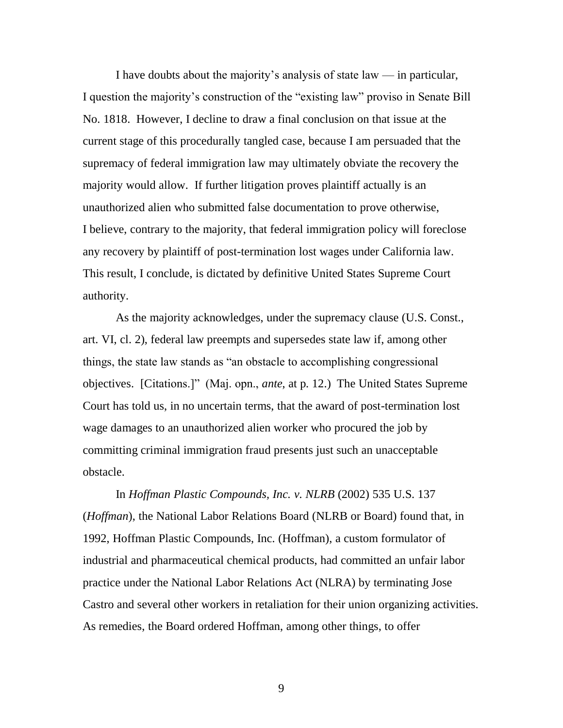I have doubts about the majority's analysis of state law — in particular, I question the majority's construction of the "existing law" proviso in Senate Bill No. 1818. However, I decline to draw a final conclusion on that issue at the current stage of this procedurally tangled case, because I am persuaded that the supremacy of federal immigration law may ultimately obviate the recovery the majority would allow. If further litigation proves plaintiff actually is an unauthorized alien who submitted false documentation to prove otherwise, I believe, contrary to the majority, that federal immigration policy will foreclose any recovery by plaintiff of post-termination lost wages under California law. This result, I conclude, is dictated by definitive United States Supreme Court authority.

As the majority acknowledges, under the supremacy clause (U.S. Const., art. VI, cl. 2), federal law preempts and supersedes state law if, among other things, the state law stands as "an obstacle to accomplishing congressional objectives. [Citations.]" (Maj. opn., *ante*, at p. 12.) The United States Supreme Court has told us, in no uncertain terms, that the award of post-termination lost wage damages to an unauthorized alien worker who procured the job by committing criminal immigration fraud presents just such an unacceptable obstacle.

In *Hoffman Plastic Compounds, Inc. v. NLRB* (2002) 535 U.S. 137 (*Hoffman*), the National Labor Relations Board (NLRB or Board) found that, in 1992, Hoffman Plastic Compounds, Inc. (Hoffman), a custom formulator of industrial and pharmaceutical chemical products, had committed an unfair labor practice under the National Labor Relations Act (NLRA) by terminating Jose Castro and several other workers in retaliation for their union organizing activities. As remedies, the Board ordered Hoffman, among other things, to offer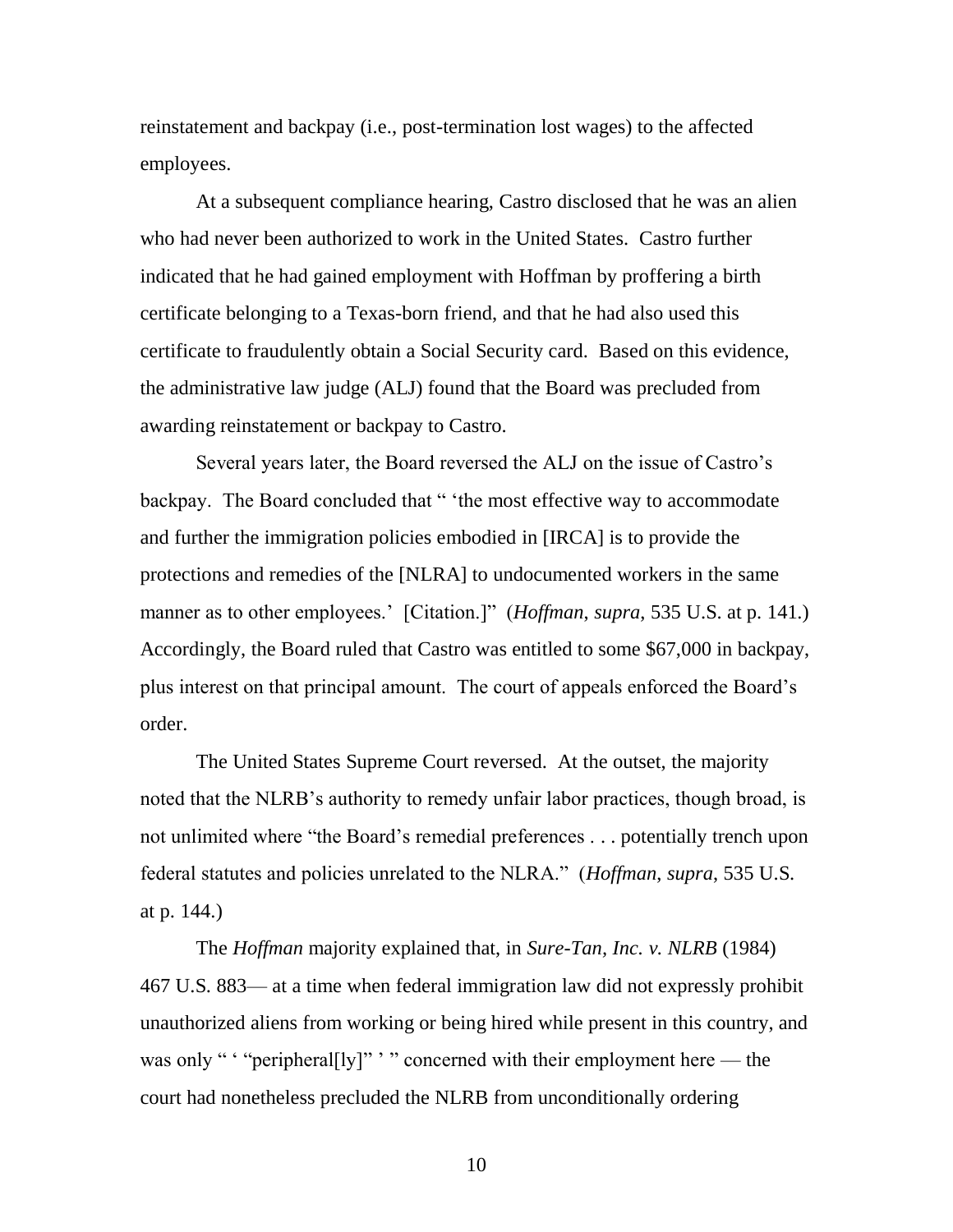reinstatement and backpay (i.e., post-termination lost wages) to the affected employees.

At a subsequent compliance hearing, Castro disclosed that he was an alien who had never been authorized to work in the United States. Castro further indicated that he had gained employment with Hoffman by proffering a birth certificate belonging to a Texas-born friend, and that he had also used this certificate to fraudulently obtain a Social Security card. Based on this evidence, the administrative law judge (ALJ) found that the Board was precluded from awarding reinstatement or backpay to Castro.

Several years later, the Board reversed the ALJ on the issue of Castro's backpay. The Board concluded that " 'the most effective way to accommodate and further the immigration policies embodied in [IRCA] is to provide the protections and remedies of the [NLRA] to undocumented workers in the same manner as to other employees.' [Citation.]" (*Hoffman*, *supra*, 535 U.S. at p. 141.) Accordingly, the Board ruled that Castro was entitled to some $67,000 in backpay, plus interest on that principal amount. The court of appeals enforced the Board's order.

The United States Supreme Court reversed. At the outset, the majority noted that the NLRB's authority to remedy unfair labor practices, though broad, is not unlimited where "the Board's remedial preferences . . . potentially trench upon federal statutes and policies unrelated to the NLRA." (*Hoffman*, *supra*, 535 U.S. at p. 144.)

The *Hoffman* majority explained that, in *Sure-Tan, Inc. v. NLRB* (1984) 467 U.S. 883— at a time when federal immigration law did not expressly prohibit unauthorized aliens from working or being hired while present in this country, and was only " ' "peripheral[ly]" ' " concerned with their employment here — the court had nonetheless precluded the NLRB from unconditionally ordering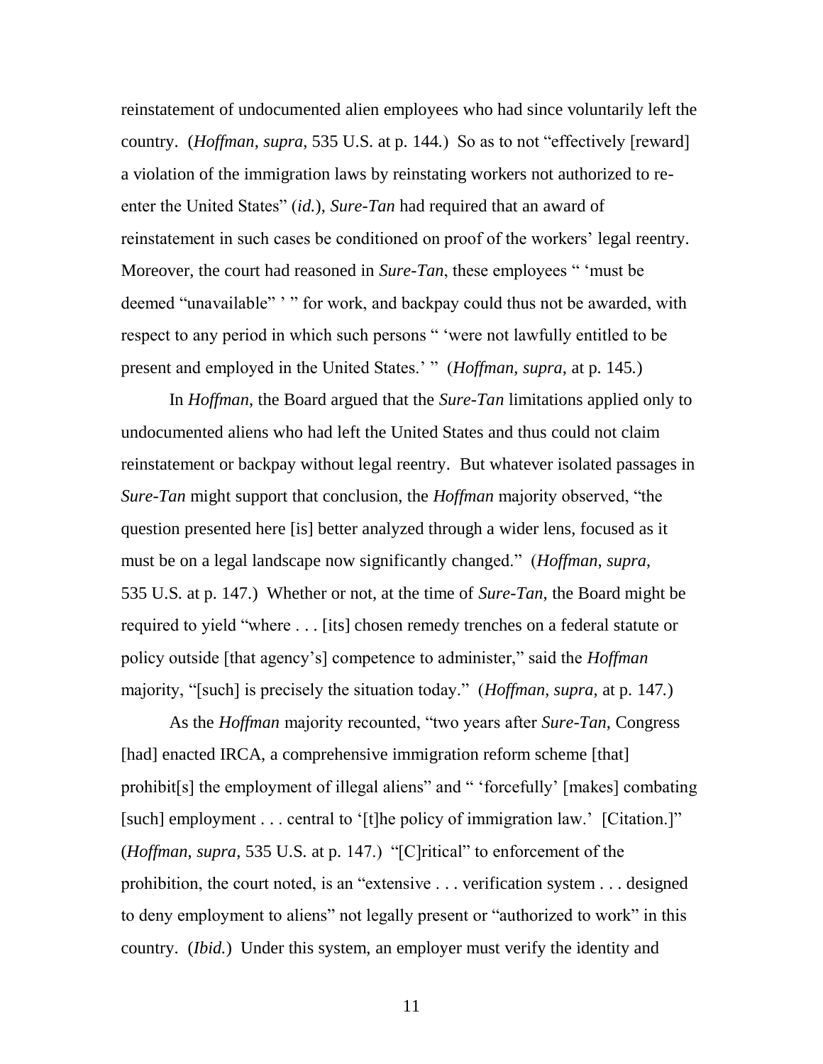reinstatement of undocumented alien employees who had since voluntarily left the country. (*Hoffman*, *supra*, 535 U.S. at p. 144.) So as to not "effectively [reward] a violation of the immigration laws by reinstating workers not authorized to re-enter the United States" (*id.*), *Sure-Tan* had required that an award of reinstatement in such cases be conditioned on proof of the workers' legal reentry. Moreover, the court had reasoned in *Sure-Tan*, these employees " 'must be deemed "unavailable" ' " for work, and backpay could thus not be awarded, with respect to any period in which such persons " 'were not lawfully entitled to be present and employed in the United States.' " (*Hoffman*, *supra*, at p. 145.)

In *Hoffman*, the Board argued that the *Sure-Tan* limitations applied only to undocumented aliens who had left the United States and thus could not claim reinstatement or backpay without legal reentry. But whatever isolated passages in *Sure-Tan* might support that conclusion, the *Hoffman* majority observed, "the question presented here [is] better analyzed through a wider lens, focused as it must be on a legal landscape now significantly changed." (*Hoffman*, *supra*, 535 U.S. at p. 147.) Whether or not, at the time of *Sure-Tan*, the Board might be required to yield "where . . . [its] chosen remedy trenches on a federal statute or policy outside [that agency's] competence to administer," said the *Hoffman* majority, "[such] is precisely the situation today." (*Hoffman*, *supra*, at p. 147.)

As the *Hoffman* majority recounted, "two years after *Sure-Tan*, Congress [had] enacted IRCA, a comprehensive immigration reform scheme [that] prohibit[s] the employment of illegal aliens" and " 'forcefully' [makes] combating [such] employment . . . central to '[t]he policy of immigration law.' [Citation.]" (*Hoffman*, *supra*, 535 U.S. at p. 147.) "[C]ritical" to enforcement of the prohibition, the court noted, is an "extensive . . . verification system . . . designed to deny employment to aliens" not legally present or "authorized to work" in this country. (*Ibid.*) Under this system, an employer must verify the identity and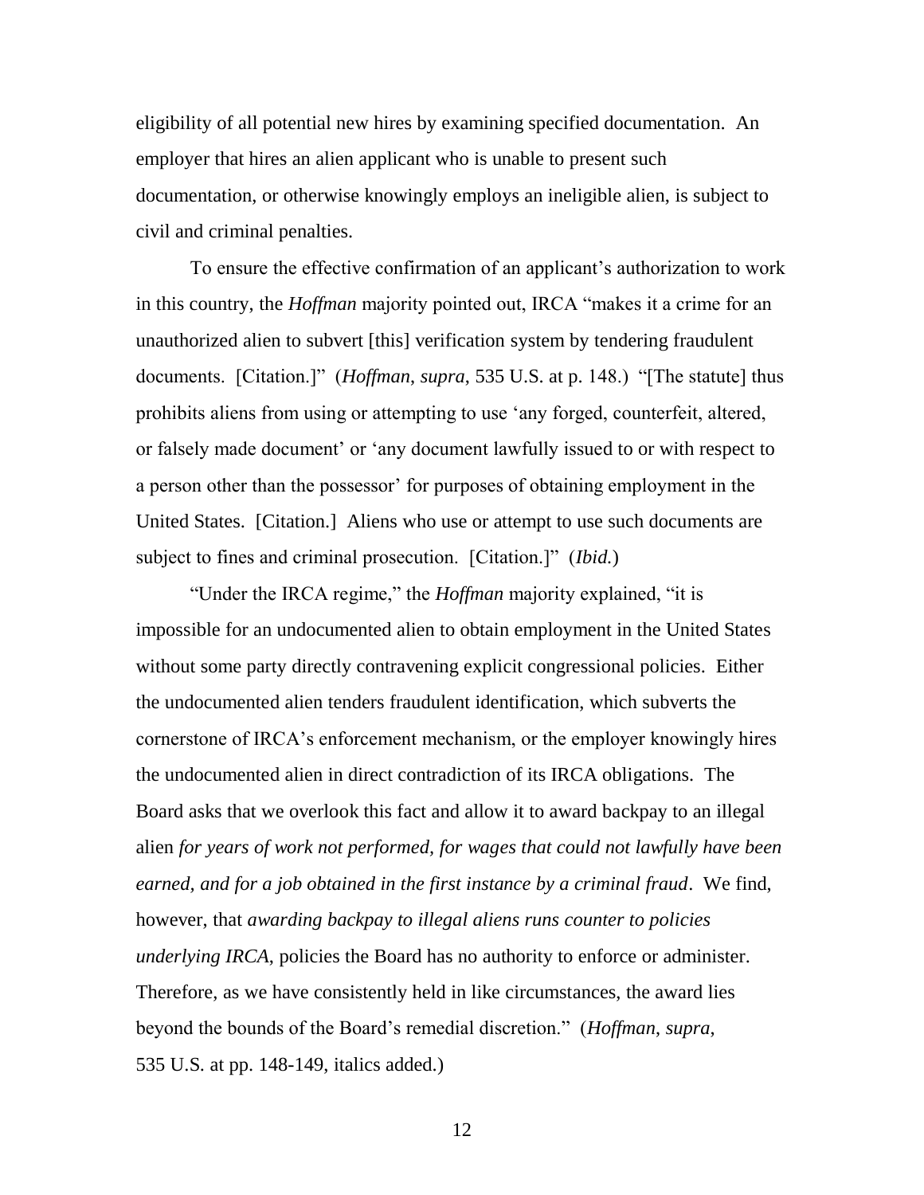eligibility of all potential new hires by examining specified documentation. An employer that hires an alien applicant who is unable to present such documentation, or otherwise knowingly employs an ineligible alien, is subject to civil and criminal penalties.

To ensure the effective confirmation of an applicant's authorization to work in this country, the *Hoffman* majority pointed out, IRCA "makes it a crime for an unauthorized alien to subvert [this] verification system by tendering fraudulent documents. [Citation.]" (*Hoffman*, *supra*, 535 U.S. at p. 148.) "[The statute] thus prohibits aliens from using or attempting to use 'any forged, counterfeit, altered, or falsely made document' or 'any document lawfully issued to or with respect to a person other than the possessor' for purposes of obtaining employment in the United States. [Citation.] Aliens who use or attempt to use such documents are subject to fines and criminal prosecution. [Citation.]" (*Ibid.*)

"Under the IRCA regime," the *Hoffman* majority explained, "it is impossible for an undocumented alien to obtain employment in the United States without some party directly contravening explicit congressional policies. Either the undocumented alien tenders fraudulent identification, which subverts the cornerstone of IRCA's enforcement mechanism, or the employer knowingly hires the undocumented alien in direct contradiction of its IRCA obligations. The Board asks that we overlook this fact and allow it to award backpay to an illegal alien *for years of work not performed, for wages that could not lawfully have been earned, and for a job obtained in the first instance by a criminal fraud*. We find, however, that *awarding backpay to illegal aliens runs counter to policies underlying IRCA*, policies the Board has no authority to enforce or administer. Therefore, as we have consistently held in like circumstances, the award lies beyond the bounds of the Board's remedial discretion." (*Hoffman*, *supra*, 535 U.S. at pp. 148-149, italics added.)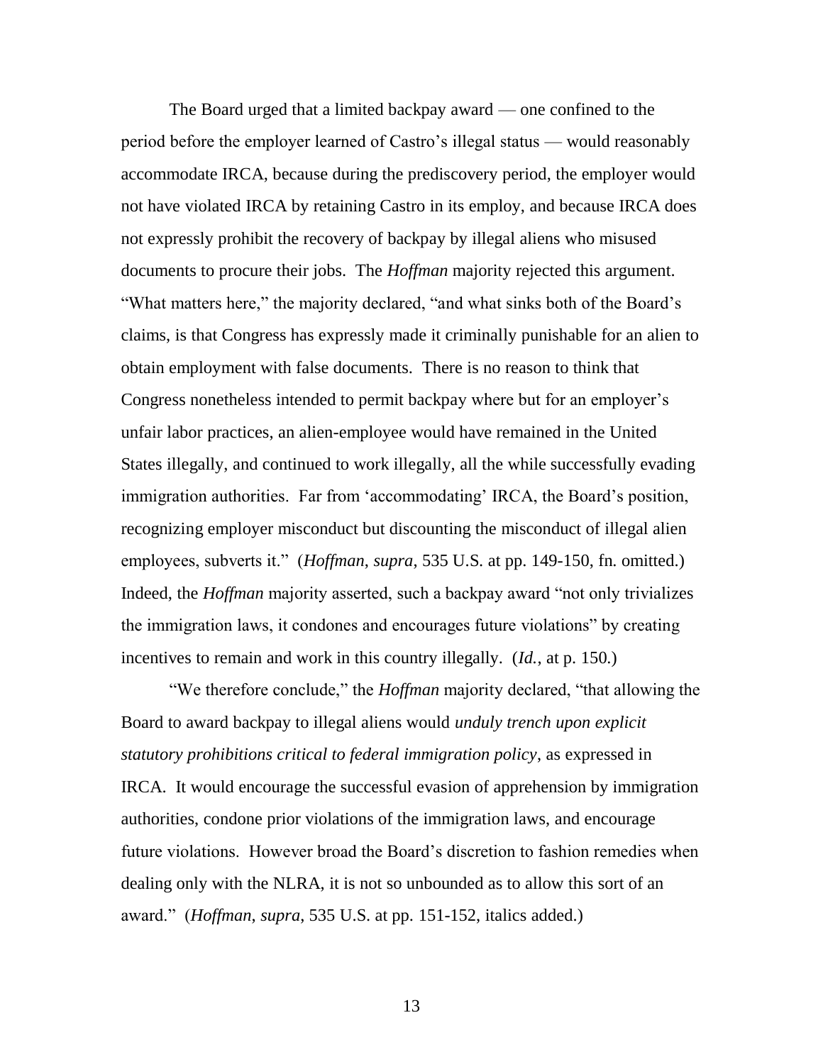The Board urged that a limited backpay award — one confined to the period before the employer learned of Castro's illegal status — would reasonably accommodate IRCA, because during the prediscovery period, the employer would not have violated IRCA by retaining Castro in its employ, and because IRCA does not expressly prohibit the recovery of backpay by illegal aliens who misused documents to procure their jobs. The *Hoffman* majority rejected this argument. "What matters here," the majority declared, "and what sinks both of the Board's claims, is that Congress has expressly made it criminally punishable for an alien to obtain employment with false documents. There is no reason to think that Congress nonetheless intended to permit backpay where but for an employer's unfair labor practices, an alien-employee would have remained in the United States illegally, and continued to work illegally, all the while successfully evading immigration authorities. Far from 'accommodating' IRCA, the Board's position, recognizing employer misconduct but discounting the misconduct of illegal alien employees, subverts it." (*Hoffman*, *supra*, 535 U.S. at pp. 149-150, fn. omitted.) Indeed, the *Hoffman* majority asserted, such a backpay award "not only trivializes the immigration laws, it condones and encourages future violations" by creating incentives to remain and work in this country illegally. (*Id.*, at p. 150.)

"We therefore conclude," the *Hoffman* majority declared, "that allowing the Board to award backpay to illegal aliens would *unduly trench upon explicit statutory prohibitions critical to federal immigration policy*, as expressed in IRCA. It would encourage the successful evasion of apprehension by immigration authorities, condone prior violations of the immigration laws, and encourage future violations. However broad the Board's discretion to fashion remedies when dealing only with the NLRA, it is not so unbounded as to allow this sort of an award." (*Hoffman*, *supra*, 535 U.S. at pp. 151-152, italics added.)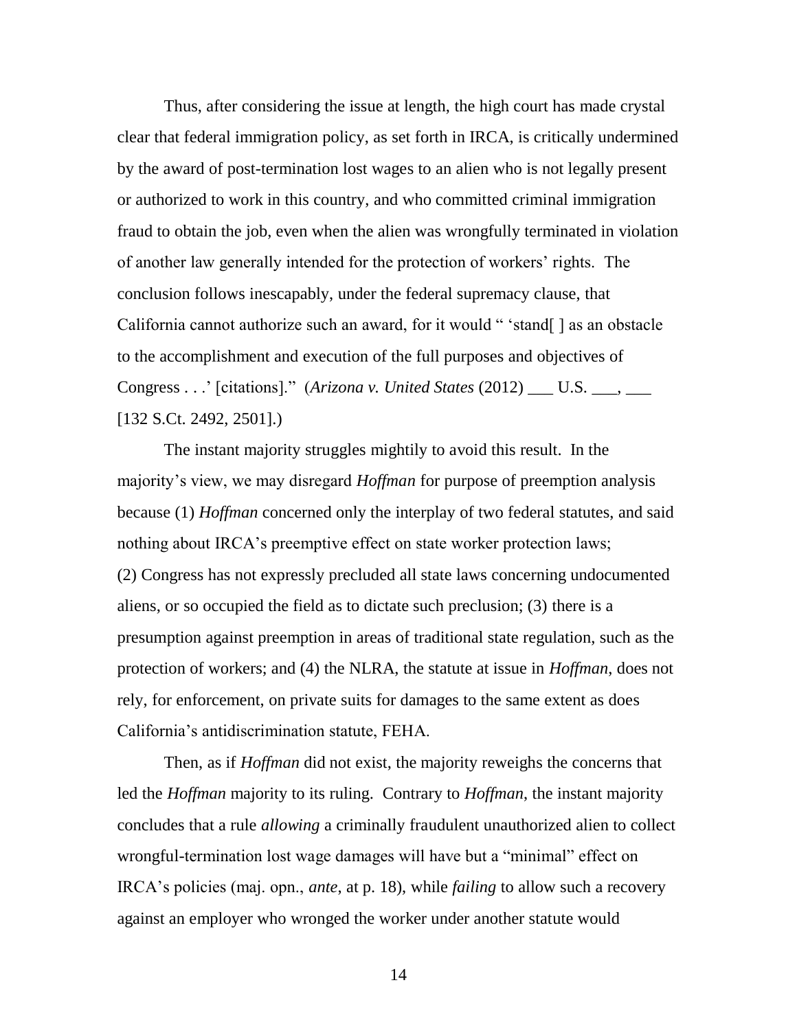Thus, after considering the issue at length, the high court has made crystal clear that federal immigration policy, as set forth in IRCA, is critically undermined by the award of post-termination lost wages to an alien who is not legally present or authorized to work in this country, and who committed criminal immigration fraud to obtain the job, even when the alien was wrongfully terminated in violation of another law generally intended for the protection of workers' rights. The conclusion follows inescapably, under the federal supremacy clause, that California cannot authorize such an award, for it would " 'stand[ ] as an obstacle to the accomplishment and execution of the full purposes and objectives of Congress . . .' [citations]." (*Arizona v. United States* (2012) ___ U.S. ___, ___ [132 S.Ct. 2492, 2501].)

The instant majority struggles mightily to avoid this result. In the majority's view, we may disregard *Hoffman* for purpose of preemption analysis because (1) *Hoffman* concerned only the interplay of two federal statutes, and said nothing about IRCA's preemptive effect on state worker protection laws; (2) Congress has not expressly precluded all state laws concerning undocumented aliens, or so occupied the field as to dictate such preclusion; (3) there is a presumption against preemption in areas of traditional state regulation, such as the protection of workers; and (4) the NLRA, the statute at issue in *Hoffman*, does not rely, for enforcement, on private suits for damages to the same extent as does California's antidiscrimination statute, FEHA.

Then, as if *Hoffman* did not exist, the majority reweighs the concerns that led the *Hoffman* majority to its ruling. Contrary to *Hoffman*, the instant majority concludes that a rule *allowing* a criminally fraudulent unauthorized alien to collect wrongful-termination lost wage damages will have but a "minimal" effect on IRCA's policies (maj. opn., *ante*, at p. 18), while *failing* to allow such a recovery against an employer who wronged the worker under another statute would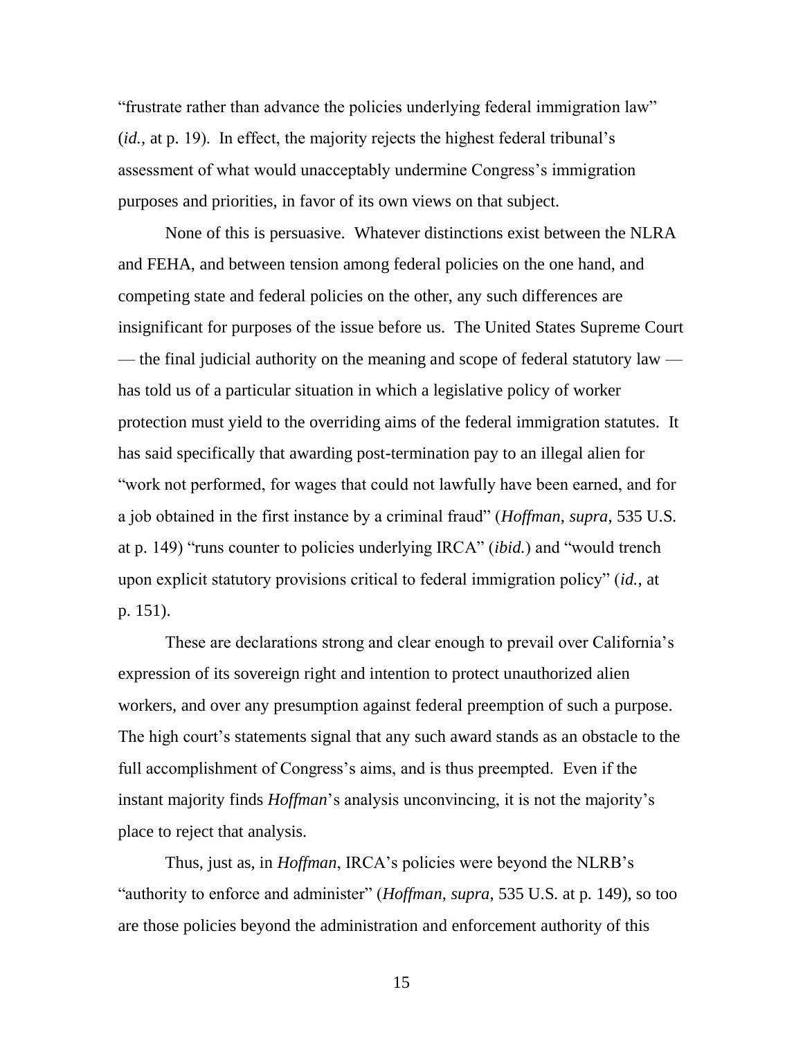"frustrate rather than advance the policies underlying federal immigration law" (*id.*, at p. 19). In effect, the majority rejects the highest federal tribunal's assessment of what would unacceptably undermine Congress's immigration purposes and priorities, in favor of its own views on that subject.

None of this is persuasive. Whatever distinctions exist between the NLRA and FEHA, and between tension among federal policies on the one hand, and competing state and federal policies on the other, any such differences are insignificant for purposes of the issue before us. The United States Supreme Court — the final judicial authority on the meaning and scope of federal statutory law — has told us of a particular situation in which a legislative policy of worker protection must yield to the overriding aims of the federal immigration statutes. It has said specifically that awarding post-termination pay to an illegal alien for "work not performed, for wages that could not lawfully have been earned, and for a job obtained in the first instance by a criminal fraud" (*Hoffman*, *supra*, 535 U.S. at p. 149) "runs counter to policies underlying IRCA" (*ibid.*) and "would trench upon explicit statutory provisions critical to federal immigration policy" (*id.*, at p. 151).

These are declarations strong and clear enough to prevail over California's expression of its sovereign right and intention to protect unauthorized alien workers, and over any presumption against federal preemption of such a purpose. The high court's statements signal that any such award stands as an obstacle to the full accomplishment of Congress's aims, and is thus preempted. Even if the instant majority finds *Hoffman*'s analysis unconvincing, it is not the majority's place to reject that analysis.

Thus, just as, in *Hoffman*, IRCA's policies were beyond the NLRB's "authority to enforce and administer" (*Hoffman*, *supra*, 535 U.S. at p. 149), so too are those policies beyond the administration and enforcement authority of this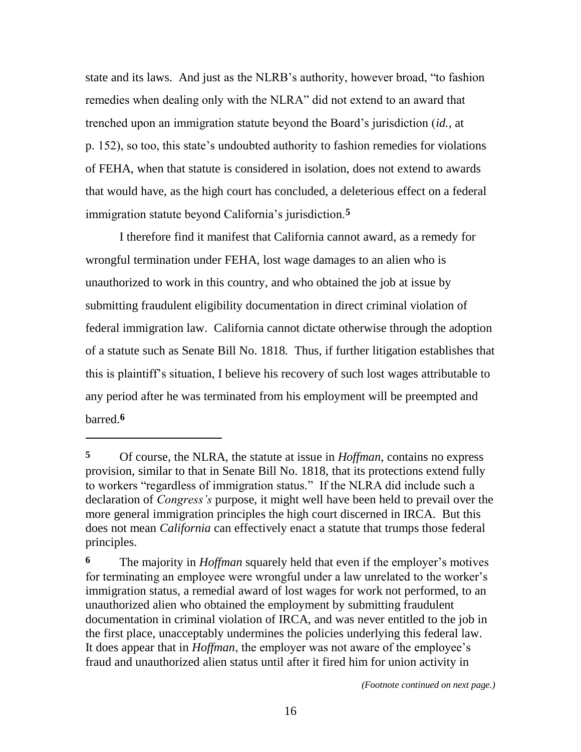state and its laws. And just as the NLRB's authority, however broad, "to fashion remedies when dealing only with the NLRA" did not extend to an award that trenched upon an immigration statute beyond the Board's jurisdiction (*id.*, at p. 152), so too, this state's undoubted authority to fashion remedies for violations of FEHA, when that statute is considered in isolation, does not extend to awards that would have, as the high court has concluded, a deleterious effect on a federal immigration statute beyond California's jurisdiction.[5]

I therefore find it manifest that California cannot award, as a remedy for wrongful termination under FEHA, lost wage damages to an alien who is unauthorized to work in this country, and who obtained the job at issue by submitting fraudulent eligibility documentation in direct criminal violation of federal immigration law. California cannot dictate otherwise through the adoption of a statute such as Senate Bill No. 1818. Thus, if further litigation establishes that this is plaintiff's situation, I believe his recovery of such lost wages attributable to any period after he was terminated from his employment will be preempted and barred.[6]

---

**5** Of course, the NLRA, the statute at issue in *Hoffman*, contains no express provision, similar to that in Senate Bill No. 1818, that its protections extend fully to workers "regardless of immigration status." If the NLRA did include such a declaration of *Congress's* purpose, it might well have been held to prevail over the more general immigration principles the high court discerned in IRCA. But this does not mean *California* can effectively enact a statute that trumps those federal principles.

**6** The majority in *Hoffman* squarely held that even if the employer's motives for terminating an employee were wrongful under a law unrelated to the worker's immigration status, a remedial award of lost wages for work not performed, to an unauthorized alien who obtained the employment by submitting fraudulent documentation in criminal violation of IRCA, and was never entitled to the job in the first place, unacceptably undermines the policies underlying this federal law. It does appear that in *Hoffman*, the employer was not aware of the employee's fraud and unauthorized alien status until after it fired him for union activity in

*(Footnote continued on next page.)*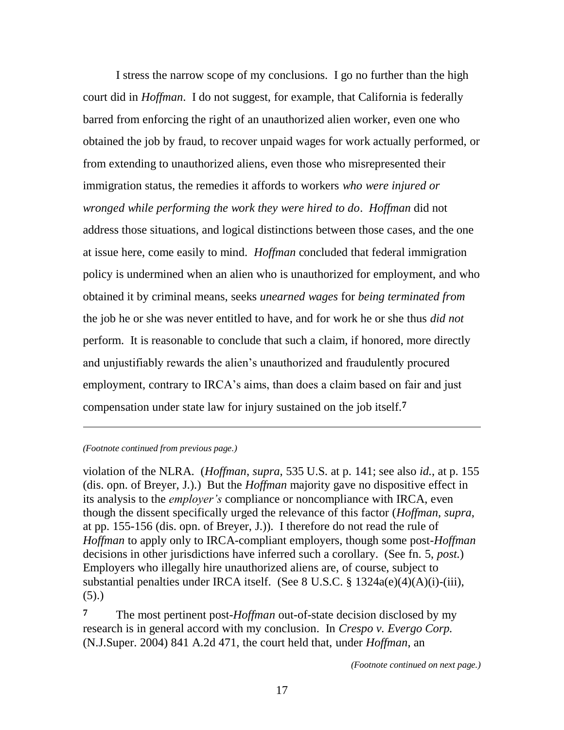I stress the narrow scope of my conclusions. I go no further than the high court did in *Hoffman*. I do not suggest, for example, that California is federally barred from enforcing the right of an unauthorized alien worker, even one who obtained the job by fraud, to recover unpaid wages for work actually performed, or from extending to unauthorized aliens, even those who misrepresented their immigration status, the remedies it affords to workers *who were injured or wronged while performing the work they were hired to do*. *Hoffman* did not address those situations, and logical distinctions between those cases, and the one at issue here, come easily to mind. *Hoffman* concluded that federal immigration policy is undermined when an alien who is unauthorized for employment, and who obtained it by criminal means, seeks *unearned wages* for *being terminated from* the job he or she was never entitled to have, and for work he or she thus *did not* perform. It is reasonable to conclude that such a claim, if honored, more directly and unjustifiably rewards the alien's unauthorized and fraudulently procured employment, contrary to IRCA's aims, than does a claim based on fair and just compensation under state law for injury sustained on the job itself.[7]

---

*(Footnote continued from previous page.)*

violation of the NLRA. (*Hoffman*, *supra*, 535 U.S. at p. 141; see also *id.*, at p. 155 (dis. opn. of Breyer, J.).) But the *Hoffman* majority gave no dispositive effect in its analysis to the *employer's* compliance or noncompliance with IRCA, even though the dissent specifically urged the relevance of this factor (*Hoffman*, *supra*, at pp. 155-156 (dis. opn. of Breyer, J.)). I therefore do not read the rule of *Hoffman* to apply only to IRCA-compliant employers, though some post-*Hoffman* decisions in other jurisdictions have inferred such a corollary. (See fn. 5, *post.*) Employers who illegally hire unauthorized aliens are, of course, subject to substantial penalties under IRCA itself. (See 8 U.S.C. § 1324a(e)(4)(A)(i)-(iii), (5).)

**7** The most pertinent post-*Hoffman* out-of-state decision disclosed by my research is in general accord with my conclusion. In *Crespo v. Evergo Corp.* (N.J.Super. 2004) 841 A.2d 471, the court held that, under *Hoffman*, an

*(Footnote continued on next page.)*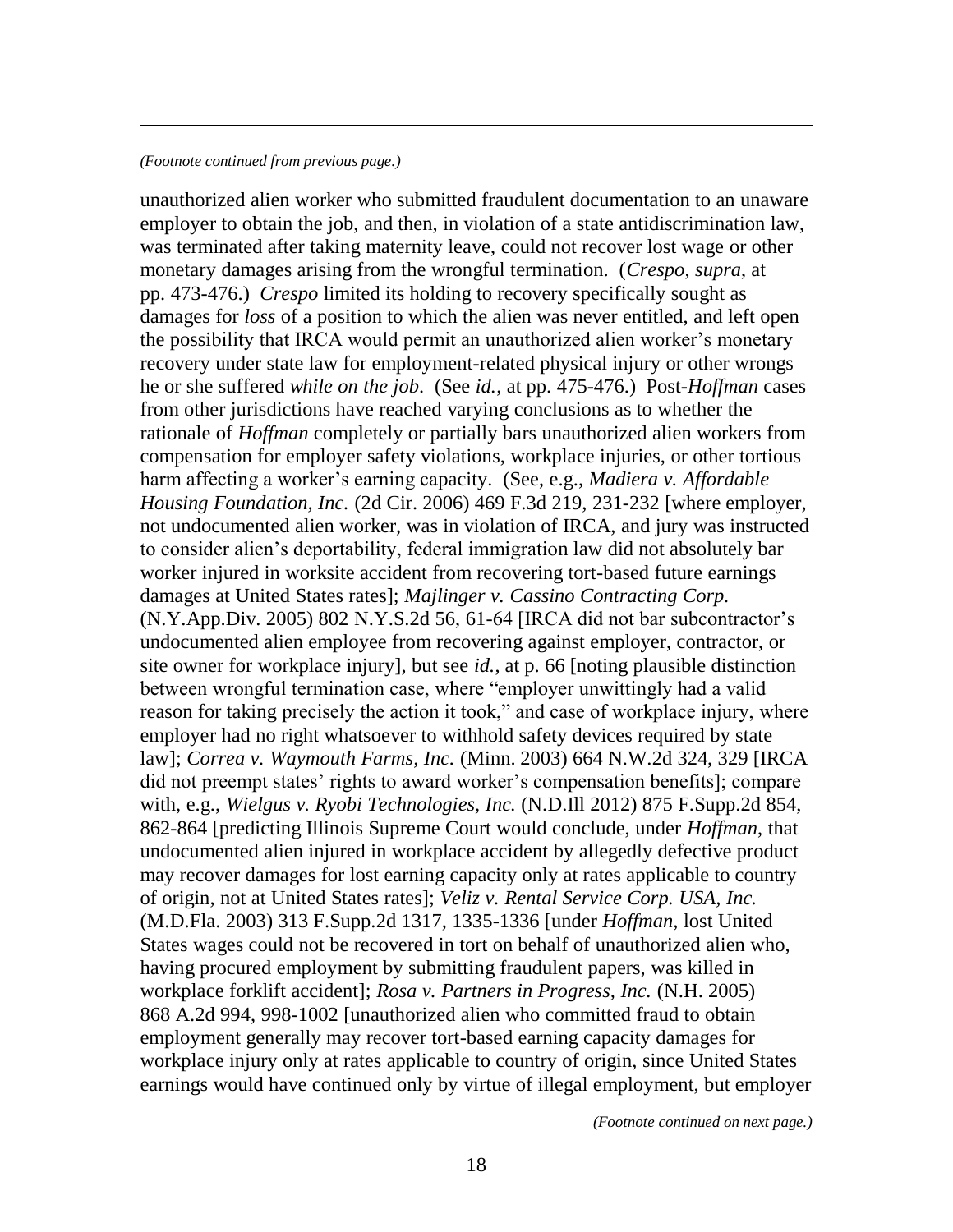*(Footnote continued from previous page.)*

unauthorized alien worker who submitted fraudulent documentation to an unaware employer to obtain the job, and then, in violation of a state antidiscrimination law, was terminated after taking maternity leave, could not recover lost wage or other monetary damages arising from the wrongful termination. (*Crespo*, *supra*, at pp. 473-476.) *Crespo* limited its holding to recovery specifically sought as damages for *loss* of a position to which the alien was never entitled, and left open the possibility that IRCA would permit an unauthorized alien worker's monetary recovery under state law for employment-related physical injury or other wrongs he or she suffered *while on the job*. (See *id.*, at pp. 475-476.) Post-*Hoffman* cases from other jurisdictions have reached varying conclusions as to whether the rationale of *Hoffman* completely or partially bars unauthorized alien workers from compensation for employer safety violations, workplace injuries, or other tortious harm affecting a worker's earning capacity. (See, e.g., *Madiera v. Affordable Housing Foundation, Inc.* (2d Cir. 2006) 469 F.3d 219, 231-232 [where employer, not undocumented alien worker, was in violation of IRCA, and jury was instructed to consider alien's deportability, federal immigration law did not absolutely bar worker injured in worksite accident from recovering tort-based future earnings damages at United States rates]; *Majlinger v. Cassino Contracting Corp.* (N.Y.App.Div. 2005) 802 N.Y.S.2d 56, 61-64 [IRCA did not bar subcontractor's undocumented alien employee from recovering against employer, contractor, or site owner for workplace injury], but see *id.*, at p. 66 [noting plausible distinction between wrongful termination case, where "employer unwittingly had a valid reason for taking precisely the action it took," and case of workplace injury, where employer had no right whatsoever to withhold safety devices required by state law]; *Correa v. Waymouth Farms, Inc.* (Minn. 2003) 664 N.W.2d 324, 329 [IRCA did not preempt states' rights to award worker's compensation benefits]; compare with, e.g., *Wielgus v. Ryobi Technologies, Inc.* (N.D.Ill 2012) 875 F.Supp.2d 854, 862-864 [predicting Illinois Supreme Court would conclude, under *Hoffman*, that undocumented alien injured in workplace accident by allegedly defective product may recover damages for lost earning capacity only at rates applicable to country of origin, not at United States rates]; *Veliz v. Rental Service Corp. USA, Inc.* (M.D.Fla. 2003) 313 F.Supp.2d 1317, 1335-1336 [under *Hoffman*, lost United States wages could not be recovered in tort on behalf of unauthorized alien who, having procured employment by submitting fraudulent papers, was killed in workplace forklift accident]; *Rosa v. Partners in Progress, Inc.* (N.H. 2005) 868 A.2d 994, 998-1002 [unauthorized alien who committed fraud to obtain employment generally may recover tort-based earning capacity damages for workplace injury only at rates applicable to country of origin, since United States earnings would have continued only by virtue of illegal employment, but employer

*(Footnote continued on next page.)*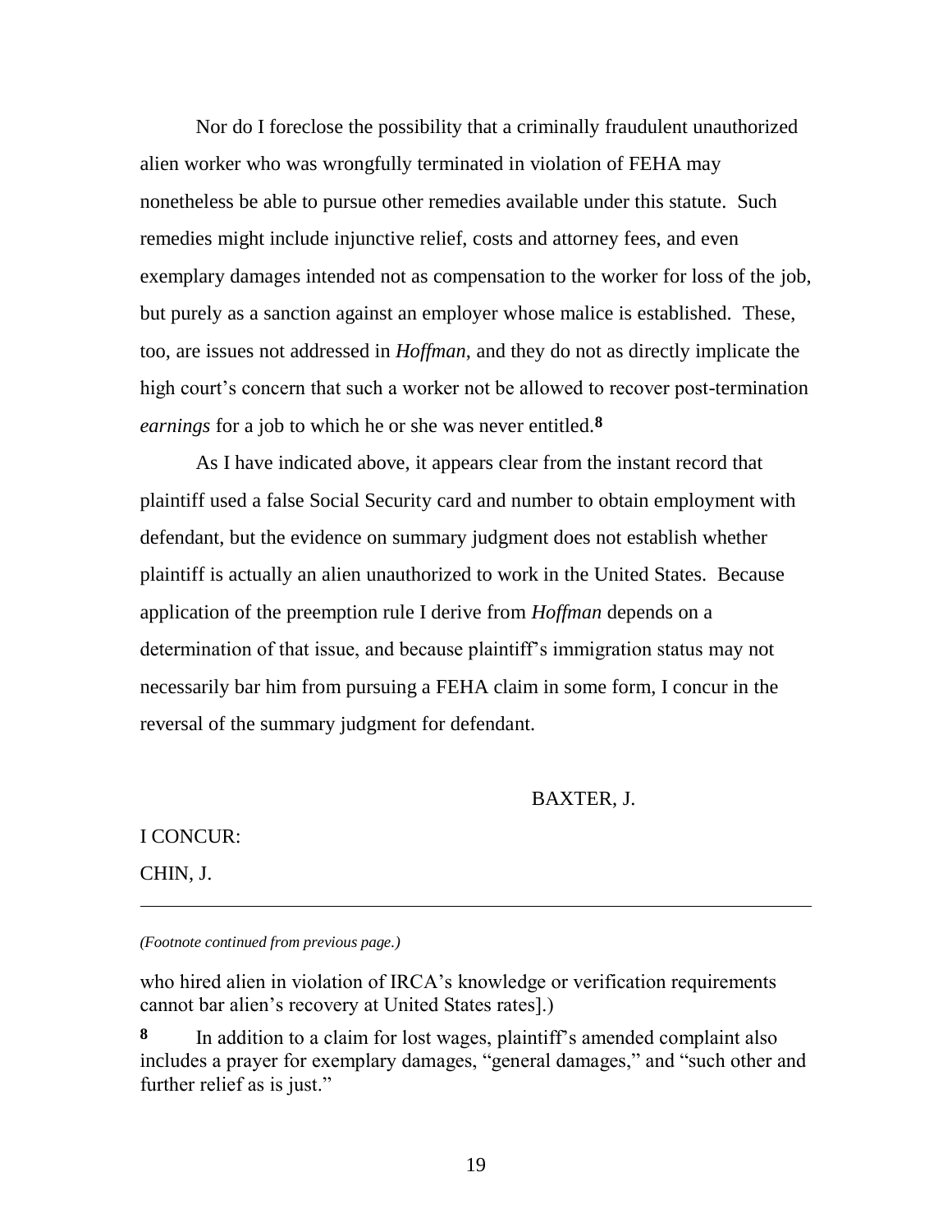Nor do I foreclose the possibility that a criminally fraudulent unauthorized alien worker who was wrongfully terminated in violation of FEHA may nonetheless be able to pursue other remedies available under this statute. Such remedies might include injunctive relief, costs and attorney fees, and even exemplary damages intended not as compensation to the worker for loss of the job, but purely as a sanction against an employer whose malice is established. These, too, are issues not addressed in *Hoffman*, and they do not as directly implicate the high court's concern that such a worker not be allowed to recover post-termination *earnings* for a job to which he or she was never entitled.[8]

As I have indicated above, it appears clear from the instant record that plaintiff used a false Social Security card and number to obtain employment with defendant, but the evidence on summary judgment does not establish whether plaintiff is actually an alien unauthorized to work in the United States. Because application of the preemption rule I derive from *Hoffman* depends on a determination of that issue, and because plaintiff's immigration status may not necessarily bar him from pursuing a FEHA claim in some form, I concur in the reversal of the summary judgment for defendant.

BAXTER, J.

I CONCUR:

CHIN, J.

---

*(Footnote continued from previous page.)*

who hired alien in violation of IRCA's knowledge or verification requirements cannot bar alien's recovery at United States rates].)

**8** In addition to a claim for lost wages, plaintiff's amended complaint also includes a prayer for exemplary damages, "general damages," and "such other and further relief as is just."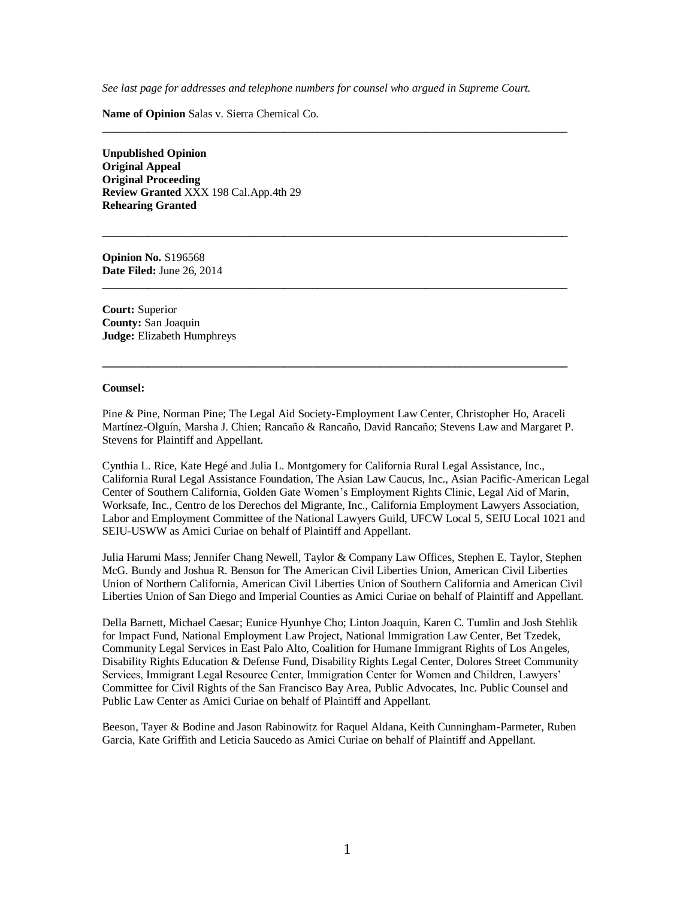*See last page for addresses and telephone numbers for counsel who argued in Supreme Court.*

**Name of Opinion** Salas v. Sierra Chemical Co.

---

**Unpublished Opinion**
**Original Appeal**
**Original Proceeding**
**Review Granted** XXX 198 Cal.App.4th 29
**Rehearing Granted**

---

**Opinion No.** S196568
**Date Filed:** June 26, 2014

---

**Court:** Superior
**County:** San Joaquin
**Judge:** Elizabeth Humphreys

---

**Counsel:**

Pine & Pine, Norman Pine; The Legal Aid Society-Employment Law Center, Christopher Ho, Araceli Martínez-Olguín, Marsha J. Chien; Rancaño & Rancaño, David Rancaño; Stevens Law and Margaret P. Stevens for Plaintiff and Appellant.

Cynthia L. Rice, Kate Hegé and Julia L. Montgomery for California Rural Legal Assistance, Inc., California Rural Legal Assistance Foundation, The Asian Law Caucus, Inc., Asian Pacific-American Legal Center of Southern California, Golden Gate Women's Employment Rights Clinic, Legal Aid of Marin, Worksafe, Inc., Centro de los Derechos del Migrante, Inc., California Employment Lawyers Association, Labor and Employment Committee of the National Lawyers Guild, UFCW Local 5, SEIU Local 1021 and SEIU-USWW as Amici Curiae on behalf of Plaintiff and Appellant.

Julia Harumi Mass; Jennifer Chang Newell, Taylor & Company Law Offices, Stephen E. Taylor, Stephen McG. Bundy and Joshua R. Benson for The American Civil Liberties Union, American Civil Liberties Union of Northern California, American Civil Liberties Union of Southern California and American Civil Liberties Union of San Diego and Imperial Counties as Amici Curiae on behalf of Plaintiff and Appellant.

Della Barnett, Michael Caesar; Eunice Hyunhye Cho; Linton Joaquin, Karen C. Tumlin and Josh Stehlik for Impact Fund, National Employment Law Project, National Immigration Law Center, Bet Tzedek, Community Legal Services in East Palo Alto, Coalition for Humane Immigrant Rights of Los Angeles, Disability Rights Education & Defense Fund, Disability Rights Legal Center, Dolores Street Community Services, Immigrant Legal Resource Center, Immigration Center for Women and Children, Lawyers' Committee for Civil Rights of the San Francisco Bay Area, Public Advocates, Inc. Public Counsel and Public Law Center as Amici Curiae on behalf of Plaintiff and Appellant.

Beeson, Tayer & Bodine and Jason Rabinowitz for Raquel Aldana, Keith Cunningham-Parmeter, Ruben Garcia, Kate Griffith and Leticia Saucedo as Amici Curiae on behalf of Plaintiff and Appellant.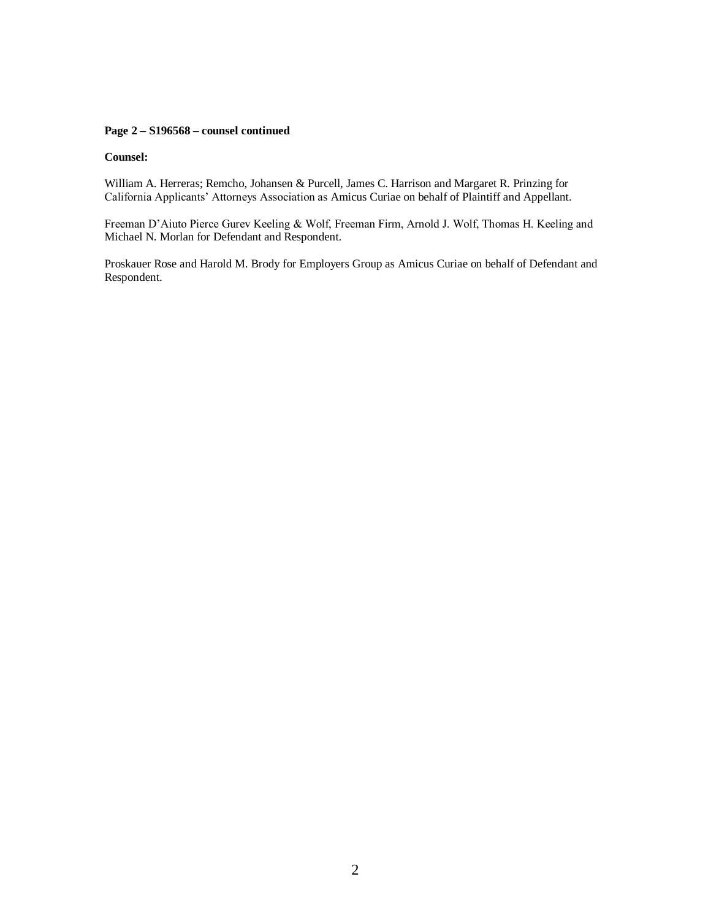**Page 2 – S196568 – counsel continued**

**Counsel:**

William A. Herreras; Remcho, Johansen & Purcell, James C. Harrison and Margaret R. Prinzing for California Applicants' Attorneys Association as Amicus Curiae on behalf of Plaintiff and Appellant.

Freeman D'Aiuto Pierce Gurev Keeling & Wolf, Freeman Firm, Arnold J. Wolf, Thomas H. Keeling and Michael N. Morlan for Defendant and Respondent.

Proskauer Rose and Harold M. Brody for Employers Group as Amicus Curiae on behalf of Defendant and Respondent.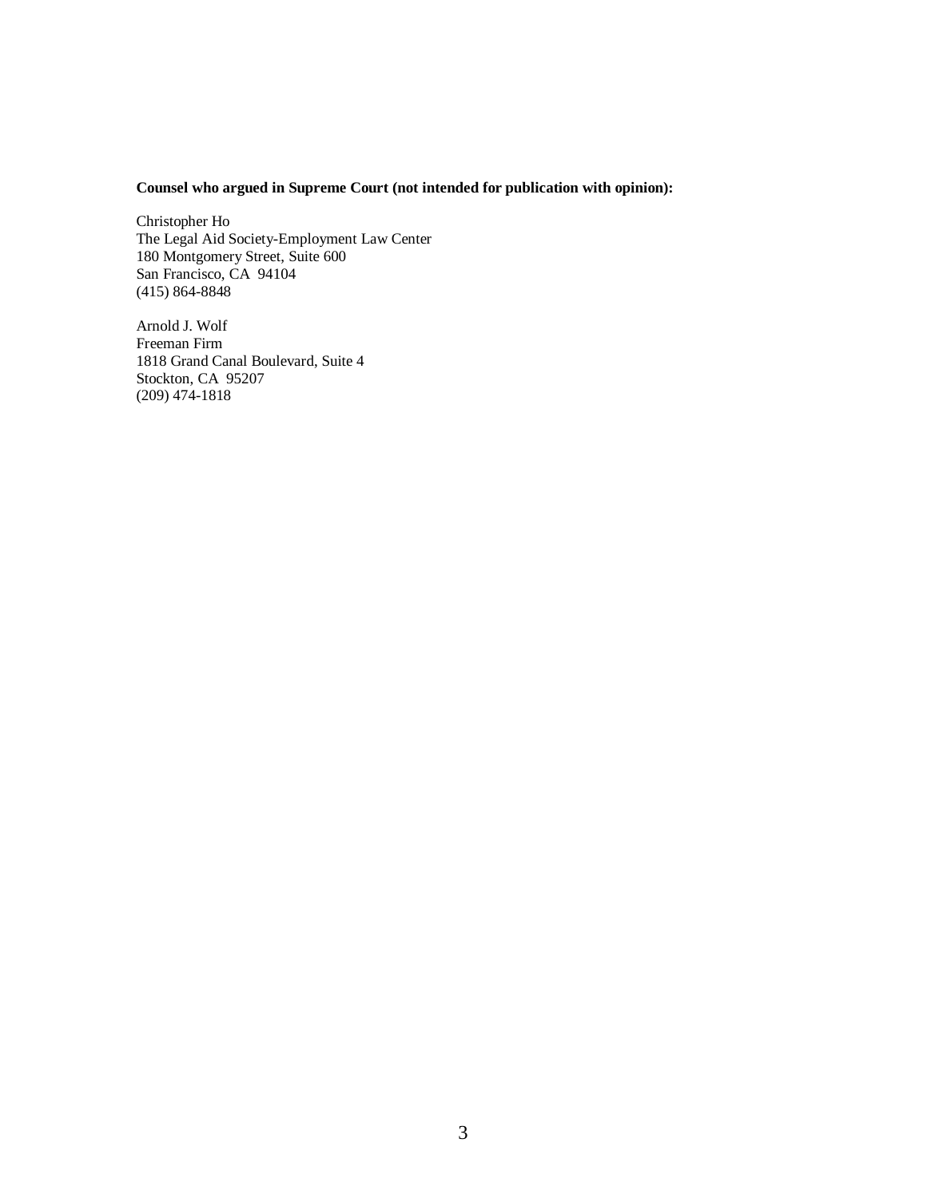**Counsel who argued in Supreme Court (not intended for publication with opinion):**

Christopher Ho
The Legal Aid Society-Employment Law Center
180 Montgomery Street, Suite 600
San Francisco, CA 94104
(415) 864-8848

Arnold J. Wolf
Freeman Firm
1818 Grand Canal Boulevard, Suite 4
Stockton, CA 95207
(209) 474-1818